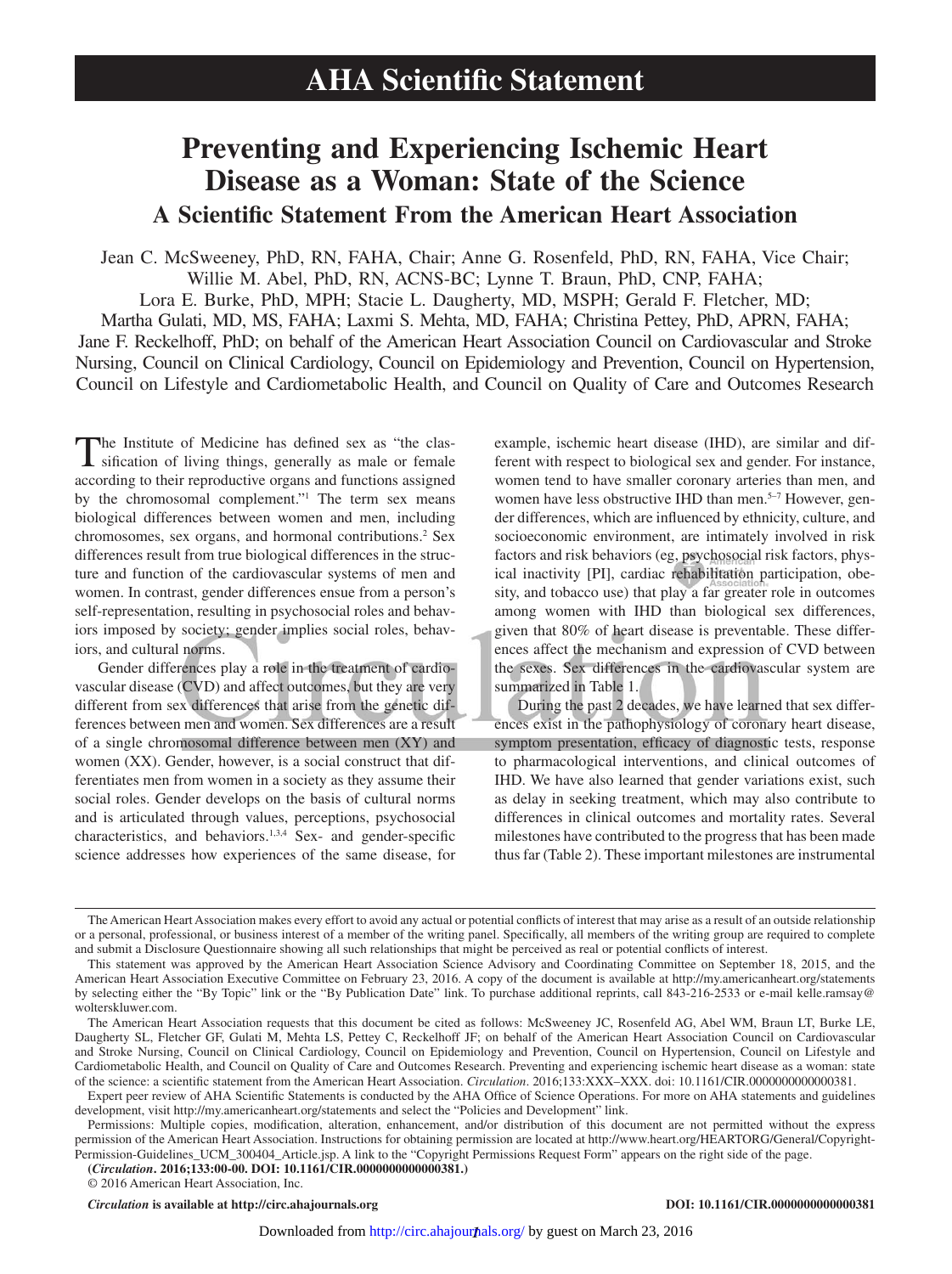# AHA Scientific Statement

# Preventing and Experiencing Ischemic Heart Disease as a Woman: State of the Science

## A Scientific Statement From the American Heart Association

Jean C. McSweeney, PhD, RN, FAHA, Chair; Anne G. Rosenfeld, PhD, RN, FAHA, Vice Chair; Willie M. Abel, PhD, RN, ACNS-BC; Lynne T. Braun, PhD, CNP, FAHA; Lora E. Burke, PhD, MPH; Stacie L. Daugherty, MD, MSPH; Gerald F. Fletcher, MD; Martha Gulati, MD, MS, FAHA; Laxmi S. Mehta, MD, FAHA; Christina Pettey, PhD, APRN, FAHA; Jane F. Reckelhoff, PhD; on behalf of the American Heart Association Council on Cardiovascular and Stroke Nursing, Council on Clinical Cardiology, Council on Epidemiology and Prevention, Council on Hypertension, Council on Lifestyle and Cardiometabolic Health, and Council on Quality of Care and Outcomes Research

The Institute of Medicine has defined sex as "the classification of living things, generally as male or female according to their reproductive organs and functions assigned by the chromosomal complement."[1] The term sex means biological differences between women and men, including chromosomes, sex organs, and hormonal contributions.[2] Sex differences result from true biological differences in the structure and function of the cardiovascular systems of men and women. In contrast, gender differences ensue from a person's self-representation, resulting in psychosocial roles and behaviors imposed by society; gender implies social roles, behaviors, and cultural norms.

Gender differences play a role in the treatment of cardiovascular disease (CVD) and affect outcomes, but they are very different from sex differences that arise from the genetic differences between men and women. Sex differences are a result of a single chromosomal difference between men (XY) and women (XX). Gender, however, is a social construct that differentiates men from women in a society as they assume their social roles. Gender develops on the basis of cultural norms and is articulated through values, perceptions, psychosocial characteristics, and behaviors.[1,3,4] Sex- and gender-specific science addresses how experiences of the same disease, for example, ischemic heart disease (IHD), are similar and different with respect to biological sex and gender. For instance, women tend to have smaller coronary arteries than men, and women have less obstructive IHD than men.[5–7] However, gender differences, which are influenced by ethnicity, culture, and socioeconomic environment, are intimately involved in risk factors and risk behaviors (eg, psychosocial risk factors, physical inactivity [PI], cardiac rehabilitation participation, obesity, and tobacco use) that play a far greater role in outcomes among women with IHD than biological sex differences, given that 80% of heart disease is preventable. These differences affect the mechanism and expression of CVD between the sexes. Sex differences in the cardiovascular system are summarized in Table 1.

During the past 2 decades, we have learned that sex differences exist in the pathophysiology of coronary heart disease, symptom presentation, efficacy of diagnostic tests, response to pharmacological interventions, and clinical outcomes of IHD. We have also learned that gender variations exist, such as delay in seeking treatment, which may also contribute to differences in clinical outcomes and mortality rates. Several milestones have contributed to the progress that has been made thus far (Table 2). These important milestones are instrumental

---

The American Heart Association makes every effort to avoid any actual or potential conflicts of interest that may arise as a result of an outside relationship or a personal, professional, or business interest of a member of the writing panel. Specifically, all members of the writing group are required to complete and submit a Disclosure Questionnaire showing all such relationships that might be perceived as real or potential conflicts of interest.

This statement was approved by the American Heart Association Science Advisory and Coordinating Committee on September 18, 2015, and the American Heart Association Executive Committee on February 23, 2016. A copy of the document is available at http://my.americanheart.org/statements by selecting either the "By Topic" link or the "By Publication Date" link. To purchase additional reprints, call 843-216-2533 or e-mail kelle.ramsay@wolterskluwer.com.

The American Heart Association requests that this document be cited as follows: McSweeney JC, Rosenfeld AG, Abel WM, Braun LT, Burke LE, Daugherty SL, Fletcher GF, Gulati M, Mehta LS, Pettey C, Reckelhoff JF; on behalf of the American Heart Association Council on Cardiovascular and Stroke Nursing, Council on Clinical Cardiology, Council on Epidemiology and Prevention, Council on Hypertension, Council on Lifestyle and Cardiometabolic Health, and Council on Quality of Care and Outcomes Research. Preventing and experiencing ischemic heart disease as a woman: state of the science: a scientific statement from the American Heart Association. *Circulation*. 2016;133:XXX–XXX. doi: 10.1161/CIR.0000000000000381.

Expert peer review of AHA Scientific Statements is conducted by the AHA Office of Science Operations. For more on AHA statements and guidelines development, visit http://my.americanheart.org/statements and select the "Policies and Development" link.

Permissions: Multiple copies, modification, alteration, enhancement, and/or distribution of this document are not permitted without the express permission of the American Heart Association. Instructions for obtaining permission are located at http://www.heart.org/HEARTORG/General/Copyright-Permission-Guidelines_UCM_300404_Article.jsp. A link to the "Copyright Permissions Request Form" appears on the right side of the page.

(***Circulation*. 2016;133:00-00. DOI: 10.1161/CIR.0000000000000381.**)

© 2016 American Heart Association, Inc.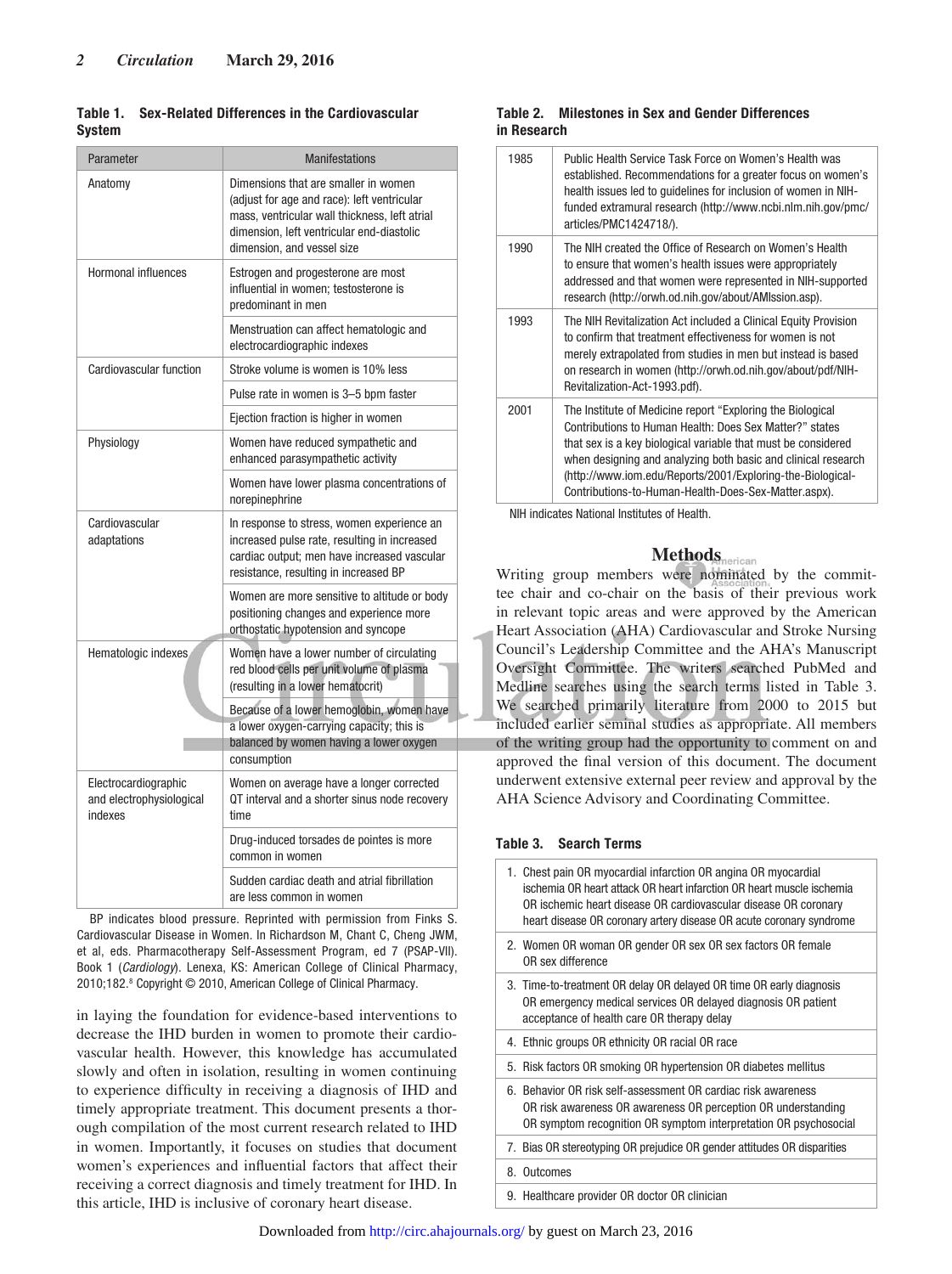**Table 1. Sex-Related Differences in the Cardiovascular System**

| Parameter | Manifestations |
|---|---|
| Anatomy | Dimensions that are smaller in women (adjust for age and race): left ventricular mass, ventricular wall thickness, left atrial dimension, left ventricular end-diastolic dimension, and vessel size |
| Hormonal influences | Estrogen and progesterone are most influential in women; testosterone is predominant in men |
| | Menstruation can affect hematologic and electrocardiographic indexes |
| Cardiovascular function | Stroke volume is women is 10% less |
| | Pulse rate in women is 3–5 bpm faster |
| | Ejection fraction is higher in women |
| Physiology | Women have reduced sympathetic and enhanced parasympathetic activity |
| | Women have lower plasma concentrations of norepinephrine |
| Cardiovascular adaptations | In response to stress, women experience an increased pulse rate, resulting in increased cardiac output; men have increased vascular resistance, resulting in increased BP |
| | Women are more sensitive to altitude or body positioning changes and experience more orthostatic hypotension and syncope |
| Hematologic indexes | Women have a lower number of circulating red blood cells per unit volume of plasma (resulting in a lower hematocrit) |
| | Because of a lower hemoglobin, women have a lower oxygen-carrying capacity; this is balanced by women having a lower oxygen consumption |
| Electrocardiographic and electrophysiological indexes | Women on average have a longer corrected QT interval and a shorter sinus node recovery time |
| | Drug-induced torsades de pointes is more common in women |
| | Sudden cardiac death and atrial fibrillation are less common in women |

BP indicates blood pressure. Reprinted with permission from Finks S. Cardiovascular Disease in Women. In Richardson M, Chant C, Cheng JWM, et al, eds. Pharmacotherapy Self-Assessment Program, ed 7 (PSAP-VII). Book 1 (*Cardiology*). Lenexa, KS: American College of Clinical Pharmacy, 2010;182.[8] Copyright © 2010, American College of Clinical Pharmacy.

in laying the foundation for evidence-based interventions to decrease the IHD burden in women to promote their cardiovascular health. However, this knowledge has accumulated slowly and often in isolation, resulting in women continuing to experience difficulty in receiving a diagnosis of IHD and timely appropriate treatment. This document presents a thorough compilation of the most current research related to IHD in women. Importantly, it focuses on studies that document women's experiences and influential factors that affect their receiving a correct diagnosis and timely treatment for IHD. In this article, IHD is inclusive of coronary heart disease.

**Table 2. Milestones in Sex and Gender Differences in Research**

| | |
|---|---|
| 1985 | Public Health Service Task Force on Women's Health was established. Recommendations for a greater focus on women's health issues led to guidelines for inclusion of women in NIH-funded extramural research (http://www.ncbi.nlm.nih.gov/pmc/articles/PMC1424718/). |
| 1990 | The NIH created the Office of Research on Women's Health to ensure that women's health issues were appropriately addressed and that women were represented in NIH-supported research (http://orwh.od.nih.gov/about/AMIssion.asp). |
| 1993 | The NIH Revitalization Act included a Clinical Equity Provision to confirm that treatment effectiveness for women is not merely extrapolated from studies in men but instead is based on research in women (http://orwh.od.nih.gov/about/pdf/NIH-Revitalization-Act-1993.pdf). |
| 2001 | The Institute of Medicine report "Exploring the Biological Contributions to Human Health: Does Sex Matter?" states that sex is a key biological variable that must be considered when designing and analyzing both basic and clinical research (http://www.iom.edu/Reports/2001/Exploring-the-Biological-Contributions-to-Human-Health-Does-Sex-Matter.aspx). |

NIH indicates National Institutes of Health.

## Methods

Writing group members were nominated by the committee chair and co-chair on the basis of their previous work in relevant topic areas and were approved by the American Heart Association (AHA) Cardiovascular and Stroke Nursing Council's Leadership Committee and the AHA's Manuscript Oversight Committee. The writers searched PubMed and Medline searches using the search terms listed in Table 3. We searched primarily literature from 2000 to 2015 but included earlier seminal studies as appropriate. All members of the writing group had the opportunity to comment on and approved the final version of this document. The document underwent extensive external peer review and approval by the AHA Science Advisory and Coordinating Committee.

**Table 3. Search Terms**

| |
|---|
| 1. Chest pain OR myocardial infarction OR angina OR myocardial ischemia OR heart attack OR heart infarction OR heart muscle ischemia OR ischemic heart disease OR cardiovascular disease OR coronary heart disease OR coronary artery disease OR acute coronary syndrome |
| 2. Women OR woman OR gender OR sex OR sex factors OR female OR sex difference |
| 3. Time-to-treatment OR delay OR delayed OR time OR early diagnosis OR emergency medical services OR delayed diagnosis OR patient acceptance of health care OR therapy delay |
| 4. Ethnic groups OR ethnicity OR racial OR race |
| 5. Risk factors OR smoking OR hypertension OR diabetes mellitus |
| 6. Behavior OR risk self-assessment OR cardiac risk awareness OR risk awareness OR awareness OR perception OR understanding OR symptom recognition OR symptom interpretation OR psychosocial |
| 7. Bias OR stereotyping OR prejudice OR gender attitudes OR disparities |
| 8. Outcomes |
| 9. Healthcare provider OR doctor OR clinician |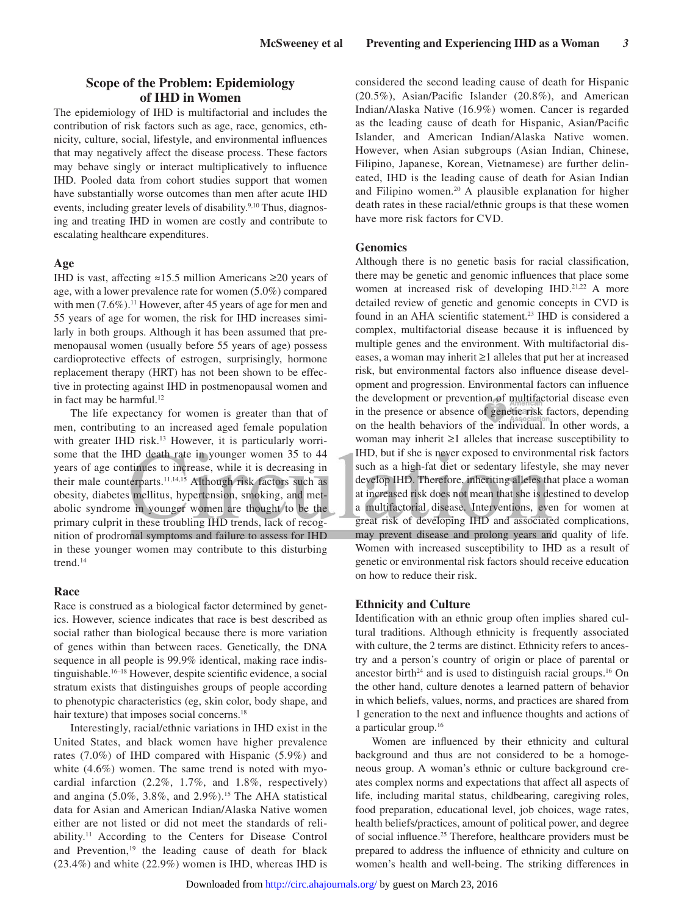## Scope of the Problem: Epidemiology of IHD in Women

The epidemiology of IHD is multifactorial and includes the contribution of risk factors such as age, race, genomics, ethnicity, culture, social, lifestyle, and environmental influences that may negatively affect the disease process. These factors may behave singly or interact multiplicatively to influence IHD. Pooled data from cohort studies support that women have substantially worse outcomes than men after acute IHD events, including greater levels of disability.[9,10] Thus, diagnosing and treating IHD in women are costly and contribute to escalating healthcare expenditures.

### Age

IHD is vast, affecting ≈15.5 million Americans ≥20 years of age, with a lower prevalence rate for women (5.0%) compared with men (7.6%).[11] However, after 45 years of age for men and 55 years of age for women, the risk for IHD increases similarly in both groups. Although it has been assumed that premenopausal women (usually before 55 years of age) possess cardioprotective effects of estrogen, surprisingly, hormone replacement therapy (HRT) has not been shown to be effective in protecting against IHD in postmenopausal women and in fact may be harmful.[12]

The life expectancy for women is greater than that of men, contributing to an increased aged female population with greater IHD risk.[13] However, it is particularly worrisome that the IHD death rate in younger women 35 to 44 years of age continues to increase, while it is decreasing in their male counterparts.[11,14,15] Although risk factors such as obesity, diabetes mellitus, hypertension, smoking, and metabolic syndrome in younger women are thought to be the primary culprit in these troubling IHD trends, lack of recognition of prodromal symptoms and failure to assess for IHD in these younger women may contribute to this disturbing trend.[14]

### Race

Race is construed as a biological factor determined by genetics. However, science indicates that race is best described as social rather than biological because there is more variation of genes within than between races. Genetically, the DNA sequence in all people is 99.9% identical, making race indistinguishable.[16–18] However, despite scientific evidence, a social stratum exists that distinguishes groups of people according to phenotypic characteristics (eg, skin color, body shape, and hair texture) that imposes social concerns.[18]

Interestingly, racial/ethnic variations in IHD exist in the United States, and black women have higher prevalence rates (7.0%) of IHD compared with Hispanic (5.9%) and white (4.6%) women. The same trend is noted with myocardial infarction (2.2%, 1.7%, and 1.8%, respectively) and angina (5.0%, 3.8%, and 2.9%).[15] The AHA statistical data for Asian and American Indian/Alaska Native women either are not listed or did not meet the standards of reliability.[11] According to the Centers for Disease Control and Prevention,[19] the leading cause of death for black (23.4%) and white (22.9%) women is IHD, whereas IHD is considered the second leading cause of death for Hispanic (20.5%), Asian/Pacific Islander (20.8%), and American Indian/Alaska Native (16.9%) women. Cancer is regarded as the leading cause of death for Hispanic, Asian/Pacific Islander, and American Indian/Alaska Native women. However, when Asian subgroups (Asian Indian, Chinese, Filipino, Japanese, Korean, Vietnamese) are further delineated, IHD is the leading cause of death for Asian Indian and Filipino women.[20] A plausible explanation for higher death rates in these racial/ethnic groups is that these women have more risk factors for CVD.

### Genomics

Although there is no genetic basis for racial classification, there may be genetic and genomic influences that place some women at increased risk of developing IHD.[21,22] A more detailed review of genetic and genomic concepts in CVD is found in an AHA scientific statement.[23] IHD is considered a complex, multifactorial disease because it is influenced by multiple genes and the environment. With multifactorial diseases, a woman may inherit ≥1 alleles that put her at increased risk, but environmental factors also influence disease development and progression. Environmental factors can influence the development or prevention of multifactorial disease even in the presence or absence of genetic risk factors, depending on the health behaviors of the individual. In other words, a woman may inherit ≥1 alleles that increase susceptibility to IHD, but if she is never exposed to environmental risk factors such as a high-fat diet or sedentary lifestyle, she may never develop IHD. Therefore, inheriting alleles that place a woman at increased risk does not mean that she is destined to develop a multifactorial disease. Interventions, even for women at great risk of developing IHD and associated complications, may prevent disease and prolong years and quality of life. Women with increased susceptibility to IHD as a result of genetic or environmental risk factors should receive education on how to reduce their risk.

### Ethnicity and Culture

Identification with an ethnic group often implies shared cultural traditions. Although ethnicity is frequently associated with culture, the 2 terms are distinct. Ethnicity refers to ancestry and a person's country of origin or place of parental or ancestor birth[24] and is used to distinguish racial groups.[16] On the other hand, culture denotes a learned pattern of behavior in which beliefs, values, norms, and practices are shared from 1 generation to the next and influence thoughts and actions of a particular group.[16]

Women are influenced by their ethnicity and cultural background and thus are not considered to be a homogeneous group. A woman's ethnic or culture background creates complex norms and expectations that affect all aspects of life, including marital status, childbearing, caregiving roles, food preparation, educational level, job choices, wage rates, health beliefs/practices, amount of political power, and degree of social influence.[25] Therefore, healthcare providers must be prepared to address the influence of ethnicity and culture on women's health and well-being. The striking differences in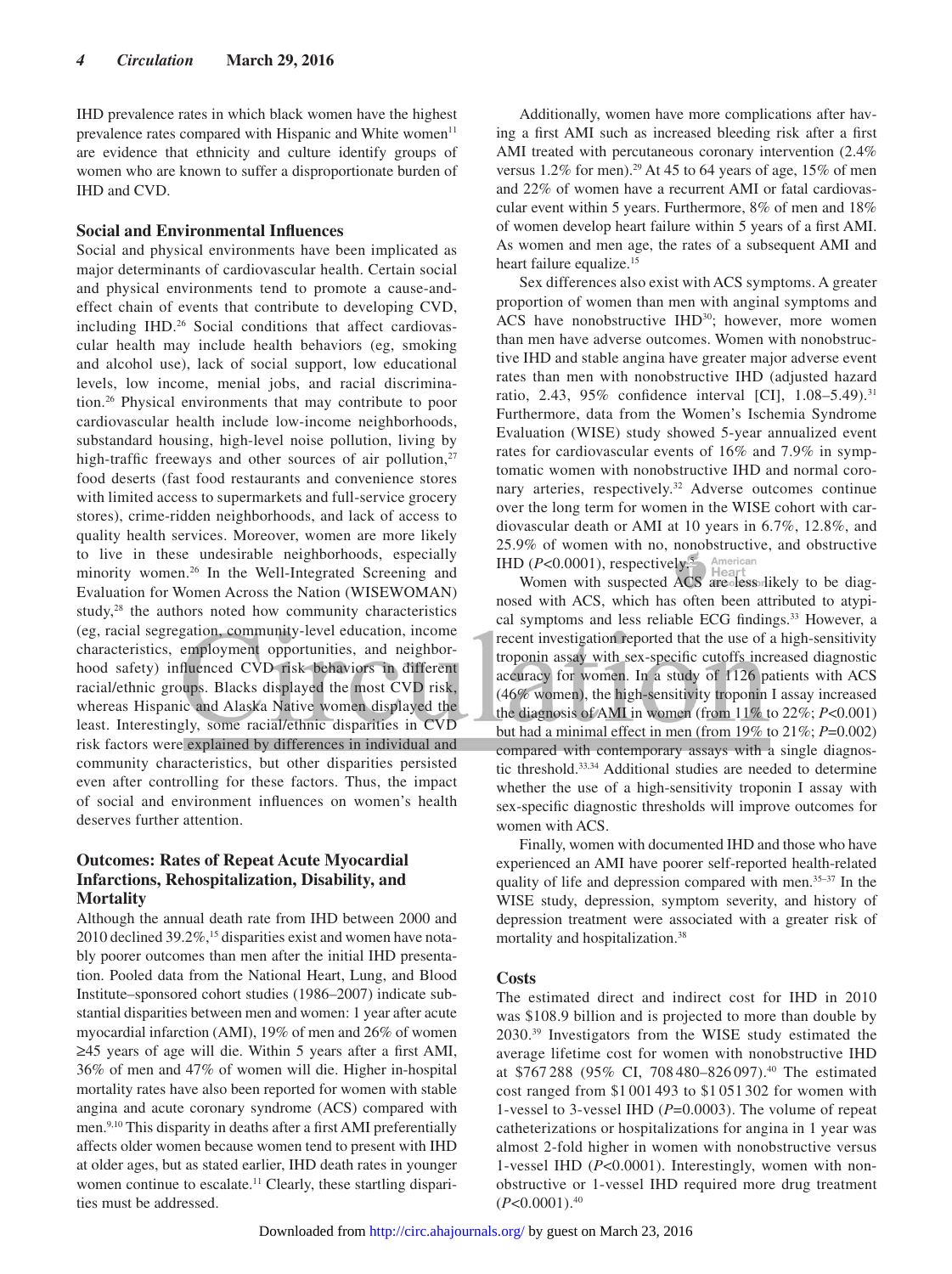IHD prevalence rates in which black women have the highest prevalence rates compared with Hispanic and White women[11] are evidence that ethnicity and culture identify groups of women who are known to suffer a disproportionate burden of IHD and CVD.

### Social and Environmental Influences

Social and physical environments have been implicated as major determinants of cardiovascular health. Certain social and physical environments tend to promote a cause-and-effect chain of events that contribute to developing CVD, including IHD.[26] Social conditions that affect cardiovascular health may include health behaviors (eg, smoking and alcohol use), lack of social support, low educational levels, low income, menial jobs, and racial discrimination.[26] Physical environments that may contribute to poor cardiovascular health include low-income neighborhoods, substandard housing, high-level noise pollution, living by high-traffic freeways and other sources of air pollution,[27] food deserts (fast food restaurants and convenience stores with limited access to supermarkets and full-service grocery stores), crime-ridden neighborhoods, and lack of access to quality health services. Moreover, women are more likely to live in these undesirable neighborhoods, especially minority women.[26] In the Well-Integrated Screening and Evaluation for Women Across the Nation (WISEWOMAN) study,[28] the authors noted how community characteristics (eg, racial segregation, community-level education, income characteristics, employment opportunities, and neighborhood safety) influenced CVD risk behaviors in different racial/ethnic groups. Blacks displayed the most CVD risk, whereas Hispanic and Alaska Native women displayed the least. Interestingly, some racial/ethnic disparities in CVD risk factors were explained by differences in individual and community characteristics, but other disparities persisted even after controlling for these factors. Thus, the impact of social and environment influences on women's health deserves further attention.

### Outcomes: Rates of Repeat Acute Myocardial Infarctions, Rehospitalization, Disability, and Mortality

Although the annual death rate from IHD between 2000 and 2010 declined 39.2%,[15] disparities exist and women have notably poorer outcomes than men after the initial IHD presentation. Pooled data from the National Heart, Lung, and Blood Institute–sponsored cohort studies (1986–2007) indicate substantial disparities between men and women: 1 year after acute myocardial infarction (AMI), 19% of men and 26% of women ≥45 years of age will die. Within 5 years after a first AMI, 36% of men and 47% of women will die. Higher in-hospital mortality rates have also been reported for women with stable angina and acute coronary syndrome (ACS) compared with men.[9,10] This disparity in deaths after a first AMI preferentially affects older women because women tend to present with IHD at older ages, but as stated earlier, IHD death rates in younger women continue to escalate.[11] Clearly, these startling disparities must be addressed.

Additionally, women have more complications after having a first AMI such as increased bleeding risk after a first AMI treated with percutaneous coronary intervention (2.4% versus 1.2% for men).[29] At 45 to 64 years of age, 15% of men and 22% of women have a recurrent AMI or fatal cardiovascular event within 5 years. Furthermore, 8% of men and 18% of women develop heart failure within 5 years of a first AMI. As women and men age, the rates of a subsequent AMI and heart failure equalize.[15]

Sex differences also exist with ACS symptoms. A greater proportion of women than men with anginal symptoms and ACS have nonobstructive IHD[30]; however, more women than men have adverse outcomes. Women with nonobstructive IHD and stable angina have greater major adverse event rates than men with nonobstructive IHD (adjusted hazard ratio, 2.43, 95% confidence interval [CI], 1.08–5.49).[31] Furthermore, data from the Women's Ischemia Syndrome Evaluation (WISE) study showed 5-year annualized event rates for cardiovascular events of 16% and 7.9% in symptomatic women with nonobstructive IHD and normal coronary arteries, respectively.[32] Adverse outcomes continue over the long term for women in the WISE cohort with cardiovascular death or AMI at 10 years in 6.7%, 12.8%, and 25.9% of women with no, nonobstructive, and obstructive IHD ($P$<0.0001), respectively.[5]

Women with suspected ACS are less likely to be diagnosed with ACS, which has often been attributed to atypical symptoms and less reliable ECG findings.[33] However, a recent investigation reported that the use of a high-sensitivity troponin assay with sex-specific cutoffs increased diagnostic accuracy for women. In a study of 1126 patients with ACS (46% women), the high-sensitivity troponin I assay increased the diagnosis of AMI in women (from 11% to 22%; $P$<0.001) but had a minimal effect in men (from 19% to 21%; $P$=0.002) compared with contemporary assays with a single diagnostic threshold.[33,34] Additional studies are needed to determine whether the use of a high-sensitivity troponin I assay with sex-specific diagnostic thresholds will improve outcomes for women with ACS.

Finally, women with documented IHD and those who have experienced an AMI have poorer self-reported health-related quality of life and depression compared with men.[35–37] In the WISE study, depression, symptom severity, and history of depression treatment were associated with a greater risk of mortality and hospitalization.[38]

### Costs

The estimated direct and indirect cost for IHD in 2010 was $108.9 billion and is projected to more than double by 2030.[39] Investigators from the WISE study estimated the average lifetime cost for women with nonobstructive IHD at $767 288 (95% CI, 708 480–826 097).[40] The estimated cost ranged from $1 001 493 to $1 051 302 for women with 1-vessel to 3-vessel IHD ($P$=0.0003). The volume of repeat catheterizations or hospitalizations for angina in 1 year was almost 2-fold higher in women with nonobstructive versus 1-vessel IHD ($P$<0.0001). Interestingly, women with nonobstructive or 1-vessel IHD required more drug treatment ($P$<0.0001).[40]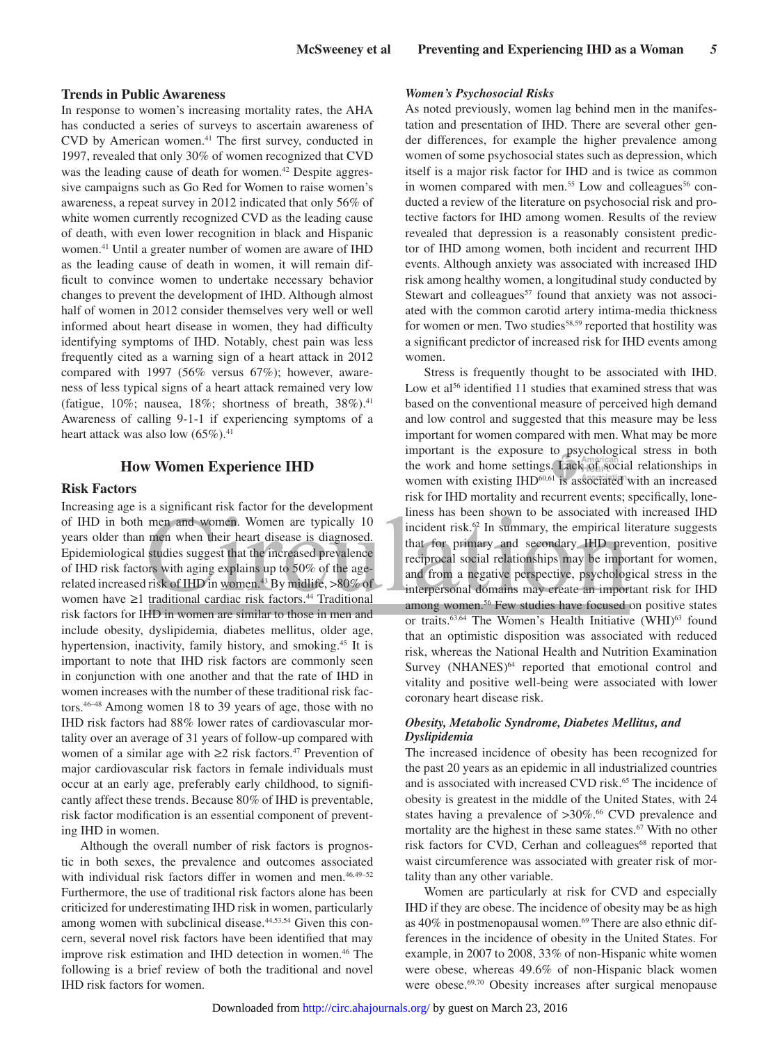## Trends in Public Awareness

In response to women's increasing mortality rates, the AHA has conducted a series of surveys to ascertain awareness of CVD by American women.[41] The first survey, conducted in 1997, revealed that only 30% of women recognized that CVD was the leading cause of death for women.[42] Despite aggressive campaigns such as Go Red for Women to raise women's awareness, a repeat survey in 2012 indicated that only 56% of white women currently recognized CVD as the leading cause of death, with even lower recognition in black and Hispanic women.[41] Until a greater number of women are aware of IHD as the leading cause of death in women, it will remain difficult to convince women to undertake necessary behavior changes to prevent the development of IHD. Although almost half of women in 2012 consider themselves very well or well informed about heart disease in women, they had difficulty identifying symptoms of IHD. Notably, chest pain was less frequently cited as a warning sign of a heart attack in 2012 compared with 1997 (56% versus 67%); however, awareness of less typical signs of a heart attack remained very low (fatigue, 10%; nausea, 18%; shortness of breath, 38%).[41] Awareness of calling 9-1-1 if experiencing symptoms of a heart attack was also low (65%).[41]

## How Women Experience IHD

### Risk Factors

Increasing age is a significant risk factor for the development of IHD in both men and women. Women are typically 10 years older than men when their heart disease is diagnosed. Epidemiological studies suggest that the increased prevalence of IHD risk factors with aging explains up to 50% of the age-related increased risk of IHD in women.[43] By midlife, >80% of women have ≥1 traditional cardiac risk factors.[44] Traditional risk factors for IHD in women are similar to those in men and include obesity, dyslipidemia, diabetes mellitus, older age, hypertension, inactivity, family history, and smoking.[45] It is important to note that IHD risk factors are commonly seen in conjunction with one another and that the rate of IHD in women increases with the number of these traditional risk factors.[46–48] Among women 18 to 39 years of age, those with no IHD risk factors had 88% lower rates of cardiovascular mortality over an average of 31 years of follow-up compared with women of a similar age with ≥2 risk factors.[47] Prevention of major cardiovascular risk factors in female individuals must occur at an early age, preferably early childhood, to significantly affect these trends. Because 80% of IHD is preventable, risk factor modification is an essential component of preventing IHD in women.

Although the overall number of risk factors is prognostic in both sexes, the prevalence and outcomes associated with individual risk factors differ in women and men.[46,49–52] Furthermore, the use of traditional risk factors alone has been criticized for underestimating IHD risk in women, particularly among women with subclinical disease.[44,53,54] Given this concern, several novel risk factors have been identified that may improve risk estimation and IHD detection in women.[46] The following is a brief review of both the traditional and novel IHD risk factors for women.

#### *Women's Psychosocial Risks*

As noted previously, women lag behind men in the manifestation and presentation of IHD. There are several other gender differences, for example the higher prevalence among women of some psychosocial states such as depression, which itself is a major risk factor for IHD and is twice as common in women compared with men.[55] Low and colleagues[56] conducted a review of the literature on psychosocial risk and protective factors for IHD among women. Results of the review revealed that depression is a reasonably consistent predictor of IHD among women, both incident and recurrent IHD events. Although anxiety was associated with increased IHD risk among healthy women, a longitudinal study conducted by Stewart and colleagues[57] found that anxiety was not associated with the common carotid artery intima-media thickness for women or men. Two studies[58,59] reported that hostility was a significant predictor of increased risk for IHD events among women.

Stress is frequently thought to be associated with IHD. Low et al[56] identified 11 studies that examined stress that was based on the conventional measure of perceived high demand and low control and suggested that this measure may be less important for women compared with men. What may be more important is the exposure to psychological stress in both the work and home settings. Lack of social relationships in women with existing IHD[60,61] is associated with an increased risk for IHD mortality and recurrent events; specifically, loneliness has been shown to be associated with increased IHD incident risk.[62] In summary, the empirical literature suggests that for primary and secondary IHD prevention, positive reciprocal social relationships may be important for women, and from a negative perspective, psychological stress in the interpersonal domains may create an important risk for IHD among women.[56] Few studies have focused on positive states or traits.[63,64] The Women's Health Initiative (WHI)[63] found that an optimistic disposition was associated with reduced risk, whereas the National Health and Nutrition Examination Survey (NHANES)[64] reported that emotional control and vitality and positive well-being were associated with lower coronary heart disease risk.

#### *Obesity, Metabolic Syndrome, Diabetes Mellitus, and Dyslipidemia*

The increased incidence of obesity has been recognized for the past 20 years as an epidemic in all industrialized countries and is associated with increased CVD risk.[65] The incidence of obesity is greatest in the middle of the United States, with 24 states having a prevalence of >30%.[66] CVD prevalence and mortality are the highest in these same states.[67] With no other risk factors for CVD, Cerhan and colleagues[68] reported that waist circumference was associated with greater risk of mortality than any other variable.

Women are particularly at risk for CVD and especially IHD if they are obese. The incidence of obesity may be as high as 40% in postmenopausal women.[69] There are also ethnic differences in the incidence of obesity in the United States. For example, in 2007 to 2008, 33% of non-Hispanic white women were obese, whereas 49.6% of non-Hispanic black women were obese.[69,70] Obesity increases after surgical menopause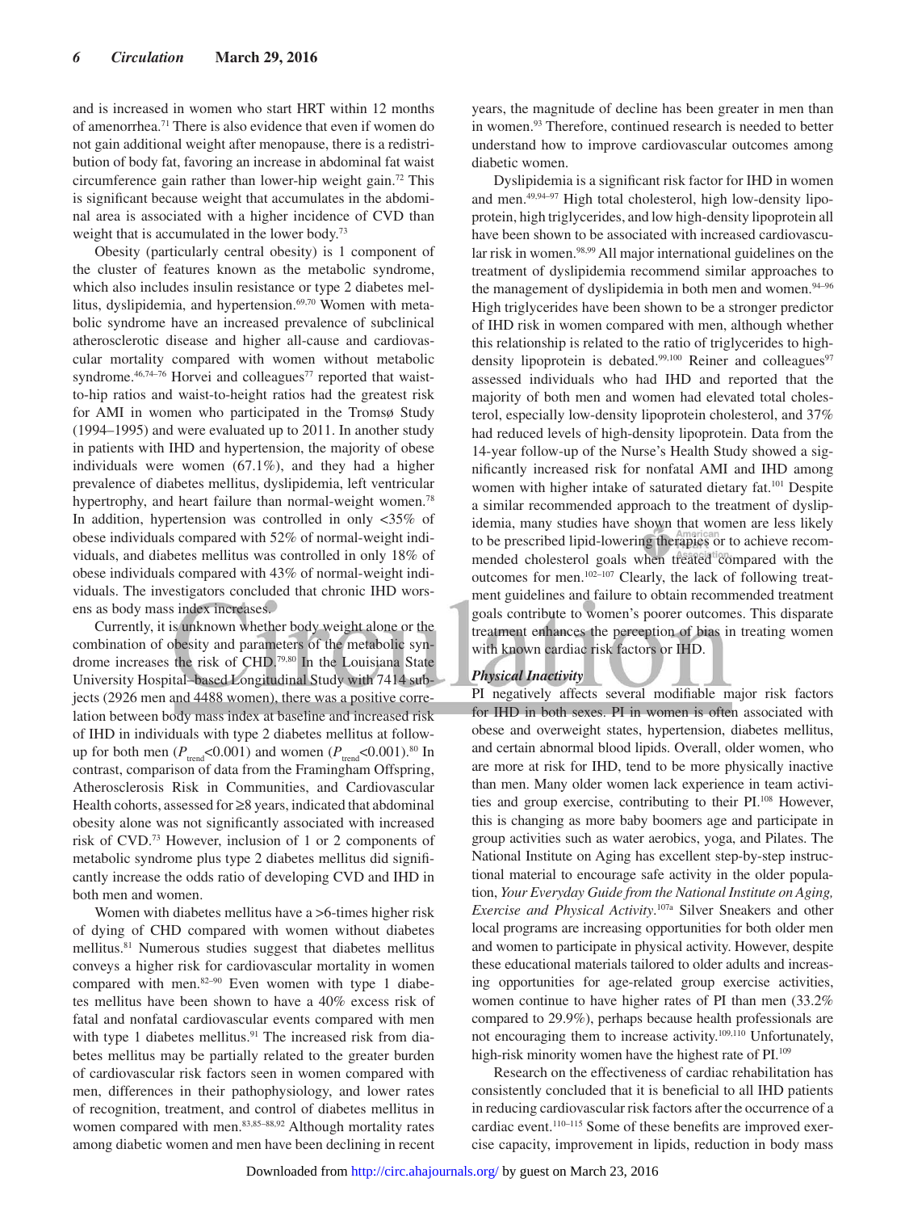and is increased in women who start HRT within 12 months of amenorrhea.[71] There is also evidence that even if women do not gain additional weight after menopause, there is a redistribution of body fat, favoring an increase in abdominal fat waist circumference gain rather than lower-hip weight gain.[72] This is significant because weight that accumulates in the abdominal area is associated with a higher incidence of CVD than weight that is accumulated in the lower body.[73]

Obesity (particularly central obesity) is 1 component of the cluster of features known as the metabolic syndrome, which also includes insulin resistance or type 2 diabetes mellitus, dyslipidemia, and hypertension.[69,70] Women with metabolic syndrome have an increased prevalence of subclinical atherosclerotic disease and higher all-cause and cardiovascular mortality compared with women without metabolic syndrome.[46,74–76] Horvei and colleagues[77] reported that waist-to-hip ratios and waist-to-height ratios had the greatest risk for AMI in women who participated in the Tromsø Study (1994–1995) and were evaluated up to 2011. In another study in patients with IHD and hypertension, the majority of obese individuals were women (67.1%), and they had a higher prevalence of diabetes mellitus, dyslipidemia, left ventricular hypertrophy, and heart failure than normal-weight women.[78] In addition, hypertension was controlled in only <35% of obese individuals compared with 52% of normal-weight individuals, and diabetes mellitus was controlled in only 18% of obese individuals compared with 43% of normal-weight individuals. The investigators concluded that chronic IHD worsens as body mass index increases.

Currently, it is unknown whether body weight alone or the combination of obesity and parameters of the metabolic syndrome increases the risk of CHD.[79,80] In the Louisiana State University Hospital–based Longitudinal Study with 7414 subjects (2926 men and 4488 women), there was a positive correlation between body mass index at baseline and increased risk of IHD in individuals with type 2 diabetes mellitus at follow-up for both men ($P_{trend}$<0.001) and women ($P_{trend}$<0.001).[80] In contrast, comparison of data from the Framingham Offspring, Atherosclerosis Risk in Communities, and Cardiovascular Health cohorts, assessed for ≥8 years, indicated that abdominal obesity alone was not significantly associated with increased risk of CVD.[73] However, inclusion of 1 or 2 components of metabolic syndrome plus type 2 diabetes mellitus did significantly increase the odds ratio of developing CVD and IHD in both men and women.

Women with diabetes mellitus have a >6-times higher risk of dying of CHD compared with women without diabetes mellitus.[81] Numerous studies suggest that diabetes mellitus conveys a higher risk for cardiovascular mortality in women compared with men.[82–90] Even women with type 1 diabetes mellitus have been shown to have a 40% excess risk of fatal and nonfatal cardiovascular events compared with men with type 1 diabetes mellitus.[91] The increased risk from diabetes mellitus may be partially related to the greater burden of cardiovascular risk factors seen in women compared with men, differences in their pathophysiology, and lower rates of recognition, treatment, and control of diabetes mellitus in women compared with men.[83,85–88,92] Although mortality rates among diabetic women and men have been declining in recent years, the magnitude of decline has been greater in men than in women.[93] Therefore, continued research is needed to better understand how to improve cardiovascular outcomes among diabetic women.

Dyslipidemia is a significant risk factor for IHD in women and men.[49,94–97] High total cholesterol, high low-density lipoprotein, high triglycerides, and low high-density lipoprotein all have been shown to be associated with increased cardiovascular risk in women.[98,99] All major international guidelines on the treatment of dyslipidemia recommend similar approaches to the management of dyslipidemia in both men and women.[94–96] High triglycerides have been shown to be a stronger predictor of IHD risk in women compared with men, although whether this relationship is related to the ratio of triglycerides to high-density lipoprotein is debated.[99,100] Reiner and colleagues[97] assessed individuals who had IHD and reported that the majority of both men and women had elevated total cholesterol, especially low-density lipoprotein cholesterol, and 37% had reduced levels of high-density lipoprotein. Data from the 14-year follow-up of the Nurse's Health Study showed a significantly increased risk for nonfatal AMI and IHD among women with higher intake of saturated dietary fat.[101] Despite a similar recommended approach to the treatment of dyslipidemia, many studies have shown that women are less likely to be prescribed lipid-lowering therapies or to achieve recommended cholesterol goals when treated compared with the outcomes for men.[102–107] Clearly, the lack of following treatment guidelines and failure to obtain recommended treatment goals contribute to women's poorer outcomes. This disparate treatment enhances the perception of bias in treating women with known cardiac risk factors or IHD.

### *Physical Inactivity*

PI negatively affects several modifiable major risk factors for IHD in both sexes. PI in women is often associated with obese and overweight states, hypertension, diabetes mellitus, and certain abnormal blood lipids. Overall, older women, who are more at risk for IHD, tend to be more physically inactive than men. Many older women lack experience in team activities and group exercise, contributing to their PI.[108] However, this is changing as more baby boomers age and participate in group activities such as water aerobics, yoga, and Pilates. The National Institute on Aging has excellent step-by-step instructional material to encourage safe activity in the older population, *Your Everyday Guide from the National Institute on Aging, Exercise and Physical Activity*.[107a] Silver Sneakers and other local programs are increasing opportunities for both older men and women to participate in physical activity. However, despite these educational materials tailored to older adults and increasing opportunities for age-related group exercise activities, women continue to have higher rates of PI than men (33.2% compared to 29.9%), perhaps because health professionals are not encouraging them to increase activity.[109,110] Unfortunately, high-risk minority women have the highest rate of PI.[109]

Research on the effectiveness of cardiac rehabilitation has consistently concluded that it is beneficial to all IHD patients in reducing cardiovascular risk factors after the occurrence of a cardiac event.[110–115] Some of these benefits are improved exercise capacity, improvement in lipids, reduction in body mass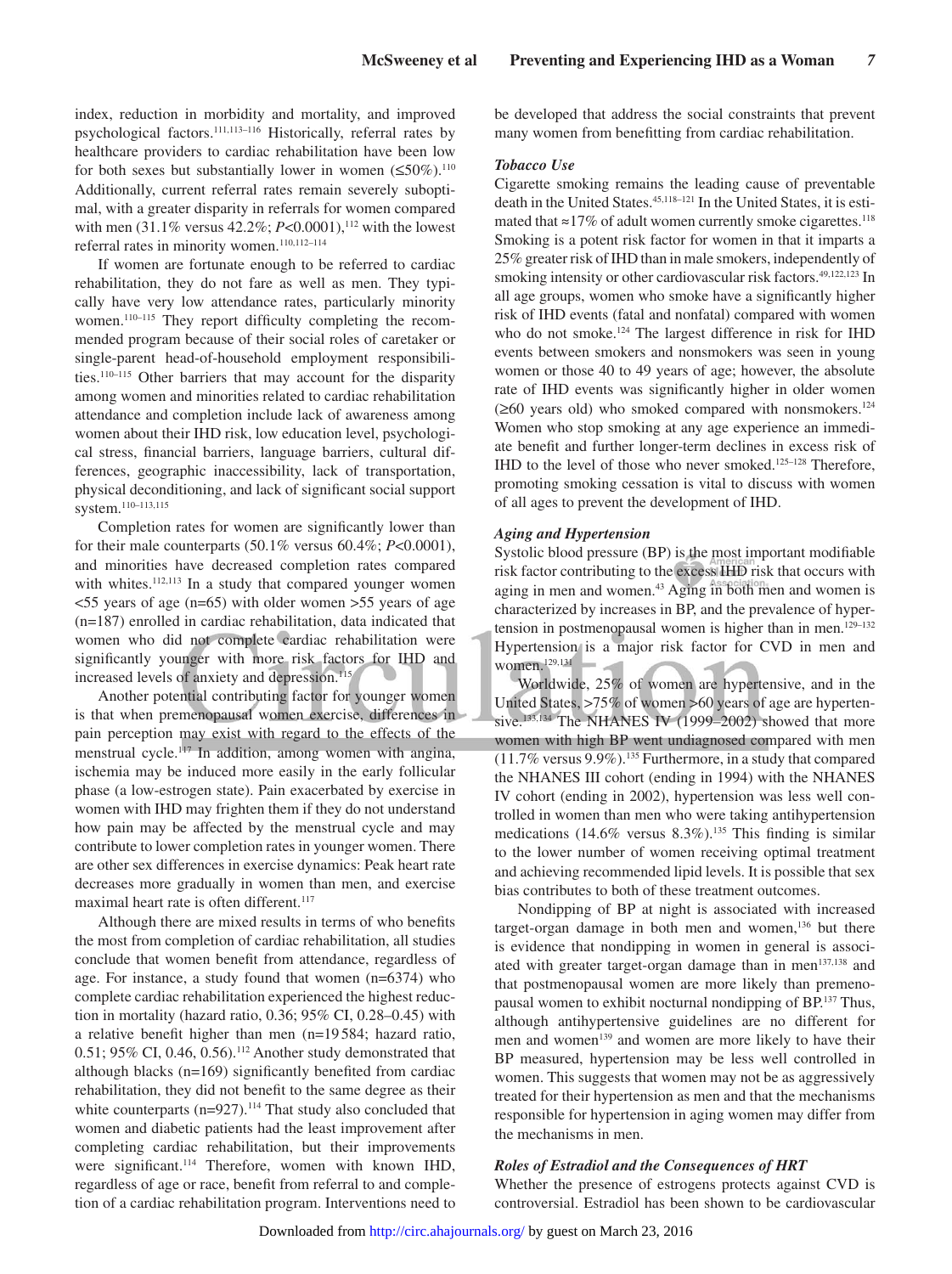index, reduction in morbidity and mortality, and improved psychological factors.[111,113–116] Historically, referral rates by healthcare providers to cardiac rehabilitation have been low for both sexes but substantially lower in women (≤50%).[110] Additionally, current referral rates remain severely suboptimal, with a greater disparity in referrals for women compared with men (31.1% versus 42.2%; $P<0.0001$),[112] with the lowest referral rates in minority women.[110,112–114]

If women are fortunate enough to be referred to cardiac rehabilitation, they do not fare as well as men. They typically have very low attendance rates, particularly minority women.[110–115] They report difficulty completing the recommended program because of their social roles of caretaker or single-parent head-of-household employment responsibilities.[110–115] Other barriers that may account for the disparity among women and minorities related to cardiac rehabilitation attendance and completion include lack of awareness among women about their IHD risk, low education level, psychological stress, financial barriers, language barriers, cultural differences, geographic inaccessibility, lack of transportation, physical deconditioning, and lack of significant social support system.[110–113,115]

Completion rates for women are significantly lower than for their male counterparts (50.1% versus 60.4%; $P<0.0001$), and minorities have decreased completion rates compared with whites.[112,113] In a study that compared younger women <55 years of age (n=65) with older women >55 years of age (n=187) enrolled in cardiac rehabilitation, data indicated that women who did not complete cardiac rehabilitation were significantly younger with more risk factors for IHD and increased levels of anxiety and depression.[115]

Another potential contributing factor for younger women is that when premenopausal women exercise, differences in pain perception may exist with regard to the effects of the menstrual cycle.[117] In addition, among women with angina, ischemia may be induced more easily in the early follicular phase (a low-estrogen state). Pain exacerbated by exercise in women with IHD may frighten them if they do not understand how pain may be affected by the menstrual cycle and may contribute to lower completion rates in younger women. There are other sex differences in exercise dynamics: Peak heart rate decreases more gradually in women than men, and exercise maximal heart rate is often different.[117]

Although there are mixed results in terms of who benefits the most from completion of cardiac rehabilitation, all studies conclude that women benefit from attendance, regardless of age. For instance, a study found that women (n=6374) who complete cardiac rehabilitation experienced the highest reduction in mortality (hazard ratio, 0.36; 95% CI, 0.28–0.45) with a relative benefit higher than men (n=19 584; hazard ratio, 0.51; 95% CI, 0.46, 0.56).[112] Another study demonstrated that although blacks (n=169) significantly benefited from cardiac rehabilitation, they did not benefit to the same degree as their white counterparts (n=927).[114] That study also concluded that women and diabetic patients had the least improvement after completing cardiac rehabilitation, but their improvements were significant.[114] Therefore, women with known IHD, regardless of age or race, benefit from referral to and completion of a cardiac rehabilitation program. Interventions need to be developed that address the social constraints that prevent many women from benefitting from cardiac rehabilitation.

### *Tobacco Use*

Cigarette smoking remains the leading cause of preventable death in the United States.[45,118–121] In the United States, it is estimated that ≈17% of adult women currently smoke cigarettes.[118] Smoking is a potent risk factor for women in that it imparts a 25% greater risk of IHD than in male smokers, independently of smoking intensity or other cardiovascular risk factors.[49,122,123] In all age groups, women who smoke have a significantly higher risk of IHD events (fatal and nonfatal) compared with women who do not smoke.[124] The largest difference in risk for IHD events between smokers and nonsmokers was seen in young women or those 40 to 49 years of age; however, the absolute rate of IHD events was significantly higher in older women (≥60 years old) who smoked compared with nonsmokers.[124] Women who stop smoking at any age experience an immediate benefit and further longer-term declines in excess risk of IHD to the level of those who never smoked.[125–128] Therefore, promoting smoking cessation is vital to discuss with women of all ages to prevent the development of IHD.

### *Aging and Hypertension*

Systolic blood pressure (BP) is the most important modifiable risk factor contributing to the excess IHD risk that occurs with aging in men and women.[43] Aging in both men and women is characterized by increases in BP, and the prevalence of hypertension in postmenopausal women is higher than in men.[129–132] Hypertension is a major risk factor for CVD in men and women.[129,131]

Worldwide, 25% of women are hypertensive, and in the United States, >75% of women >60 years of age are hypertensive.[133,134] The NHANES IV (1999–2002) showed that more women with high BP went undiagnosed compared with men (11.7% versus 9.9%).[135] Furthermore, in a study that compared the NHANES III cohort (ending in 1994) with the NHANES IV cohort (ending in 2002), hypertension was less well controlled in women than men who were taking antihypertension medications (14.6% versus 8.3%).[135] This finding is similar to the lower number of women receiving optimal treatment and achieving recommended lipid levels. It is possible that sex bias contributes to both of these treatment outcomes.

Nondipping of BP at night is associated with increased target-organ damage in both men and women,[136] but there is evidence that nondipping in women in general is associated with greater target-organ damage than in men[137,138] and that postmenopausal women are more likely than premenopausal women to exhibit nocturnal nondipping of BP.[137] Thus, although antihypertensive guidelines are no different for men and women[139] and women are more likely to have their BP measured, hypertension may be less well controlled in women. This suggests that women may not be as aggressively treated for their hypertension as men and that the mechanisms responsible for hypertension in aging women may differ from the mechanisms in men.

### *Roles of Estradiol and the Consequences of HRT*

Whether the presence of estrogens protects against CVD is controversial. Estradiol has been shown to be cardiovascular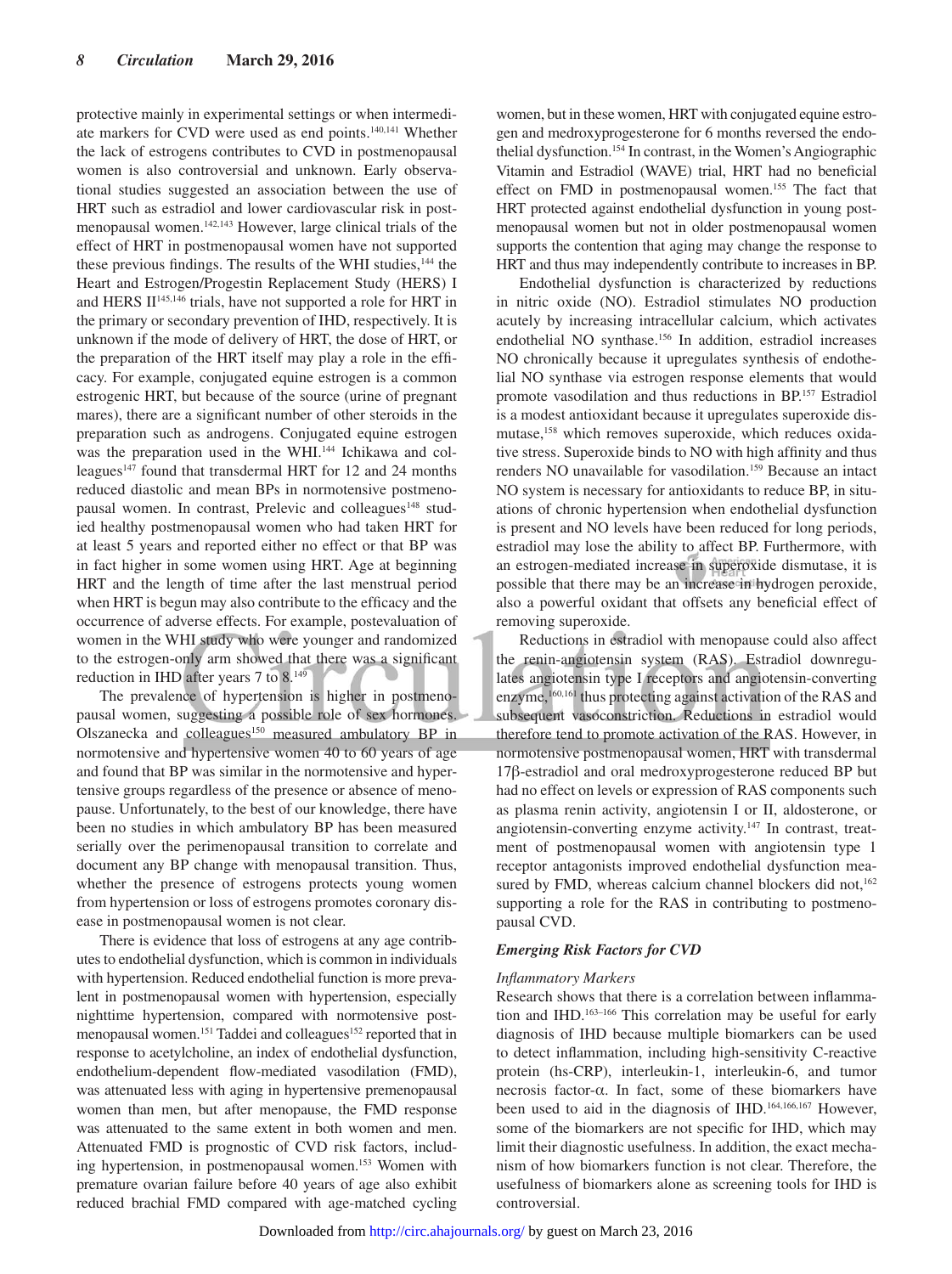protective mainly in experimental settings or when intermediate markers for CVD were used as end points.[140,141] Whether the lack of estrogens contributes to CVD in postmenopausal women is also controversial and unknown. Early observational studies suggested an association between the use of HRT such as estradiol and lower cardiovascular risk in postmenopausal women.[142,143] However, large clinical trials of the effect of HRT in postmenopausal women have not supported these previous findings. The results of the WHI studies,[144] the Heart and Estrogen/Progestin Replacement Study (HERS) I and HERS II[145,146] trials, have not supported a role for HRT in the primary or secondary prevention of IHD, respectively. It is unknown if the mode of delivery of HRT, the dose of HRT, or the preparation of the HRT itself may play a role in the efficacy. For example, conjugated equine estrogen is a common estrogenic HRT, but because of the source (urine of pregnant mares), there are a significant number of other steroids in the preparation such as androgens. Conjugated equine estrogen was the preparation used in the WHI.[144] Ichikawa and colleagues[147] found that transdermal HRT for 12 and 24 months reduced diastolic and mean BPs in normotensive postmenopausal women. In contrast, Prelevic and colleagues[148] studied healthy postmenopausal women who had taken HRT for at least 5 years and reported either no effect or that BP was in fact higher in some women using HRT. Age at beginning HRT and the length of time after the last menstrual period when HRT is begun may also contribute to the efficacy and the occurrence of adverse effects. For example, postevaluation of women in the WHI study who were younger and randomized to the estrogen-only arm showed that there was a significant reduction in IHD after years 7 to 8.[149]

The prevalence of hypertension is higher in postmenopausal women, suggesting a possible role of sex hormones. Olszanecka and colleagues[150] measured ambulatory BP in normotensive and hypertensive women 40 to 60 years of age and found that BP was similar in the normotensive and hypertensive groups regardless of the presence or absence of menopause. Unfortunately, to the best of our knowledge, there have been no studies in which ambulatory BP has been measured serially over the perimenopausal transition to correlate and document any BP change with menopausal transition. Thus, whether the presence of estrogens protects young women from hypertension or loss of estrogens promotes coronary disease in postmenopausal women is not clear.

There is evidence that loss of estrogens at any age contributes to endothelial dysfunction, which is common in individuals with hypertension. Reduced endothelial function is more prevalent in postmenopausal women with hypertension, especially nighttime hypertension, compared with normotensive postmenopausal women.[151] Taddei and colleagues[152] reported that in response to acetylcholine, an index of endothelial dysfunction, endothelium-dependent flow-mediated vasodilation (FMD), was attenuated less with aging in hypertensive premenopausal women than men, but after menopause, the FMD response was attenuated to the same extent in both women and men. Attenuated FMD is prognostic of CVD risk factors, including hypertension, in postmenopausal women.[153] Women with premature ovarian failure before 40 years of age also exhibit reduced brachial FMD compared with age-matched cycling women, but in these women, HRT with conjugated equine estrogen and medroxyprogesterone for 6 months reversed the endothelial dysfunction.[154] In contrast, in the Women's Angiographic Vitamin and Estradiol (WAVE) trial, HRT had no beneficial effect on FMD in postmenopausal women.[155] The fact that HRT protected against endothelial dysfunction in young postmenopausal women but not in older postmenopausal women supports the contention that aging may change the response to HRT and thus may independently contribute to increases in BP.

Endothelial dysfunction is characterized by reductions in nitric oxide (NO). Estradiol stimulates NO production acutely by increasing intracellular calcium, which activates endothelial NO synthase.[156] In addition, estradiol increases NO chronically because it upregulates synthesis of endothelial NO synthase via estrogen response elements that would promote vasodilation and thus reductions in BP.[157] Estradiol is a modest antioxidant because it upregulates superoxide dismutase,[158] which removes superoxide, which reduces oxidative stress. Superoxide binds to NO with high affinity and thus renders NO unavailable for vasodilation.[159] Because an intact NO system is necessary for antioxidants to reduce BP, in situations of chronic hypertension when endothelial dysfunction is present and NO levels have been reduced for long periods, estradiol may lose the ability to affect BP. Furthermore, with an estrogen-mediated increase in superoxide dismutase, it is possible that there may be an increase in hydrogen peroxide, also a powerful oxidant that offsets any beneficial effect of removing superoxide.

Reductions in estradiol with menopause could also affect the renin-angiotensin system (RAS). Estradiol downregulates angiotensin type I receptors and angiotensin-converting enzyme,[160,161] thus protecting against activation of the RAS and subsequent vasoconstriction. Reductions in estradiol would therefore tend to promote activation of the RAS. However, in normotensive postmenopausal women, HRT with transdermal 17β-estradiol and oral medroxyprogesterone reduced BP but had no effect on levels or expression of RAS components such as plasma renin activity, angiotensin I or II, aldosterone, or angiotensin-converting enzyme activity.[147] In contrast, treatment of postmenopausal women with angiotensin type 1 receptor antagonists improved endothelial dysfunction measured by FMD, whereas calcium channel blockers did not,[162] supporting a role for the RAS in contributing to postmenopausal CVD.

### *Emerging Risk Factors for CVD*

#### *Inflammatory Markers*

Research shows that there is a correlation between inflammation and IHD.[163–166] This correlation may be useful for early diagnosis of IHD because multiple biomarkers can be used to detect inflammation, including high-sensitivity C-reactive protein (hs-CRP), interleukin-1, interleukin-6, and tumor necrosis factor-α. In fact, some of these biomarkers have been used to aid in the diagnosis of IHD.[164,166,167] However, some of the biomarkers are not specific for IHD, which may limit their diagnostic usefulness. In addition, the exact mechanism of how biomarkers function is not clear. Therefore, the usefulness of biomarkers alone as screening tools for IHD is controversial.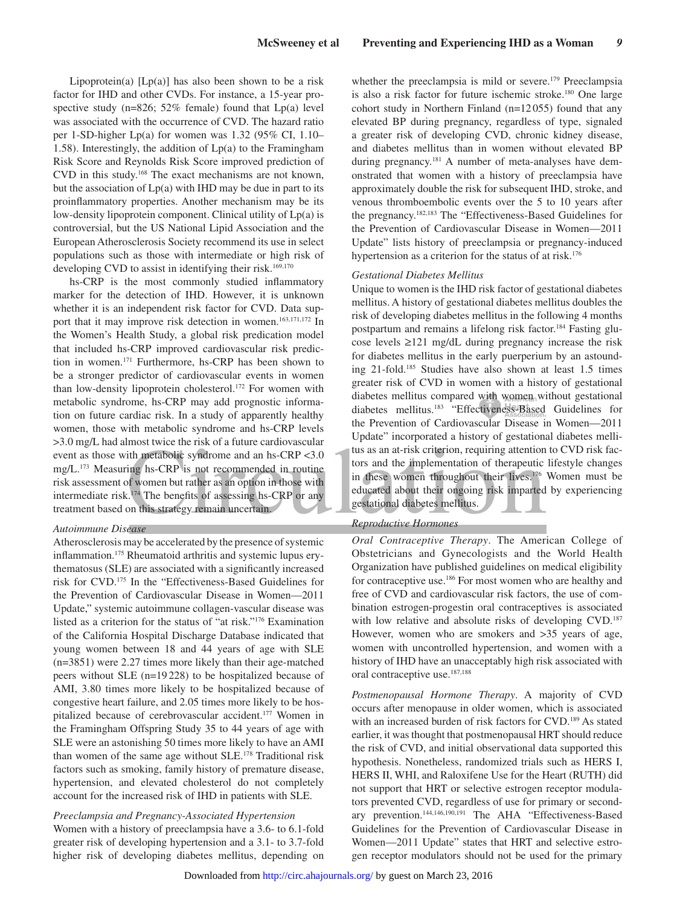Lipoprotein(a) [Lp(a)] has also been shown to be a risk factor for IHD and other CVDs. For instance, a 15-year prospective study (n=826; 52% female) found that Lp(a) level was associated with the occurrence of CVD. The hazard ratio per 1-SD-higher Lp(a) for women was 1.32 (95% CI, 1.10–1.58). Interestingly, the addition of Lp(a) to the Framingham Risk Score and Reynolds Risk Score improved prediction of CVD in this study.[168] The exact mechanisms are not known, but the association of Lp(a) with IHD may be due in part to its proinflammatory properties. Another mechanism may be its low-density lipoprotein component. Clinical utility of Lp(a) is controversial, but the US National Lipid Association and the European Atherosclerosis Society recommend its use in select populations such as those with intermediate or high risk of developing CVD to assist in identifying their risk.[169,170]

hs-CRP is the most commonly studied inflammatory marker for the detection of IHD. However, it is unknown whether it is an independent risk factor for CVD. Data support that it may improve risk detection in women.[163,171,172] In the Women's Health Study, a global risk predication model that included hs-CRP improved cardiovascular risk prediction in women.[171] Furthermore, hs-CRP has been shown to be a stronger predictor of cardiovascular events in women than low-density lipoprotein cholesterol.[172] For women with metabolic syndrome, hs-CRP may add prognostic information on future cardiac risk. In a study of apparently healthy women, those with metabolic syndrome and hs-CRP levels >3.0 mg/L had almost twice the risk of a future cardiovascular event as those with metabolic syndrome and an hs-CRP <3.0 mg/L.[173] Measuring hs-CRP is not recommended in routine risk assessment of women but rather as an option in those with intermediate risk.[174] The benefits of assessing hs-CRP or any treatment based on this strategy remain uncertain.

*Autoimmune Disease*

Atherosclerosis may be accelerated by the presence of systemic inflammation.[175] Rheumatoid arthritis and systemic lupus erythematosus (SLE) are associated with a significantly increased risk for CVD.[175] In the "Effectiveness-Based Guidelines for the Prevention of Cardiovascular Disease in Women—2011 Update," systemic autoimmune collagen-vascular disease was listed as a criterion for the status of "at risk."[176] Examination of the California Hospital Discharge Database indicated that young women between 18 and 44 years of age with SLE (n=3851) were 2.27 times more likely than their age-matched peers without SLE (n=19 228) to be hospitalized because of AMI, 3.80 times more likely to be hospitalized because of congestive heart failure, and 2.05 times more likely to be hospitalized because of cerebrovascular accident.[177] Women in the Framingham Offspring Study 35 to 44 years of age with SLE were an astonishing 50 times more likely to have an AMI than women of the same age without SLE.[178] Traditional risk factors such as smoking, family history of premature disease, hypertension, and elevated cholesterol do not completely account for the increased risk of IHD in patients with SLE.

*Preeclampsia and Pregnancy-Associated Hypertension*

Women with a history of preeclampsia have a 3.6- to 6.1-fold greater risk of developing hypertension and a 3.1- to 3.7-fold higher risk of developing diabetes mellitus, depending on whether the preeclampsia is mild or severe.[179] Preeclampsia is also a risk factor for future ischemic stroke.[180] One large cohort study in Northern Finland (n=12 055) found that any elevated BP during pregnancy, regardless of type, signaled a greater risk of developing CVD, chronic kidney disease, and diabetes mellitus than in women without elevated BP during pregnancy.[181] A number of meta-analyses have demonstrated that women with a history of preeclampsia have approximately double the risk for subsequent IHD, stroke, and venous thromboembolic events over the 5 to 10 years after the pregnancy.[182,183] The "Effectiveness-Based Guidelines for the Prevention of Cardiovascular Disease in Women—2011 Update" lists history of preeclampsia or pregnancy-induced hypertension as a criterion for the status of at risk.[176]

*Gestational Diabetes Mellitus*

Unique to women is the IHD risk factor of gestational diabetes mellitus. A history of gestational diabetes mellitus doubles the risk of developing diabetes mellitus in the following 4 months postpartum and remains a lifelong risk factor.[184] Fasting glucose levels ≥121 mg/dL during pregnancy increase the risk for diabetes mellitus in the early puerperium by an astounding 21-fold.[185] Studies have also shown at least 1.5 times greater risk of CVD in women with a history of gestational diabetes mellitus compared with women without gestational diabetes mellitus.[183] "Effectiveness-Based Guidelines for the Prevention of Cardiovascular Disease in Women—2011 Update" incorporated a history of gestational diabetes mellitus as an at-risk criterion, requiring attention to CVD risk factors and the implementation of therapeutic lifestyle changes in these women throughout their lives.[176] Women must be educated about their ongoing risk imparted by experiencing gestational diabetes mellitus.

*Reproductive Hormones*

*Oral Contraceptive Therapy*. The American College of Obstetricians and Gynecologists and the World Health Organization have published guidelines on medical eligibility for contraceptive use.[186] For most women who are healthy and free of CVD and cardiovascular risk factors, the use of combination estrogen-progestin oral contraceptives is associated with low relative and absolute risks of developing CVD.[187] However, women who are smokers and >35 years of age, women with uncontrolled hypertension, and women with a history of IHD have an unacceptably high risk associated with oral contraceptive use.[187,188]

*Postmenopausal Hormone Therapy*. A majority of CVD occurs after menopause in older women, which is associated with an increased burden of risk factors for CVD.[189] As stated earlier, it was thought that postmenopausal HRT should reduce the risk of CVD, and initial observational data supported this hypothesis. Nonetheless, randomized trials such as HERS I, HERS II, WHI, and Raloxifene Use for the Heart (RUTH) did not support that HRT or selective estrogen receptor modulators prevented CVD, regardless of use for primary or secondary prevention.[144,146,190,191] The AHA "Effectiveness-Based Guidelines for the Prevention of Cardiovascular Disease in Women—2011 Update" states that HRT and selective estrogen receptor modulators should not be used for the primary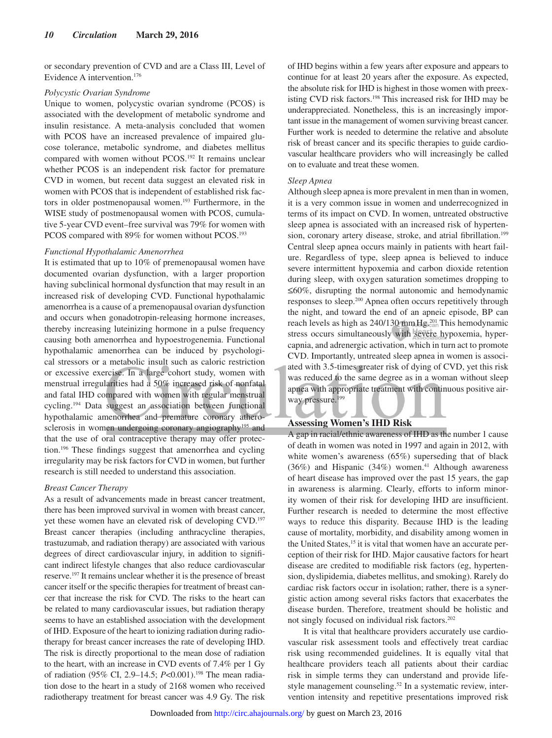or secondary prevention of CVD and are a Class III, Level of Evidence A intervention.[176]

*Polycystic Ovarian Syndrome*

Unique to women, polycystic ovarian syndrome (PCOS) is associated with the development of metabolic syndrome and insulin resistance. A meta-analysis concluded that women with PCOS have an increased prevalence of impaired glucose tolerance, metabolic syndrome, and diabetes mellitus compared with women without PCOS.[192] It remains unclear whether PCOS is an independent risk factor for premature CVD in women, but recent data suggest an elevated risk in women with PCOS that is independent of established risk factors in older postmenopausal women.[193] Furthermore, in the WISE study of postmenopausal women with PCOS, cumulative 5-year CVD event–free survival was 79% for women with PCOS compared with 89% for women without PCOS.[193]

*Functional Hypothalamic Amenorrhea*

It is estimated that up to 10% of premenopausal women have documented ovarian dysfunction, with a larger proportion having subclinical hormonal dysfunction that may result in an increased risk of developing CVD. Functional hypothalamic amenorrhea is a cause of a premenopausal ovarian dysfunction and occurs when gonadotropin-releasing hormone increases, thereby increasing luteinizing hormone in a pulse frequency causing both amenorrhea and hypoestrogenemia. Functional hypothalamic amenorrhea can be induced by psychological stressors or a metabolic insult such as caloric restriction or excessive exercise. In a large cohort study, women with menstrual irregularities had a 50% increased risk of nonfatal and fatal IHD compared with women with regular menstrual cycling.[194] Data suggest an association between functional hypothalamic amenorrhea and premature coronary atherosclerosis in women undergoing coronary angiography[195] and that the use of oral contraceptive therapy may offer protection.[196] These findings suggest that amenorrhea and cycling irregularity may be risk factors for CVD in women, but further research is still needed to understand this association.

*Breast Cancer Therapy*

As a result of advancements made in breast cancer treatment, there has been improved survival in women with breast cancer, yet these women have an elevated risk of developing CVD.[197] Breast cancer therapies (including anthracycline therapies, trastuzumab, and radiation therapy) are associated with various degrees of direct cardiovascular injury, in addition to significant indirect lifestyle changes that also reduce cardiovascular reserve.[197] It remains unclear whether it is the presence of breast cancer itself or the specific therapies for treatment of breast cancer that increase the risk for CVD. The risks to the heart can be related to many cardiovascular issues, but radiation therapy seems to have an established association with the development of IHD. Exposure of the heart to ionizing radiation during radiotherapy for breast cancer increases the rate of developing IHD. The risk is directly proportional to the mean dose of radiation to the heart, with an increase in CVD events of 7.4% per 1 Gy of radiation (95% CI, 2.9–14.5; $P$<0.001).[198] The mean radiation dose to the heart in a study of 2168 women who received radiotherapy treatment for breast cancer was 4.9 Gy. The risk of IHD begins within a few years after exposure and appears to continue for at least 20 years after the exposure. As expected, the absolute risk for IHD is highest in those women with preexisting CVD risk factors.[198] This increased risk for IHD may be underappreciated. Nonetheless, this is an increasingly important issue in the management of women surviving breast cancer. Further work is needed to determine the relative and absolute risk of breast cancer and its specific therapies to guide cardiovascular healthcare providers who will increasingly be called on to evaluate and treat these women.

*Sleep Apnea*

Although sleep apnea is more prevalent in men than in women, it is a very common issue in women and underrecognized in terms of its impact on CVD. In women, untreated obstructive sleep apnea is associated with an increased risk of hypertension, coronary artery disease, stroke, and atrial fibrillation.[199] Central sleep apnea occurs mainly in patients with heart failure. Regardless of type, sleep apnea is believed to induce severe intermittent hypoxemia and carbon dioxide retention during sleep, with oxygen saturation sometimes dropping to ≤60%, disrupting the normal autonomic and hemodynamic responses to sleep.[200] Apnea often occurs repetitively through the night, and toward the end of an apneic episode, BP can reach levels as high as 240/130 mm Hg.[201] This hemodynamic stress occurs simultaneously with severe hypoxemia, hypercapnia, and adrenergic activation, which in turn act to promote CVD. Importantly, untreated sleep apnea in women is associated with 3.5-times greater risk of dying of CVD, yet this risk was reduced to the same degree as in a woman without sleep apnea with appropriate treatment with continuous positive airway pressure.[199]

## Assessing Women's IHD Risk

A gap in racial/ethnic awareness of IHD as the number 1 cause of death in women was noted in 1997 and again in 2012, with white women's awareness (65%) superseding that of black (36%) and Hispanic (34%) women.[41] Although awareness of heart disease has improved over the past 15 years, the gap in awareness is alarming. Clearly, efforts to inform minority women of their risk for developing IHD are insufficient. Further research is needed to determine the most effective ways to reduce this disparity. Because IHD is the leading cause of mortality, morbidity, and disability among women in the United States,[15] it is vital that women have an accurate perception of their risk for IHD. Major causative factors for heart disease are credited to modifiable risk factors (eg, hypertension, dyslipidemia, diabetes mellitus, and smoking). Rarely do cardiac risk factors occur in isolation; rather, there is a synergistic action among several risks factors that exacerbates the disease burden. Therefore, treatment should be holistic and not singly focused on individual risk factors.[202]

It is vital that healthcare providers accurately use cardiovascular risk assessment tools and effectively treat cardiac risk using recommended guidelines. It is equally vital that healthcare providers teach all patients about their cardiac risk in simple terms they can understand and provide lifestyle management counseling.[52] In a systematic review, intervention intensity and repetitive presentations improved risk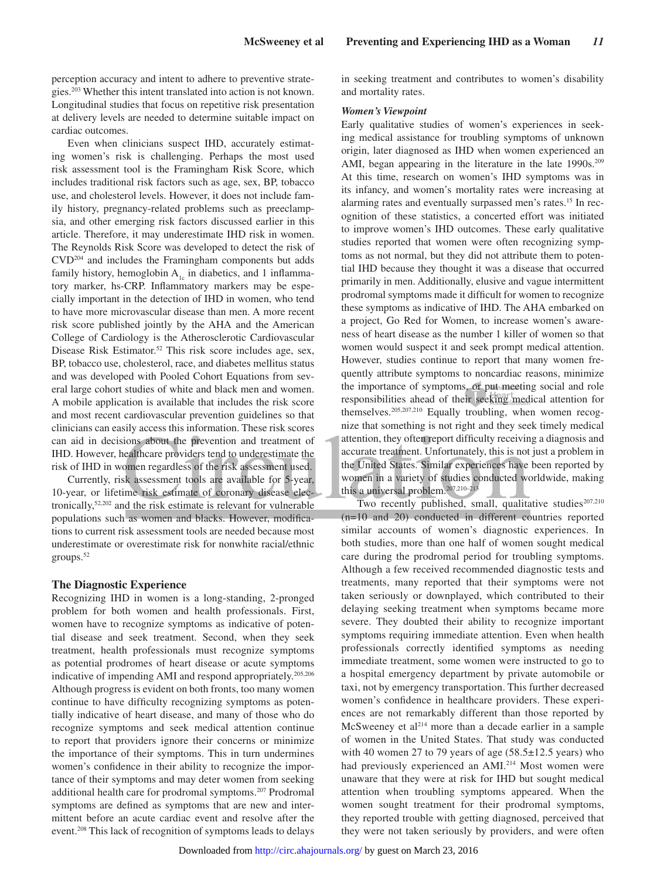perception accuracy and intent to adhere to preventive strategies.[203] Whether this intent translated into action is not known. Longitudinal studies that focus on repetitive risk presentation at delivery levels are needed to determine suitable impact on cardiac outcomes.

Even when clinicians suspect IHD, accurately estimating women's risk is challenging. Perhaps the most used risk assessment tool is the Framingham Risk Score, which includes traditional risk factors such as age, sex, BP, tobacco use, and cholesterol levels. However, it does not include family history, pregnancy-related problems such as preeclampsia, and other emerging risk factors discussed earlier in this article. Therefore, it may underestimate IHD risk in women. The Reynolds Risk Score was developed to detect the risk of CVD[204] and includes the Framingham components but adds family history, hemoglobin $A_{1c}$ in diabetics, and 1 inflammatory marker, hs-CRP. Inflammatory markers may be especially important in the detection of IHD in women, who tend to have more microvascular disease than men. A more recent risk score published jointly by the AHA and the American College of Cardiology is the Atherosclerotic Cardiovascular Disease Risk Estimator.[52] This risk score includes age, sex, BP, tobacco use, cholesterol, race, and diabetes mellitus status and was developed with Pooled Cohort Equations from several large cohort studies of white and black men and women. A mobile application is available that includes the risk score and most recent cardiovascular prevention guidelines so that clinicians can easily access this information. These risk scores can aid in decisions about the prevention and treatment of IHD. However, healthcare providers tend to underestimate the risk of IHD in women regardless of the risk assessment used.

Currently, risk assessment tools are available for 5-year, 10-year, or lifetime risk estimate of coronary disease electronically,[52,202] and the risk estimate is relevant for vulnerable populations such as women and blacks. However, modifications to current risk assessment tools are needed because most underestimate or overestimate risk for nonwhite racial/ethnic groups.[52]

## The Diagnostic Experience

Recognizing IHD in women is a long-standing, 2-pronged problem for both women and health professionals. First, women have to recognize symptoms as indicative of potential disease and seek treatment. Second, when they seek treatment, health professionals must recognize symptoms as potential prodromes of heart disease or acute symptoms indicative of impending AMI and respond appropriately.[205,206] Although progress is evident on both fronts, too many women continue to have difficulty recognizing symptoms as potentially indicative of heart disease, and many of those who do recognize symptoms and seek medical attention continue to report that providers ignore their concerns or minimize the importance of their symptoms. This in turn undermines women's confidence in their ability to recognize the importance of their symptoms and may deter women from seeking additional health care for prodromal symptoms.[207] Prodromal symptoms are defined as symptoms that are new and intermittent before an acute cardiac event and resolve after the event.[208] This lack of recognition of symptoms leads to delays in seeking treatment and contributes to women's disability and mortality rates.

### *Women's Viewpoint*

Early qualitative studies of women's experiences in seeking medical assistance for troubling symptoms of unknown origin, later diagnosed as IHD when women experienced an AMI, began appearing in the literature in the late 1990s.[209] At this time, research on women's IHD symptoms was in its infancy, and women's mortality rates were increasing at alarming rates and eventually surpassed men's rates.[15] In recognition of these statistics, a concerted effort was initiated to improve women's IHD outcomes. These early qualitative studies reported that women were often recognizing symptoms as not normal, but they did not attribute them to potential IHD because they thought it was a disease that occurred primarily in men. Additionally, elusive and vague intermittent prodromal symptoms made it difficult for women to recognize these symptoms as indicative of IHD. The AHA embarked on a project, Go Red for Women, to increase women's awareness of heart disease as the number 1 killer of women so that women would suspect it and seek prompt medical attention. However, studies continue to report that many women frequently attribute symptoms to noncardiac reasons, minimize the importance of symptoms, or put meeting social and role responsibilities ahead of their seeking medical attention for themselves.[205,207,210] Equally troubling, when women recognize that something is not right and they seek timely medical attention, they often report difficulty receiving a diagnosis and accurate treatment. Unfortunately, this is not just a problem in the United States. Similar experiences have been reported by women in a variety of studies conducted worldwide, making this a universal problem.[207,210–213]

Two recently published, small, qualitative studies[207,210] (n=10 and 20) conducted in different countries reported similar accounts of women's diagnostic experiences. In both studies, more than one half of women sought medical care during the prodromal period for troubling symptoms. Although a few received recommended diagnostic tests and treatments, many reported that their symptoms were not taken seriously or downplayed, which contributed to their delaying seeking treatment when symptoms became more severe. They doubted their ability to recognize important symptoms requiring immediate attention. Even when health professionals correctly identified symptoms as needing immediate treatment, some women were instructed to go to a hospital emergency department by private automobile or taxi, not by emergency transportation. This further decreased women's confidence in healthcare providers. These experiences are not remarkably different than those reported by McSweeney et al[214] more than a decade earlier in a sample of women in the United States. That study was conducted with 40 women 27 to 79 years of age (58.5±12.5 years) who had previously experienced an AMI.[214] Most women were unaware that they were at risk for IHD but sought medical attention when troubling symptoms appeared. When the women sought treatment for their prodromal symptoms, they reported trouble with getting diagnosed, perceived that they were not taken seriously by providers, and were often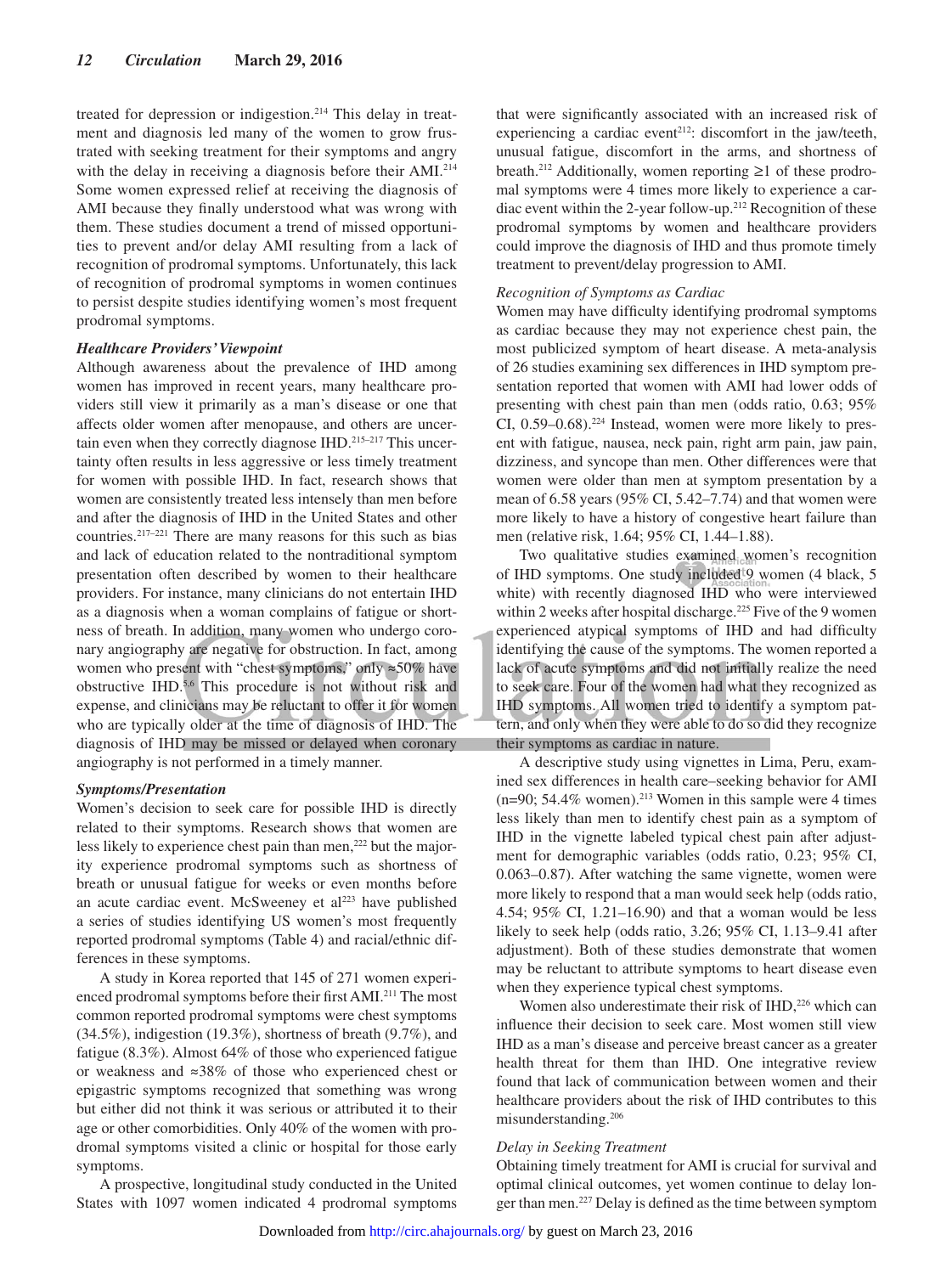treated for depression or indigestion.[214] This delay in treatment and diagnosis led many of the women to grow frustrated with seeking treatment for their symptoms and angry with the delay in receiving a diagnosis before their AMI.[214] Some women expressed relief at receiving the diagnosis of AMI because they finally understood what was wrong with them. These studies document a trend of missed opportunities to prevent and/or delay AMI resulting from a lack of recognition of prodromal symptoms. Unfortunately, this lack of recognition of prodromal symptoms in women continues to persist despite studies identifying women's most frequent prodromal symptoms.

### *Healthcare Providers' Viewpoint*

Although awareness about the prevalence of IHD among women has improved in recent years, many healthcare providers still view it primarily as a man's disease or one that affects older women after menopause, and others are uncertain even when they correctly diagnose IHD.[215–217] This uncertainty often results in less aggressive or less timely treatment for women with possible IHD. In fact, research shows that women are consistently treated less intensely than men before and after the diagnosis of IHD in the United States and other countries.[217–221] There are many reasons for this such as bias and lack of education related to the nontraditional symptom presentation often described by women to their healthcare providers. For instance, many clinicians do not entertain IHD as a diagnosis when a woman complains of fatigue or shortness of breath. In addition, many women who undergo coronary angiography are negative for obstruction. In fact, among women who present with "chest symptoms," only ≈50% have obstructive IHD.[5,6] This procedure is not without risk and expense, and clinicians may be reluctant to offer it for women who are typically older at the time of diagnosis of IHD. The diagnosis of IHD may be missed or delayed when coronary angiography is not performed in a timely manner.

### *Symptoms/Presentation*

Women's decision to seek care for possible IHD is directly related to their symptoms. Research shows that women are less likely to experience chest pain than men,[222] but the majority experience prodromal symptoms such as shortness of breath or unusual fatigue for weeks or even months before an acute cardiac event. McSweeney et al[223] have published a series of studies identifying US women's most frequently reported prodromal symptoms (Table 4) and racial/ethnic differences in these symptoms.

A study in Korea reported that 145 of 271 women experienced prodromal symptoms before their first AMI.[211] The most common reported prodromal symptoms were chest symptoms (34.5%), indigestion (19.3%), shortness of breath (9.7%), and fatigue (8.3%). Almost 64% of those who experienced fatigue or weakness and ≈38% of those who experienced chest or epigastric symptoms recognized that something was wrong but either did not think it was serious or attributed it to their age or other comorbidities. Only 40% of the women with prodromal symptoms visited a clinic or hospital for those early symptoms.

A prospective, longitudinal study conducted in the United States with 1097 women indicated 4 prodromal symptoms that were significantly associated with an increased risk of experiencing a cardiac event[212]: discomfort in the jaw/teeth, unusual fatigue, discomfort in the arms, and shortness of breath.[212] Additionally, women reporting ≥1 of these prodromal symptoms were 4 times more likely to experience a cardiac event within the 2-year follow-up.[212] Recognition of these prodromal symptoms by women and healthcare providers could improve the diagnosis of IHD and thus promote timely treatment to prevent/delay progression to AMI.

### *Recognition of Symptoms as Cardiac*

Women may have difficulty identifying prodromal symptoms as cardiac because they may not experience chest pain, the most publicized symptom of heart disease. A meta-analysis of 26 studies examining sex differences in IHD symptom presentation reported that women with AMI had lower odds of presenting with chest pain than men (odds ratio, 0.63; 95% CI, 0.59–0.68).[224] Instead, women were more likely to present with fatigue, nausea, neck pain, right arm pain, jaw pain, dizziness, and syncope than men. Other differences were that women were older than men at symptom presentation by a mean of 6.58 years (95% CI, 5.42–7.74) and that women were more likely to have a history of congestive heart failure than men (relative risk, 1.64; 95% CI, 1.44–1.88).

Two qualitative studies examined women's recognition of IHD symptoms. One study included 9 women (4 black, 5 white) with recently diagnosed IHD who were interviewed within 2 weeks after hospital discharge.[225] Five of the 9 women experienced atypical symptoms of IHD and had difficulty identifying the cause of the symptoms. The women reported a lack of acute symptoms and did not initially realize the need to seek care. Four of the women had what they recognized as IHD symptoms. All women tried to identify a symptom pattern, and only when they were able to do so did they recognize their symptoms as cardiac in nature.

A descriptive study using vignettes in Lima, Peru, examined sex differences in health care–seeking behavior for AMI (n=90; 54.4% women).[213] Women in this sample were 4 times less likely than men to identify chest pain as a symptom of IHD in the vignette labeled typical chest pain after adjustment for demographic variables (odds ratio, 0.23; 95% CI, 0.063–0.87). After watching the same vignette, women were more likely to respond that a man would seek help (odds ratio, 4.54; 95% CI, 1.21–16.90) and that a woman would be less likely to seek help (odds ratio, 3.26; 95% CI, 1.13–9.41 after adjustment). Both of these studies demonstrate that women may be reluctant to attribute symptoms to heart disease even when they experience typical chest symptoms.

Women also underestimate their risk of IHD,[226] which can influence their decision to seek care. Most women still view IHD as a man's disease and perceive breast cancer as a greater health threat for them than IHD. One integrative review found that lack of communication between women and their healthcare providers about the risk of IHD contributes to this misunderstanding.[206]

### *Delay in Seeking Treatment*

Obtaining timely treatment for AMI is crucial for survival and optimal clinical outcomes, yet women continue to delay longer than men.[227] Delay is defined as the time between symptom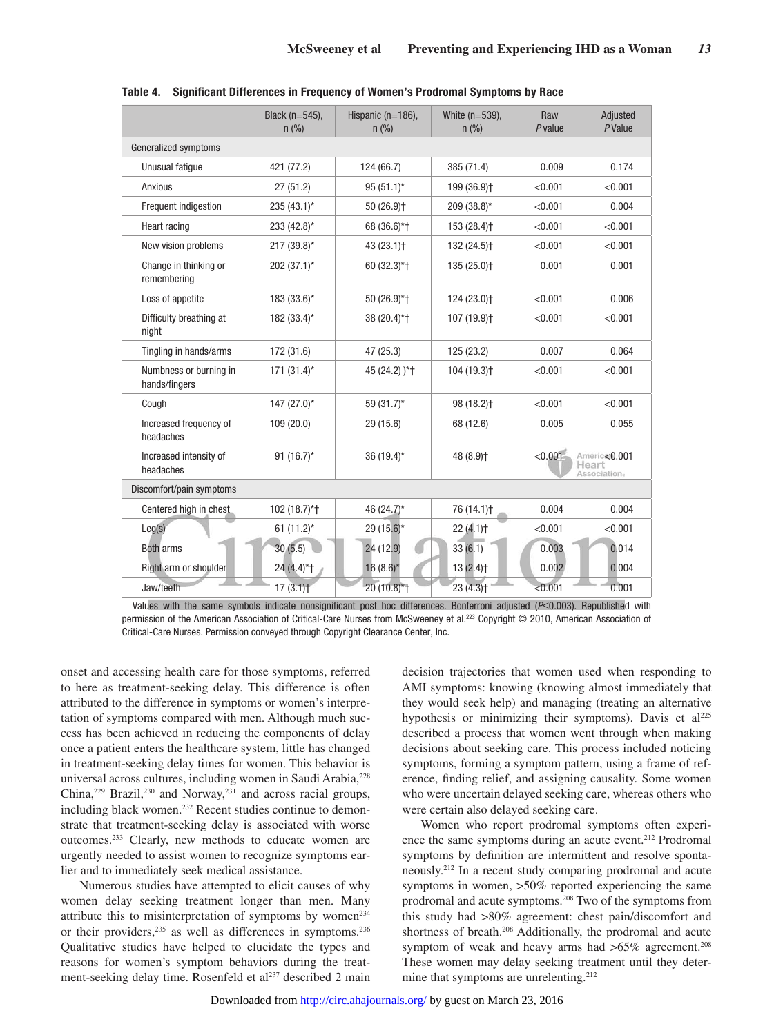**Table 4. Significant Differences in Frequency of Women's Prodromal Symptoms by Race**

| | Black (n=545), n (%) | Hispanic (n=186), n (%) | White (n=539), n (%) | Raw *P* value | Adjusted *P* Value |
|---|---|---|---|---|---|
| Generalized symptoms | | | | | |
| Unusual fatigue | 421 (77.2) | 124 (66.7) | 385 (71.4) | 0.009 | 0.174 |
| Anxious | 27 (51.2) | 95 (51.1)* | 199 (36.9)† | <0.001 | <0.001 |
| Frequent indigestion | 235 (43.1)* | 50 (26.9)† | 209 (38.8)* | <0.001 | 0.004 |
| Heart racing | 233 (42.8)* | 68 (36.6)*† | 153 (28.4)† | <0.001 | <0.001 |
| New vision problems | 217 (39.8)* | 43 (23.1)† | 132 (24.5)† | <0.001 | <0.001 |
| Change in thinking or remembering | 202 (37.1)* | 60 (32.3)*† | 135 (25.0)† | 0.001 | 0.001 |
| Loss of appetite | 183 (33.6)* | 50 (26.9)*† | 124 (23.0)† | <0.001 | 0.006 |
| Difficulty breathing at night | 182 (33.4)* | 38 (20.4)*† | 107 (19.9)† | <0.001 | <0.001 |
| Tingling in hands/arms | 172 (31.6) | 47 (25.3) | 125 (23.2) | 0.007 | 0.064 |
| Numbness or burning in hands/fingers | 171 (31.4)* | 45 (24.2) )*† | 104 (19.3)† | <0.001 | <0.001 |
| Cough | 147 (27.0)* | 59 (31.7)* | 98 (18.2)† | <0.001 | <0.001 |
| Increased frequency of headaches | 109 (20.0) | 29 (15.6) | 68 (12.6) | 0.005 | 0.055 |
| Increased intensity of headaches | 91 (16.7)* | 36 (19.4)* | 48 (8.9)† | <0.001 | <0.001 |
| Discomfort/pain symptoms | | | | | |
| Centered high in chest | 102 (18.7)*† | 46 (24.7)* | 76 (14.1)† | 0.004 | 0.004 |
| Leg(s) | 61 (11.2)* | 29 (15.6)* | 22 (4.1)† | <0.001 | <0.001 |
| Both arms | 30 (5.5) | 24 (12.9) | 33 (6.1) | 0.003 | 0.014 |
| Right arm or shoulder | 24 (4.4)*† | 16 (8.6)* | 13 (2.4)† | 0.002 | 0.004 |
| Jaw/teeth | 17 (3.1)† | 20 (10.8)*† | 23 (4.3)† | <0.001 | 0.001 |

Values with the same symbols indicate nonsignificant post hoc differences. Bonferroni adjusted ($P \leq 0.003$). Republished with permission of the American Association of Critical-Care Nurses from McSweeney et al.[223] Copyright © 2010, American Association of Critical-Care Nurses. Permission conveyed through Copyright Clearance Center, Inc.

onset and accessing health care for those symptoms, referred to here as treatment-seeking delay. This difference is often attributed to the difference in symptoms or women's interpretation of symptoms compared with men. Although much success has been achieved in reducing the components of delay once a patient enters the healthcare system, little has changed in treatment-seeking delay times for women. This behavior is universal across cultures, including women in Saudi Arabia,[228] China,[229] Brazil,[230] and Norway,[231] and across racial groups, including black women.[232] Recent studies continue to demonstrate that treatment-seeking delay is associated with worse outcomes.[233] Clearly, new methods to educate women are urgently needed to assist women to recognize symptoms earlier and to immediately seek medical assistance.

Numerous studies have attempted to elicit causes of why women delay seeking treatment longer than men. Many attribute this to misinterpretation of symptoms by women[234] or their providers,[235] as well as differences in symptoms.[236] Qualitative studies have helped to elucidate the types and reasons for women's symptom behaviors during the treatment-seeking delay time. Rosenfeld et al[237] described 2 main decision trajectories that women used when responding to AMI symptoms: knowing (knowing almost immediately that they would seek help) and managing (treating an alternative hypothesis or minimizing their symptoms). Davis et al[225] described a process that women went through when making decisions about seeking care. This process included noticing symptoms, forming a symptom pattern, using a frame of reference, finding relief, and assigning causality. Some women who were uncertain delayed seeking care, whereas others who were certain also delayed seeking care.

Women who report prodromal symptoms often experience the same symptoms during an acute event.[212] Prodromal symptoms by definition are intermittent and resolve spontaneously.[212] In a recent study comparing prodromal and acute symptoms in women, >50% reported experiencing the same prodromal and acute symptoms.[208] Two of the symptoms from this study had >80% agreement: chest pain/discomfort and shortness of breath.[208] Additionally, the prodromal and acute symptom of weak and heavy arms had >65% agreement.[208] These women may delay seeking treatment until they determine that symptoms are unrelenting.[212]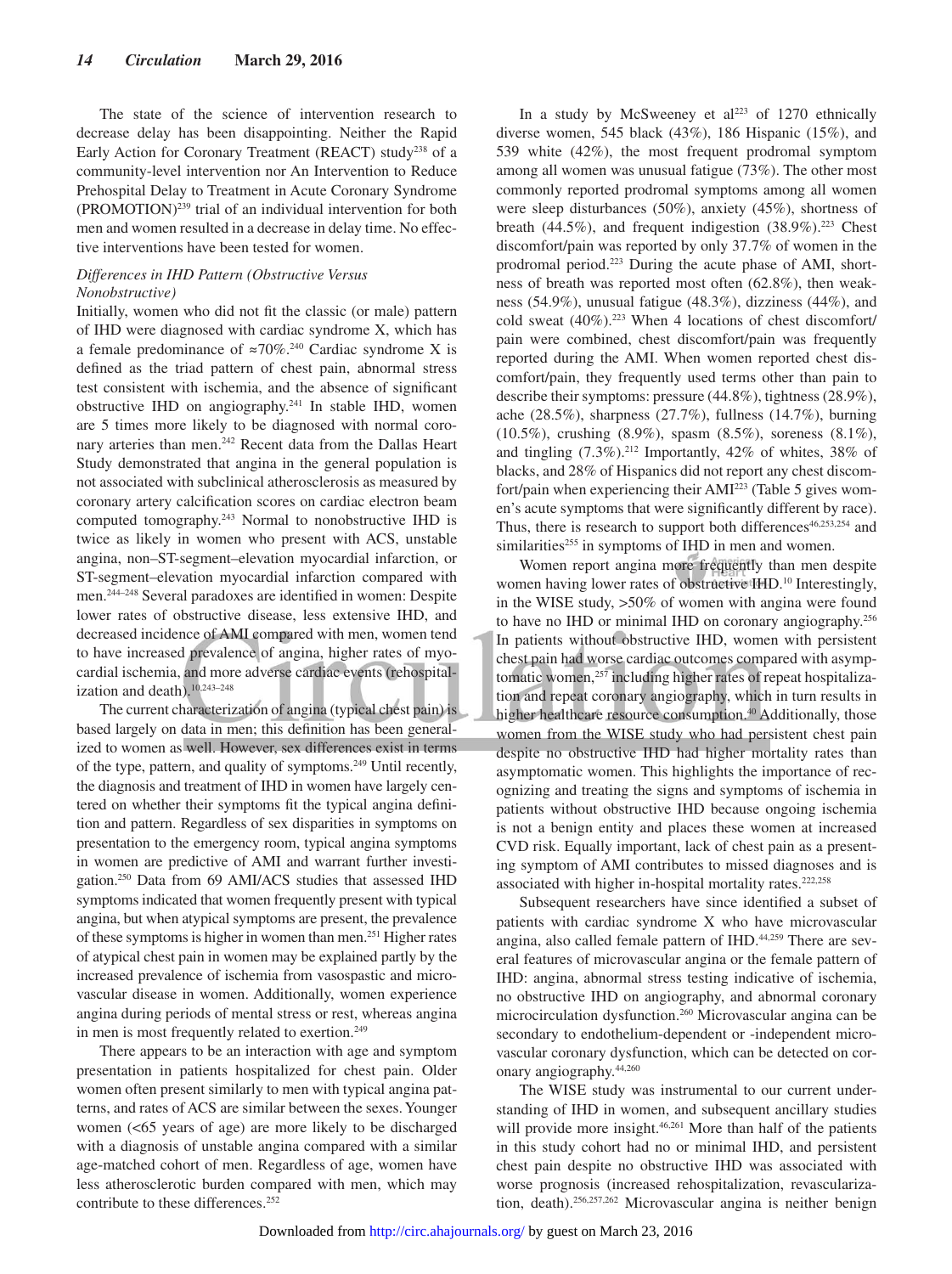The state of the science of intervention research to decrease delay has been disappointing. Neither the Rapid Early Action for Coronary Treatment (REACT) study[238] of a community-level intervention nor An Intervention to Reduce Prehospital Delay to Treatment in Acute Coronary Syndrome (PROMOTION)[239] trial of an individual intervention for both men and women resulted in a decrease in delay time. No effective interventions have been tested for women.

*Differences in IHD Pattern (Obstructive Versus Nonobstructive)*

Initially, women who did not fit the classic (or male) pattern of IHD were diagnosed with cardiac syndrome X, which has a female predominance of ≈70%.[240] Cardiac syndrome X is defined as the triad pattern of chest pain, abnormal stress test consistent with ischemia, and the absence of significant obstructive IHD on angiography.[241] In stable IHD, women are 5 times more likely to be diagnosed with normal coronary arteries than men.[242] Recent data from the Dallas Heart Study demonstrated that angina in the general population is not associated with subclinical atherosclerosis as measured by coronary artery calcification scores on cardiac electron beam computed tomography.[243] Normal to nonobstructive IHD is twice as likely in women who present with ACS, unstable angina, non–ST-segment–elevation myocardial infarction, or ST-segment–elevation myocardial infarction compared with men.[244–248] Several paradoxes are identified in women: Despite lower rates of obstructive disease, less extensive IHD, and decreased incidence of AMI compared with men, women tend to have increased prevalence of angina, higher rates of myocardial ischemia, and more adverse cardiac events (rehospitalization and death).[10,243–248]

The current characterization of angina (typical chest pain) is based largely on data in men; this definition has been generalized to women as well. However, sex differences exist in terms of the type, pattern, and quality of symptoms.[249] Until recently, the diagnosis and treatment of IHD in women have largely centered on whether their symptoms fit the typical angina definition and pattern. Regardless of sex disparities in symptoms on presentation to the emergency room, typical angina symptoms in women are predictive of AMI and warrant further investigation.[250] Data from 69 AMI/ACS studies that assessed IHD symptoms indicated that women frequently present with typical angina, but when atypical symptoms are present, the prevalence of these symptoms is higher in women than men.[251] Higher rates of atypical chest pain in women may be explained partly by the increased prevalence of ischemia from vasospastic and microvascular disease in women. Additionally, women experience angina during periods of mental stress or rest, whereas angina in men is most frequently related to exertion.[249]

There appears to be an interaction with age and symptom presentation in patients hospitalized for chest pain. Older women often present similarly to men with typical angina patterns, and rates of ACS are similar between the sexes. Younger women (<65 years of age) are more likely to be discharged with a diagnosis of unstable angina compared with a similar age-matched cohort of men. Regardless of age, women have less atherosclerotic burden compared with men, which may contribute to these differences.[252]

In a study by McSweeney et al[223] of 1270 ethnically diverse women, 545 black (43%), 186 Hispanic (15%), and 539 white (42%), the most frequent prodromal symptom among all women was unusual fatigue (73%). The other most commonly reported prodromal symptoms among all women were sleep disturbances (50%), anxiety (45%), shortness of breath (44.5%), and frequent indigestion (38.9%).[223] Chest discomfort/pain was reported by only 37.7% of women in the prodromal period.[223] During the acute phase of AMI, shortness of breath was reported most often (62.8%), then weakness (54.9%), unusual fatigue (48.3%), dizziness (44%), and cold sweat (40%).[223] When 4 locations of chest discomfort/pain were combined, chest discomfort/pain was frequently reported during the AMI. When women reported chest discomfort/pain, they frequently used terms other than pain to describe their symptoms: pressure (44.8%), tightness (28.9%), ache (28.5%), sharpness (27.7%), fullness (14.7%), burning (10.5%), crushing (8.9%), spasm (8.5%), soreness (8.1%), and tingling (7.3%).[212] Importantly, 42% of whites, 38% of blacks, and 28% of Hispanics did not report any chest discomfort/pain when experiencing their AMI[223] (Table 5 gives women's acute symptoms that were significantly different by race). Thus, there is research to support both differences[46,253,254] and similarities[255] in symptoms of IHD in men and women.

Women report angina more frequently than men despite women having lower rates of obstructive IHD.[10] Interestingly, in the WISE study, >50% of women with angina were found to have no IHD or minimal IHD on coronary angiography.[256] In patients without obstructive IHD, women with persistent chest pain had worse cardiac outcomes compared with asymptomatic women,[257] including higher rates of repeat hospitalization and repeat coronary angiography, which in turn results in higher healthcare resource consumption.[40] Additionally, those women from the WISE study who had persistent chest pain despite no obstructive IHD had higher mortality rates than asymptomatic women. This highlights the importance of recognizing and treating the signs and symptoms of ischemia in patients without obstructive IHD because ongoing ischemia is not a benign entity and places these women at increased CVD risk. Equally important, lack of chest pain as a presenting symptom of AMI contributes to missed diagnoses and is associated with higher in-hospital mortality rates.[222,258]

Subsequent researchers have since identified a subset of patients with cardiac syndrome X who have microvascular angina, also called female pattern of IHD.[44,259] There are several features of microvascular angina or the female pattern of IHD: angina, abnormal stress testing indicative of ischemia, no obstructive IHD on angiography, and abnormal coronary microcirculation dysfunction.[260] Microvascular angina can be secondary to endothelium-dependent or -independent microvascular coronary dysfunction, which can be detected on coronary angiography.[44,260]

The WISE study was instrumental to our current understanding of IHD in women, and subsequent ancillary studies will provide more insight.[46,261] More than half of the patients in this study cohort had no or minimal IHD, and persistent chest pain despite no obstructive IHD was associated with worse prognosis (increased rehospitalization, revascularization, death).[256,257,262] Microvascular angina is neither benign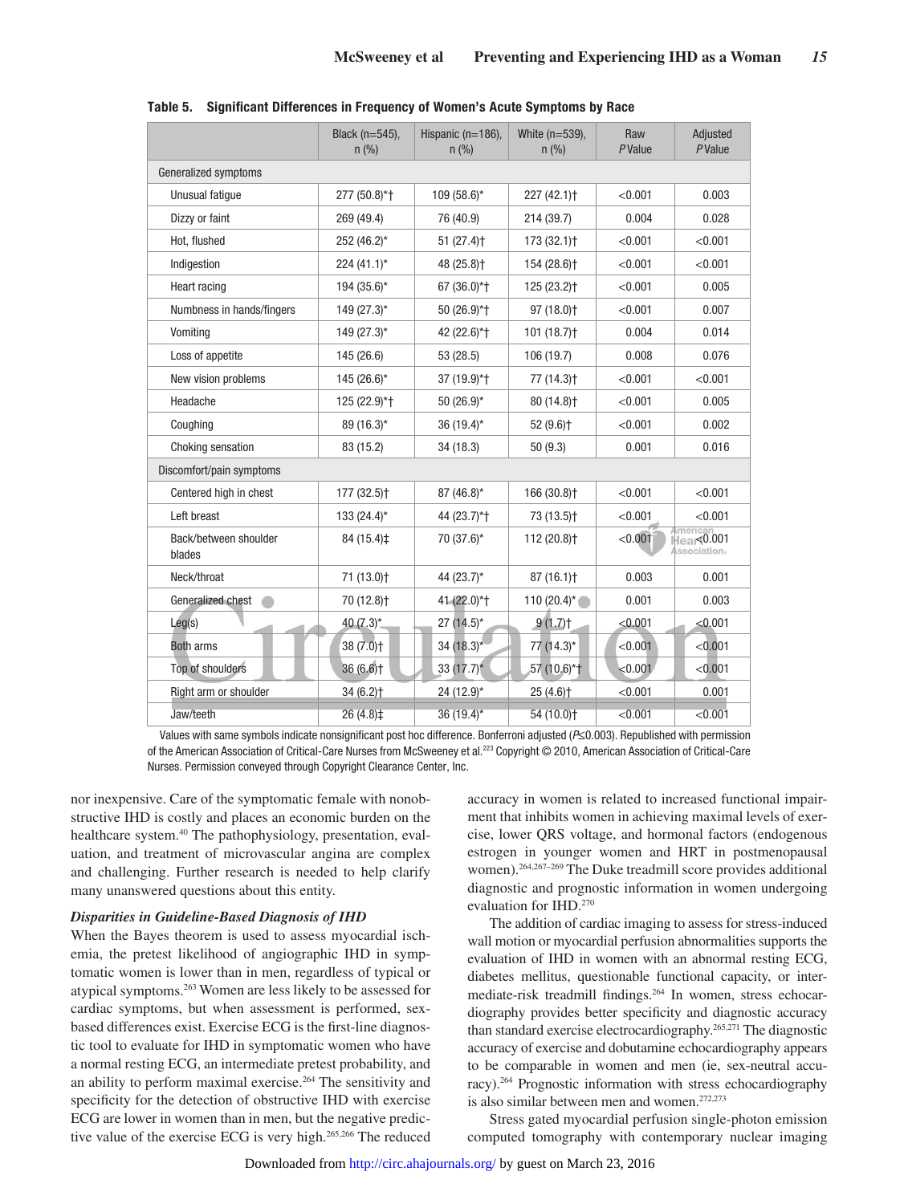**Table 5. Significant Differences in Frequency of Women's Acute Symptoms by Race**

| | Black (n=545), n (%) | Hispanic (n=186), n (%) | White (n=539), n (%) | Raw *P* Value | Adjusted *P* Value |
|---|---|---|---|---|---|
| Generalized symptoms | | | | | |
| Unusual fatigue | 277 (50.8)*† | 109 (58.6)* | 227 (42.1)† | <0.001 | 0.003 |
| Dizzy or faint | 269 (49.4) | 76 (40.9) | 214 (39.7) | 0.004 | 0.028 |
| Hot, flushed | 252 (46.2)* | 51 (27.4)† | 173 (32.1)† | <0.001 | <0.001 |
| Indigestion | 224 (41.1)* | 48 (25.8)† | 154 (28.6)† | <0.001 | <0.001 |
| Heart racing | 194 (35.6)* | 67 (36.0)*† | 125 (23.2)† | <0.001 | 0.005 |
| Numbness in hands/fingers | 149 (27.3)* | 50 (26.9)*† | 97 (18.0)† | <0.001 | 0.007 |
| Vomiting | 149 (27.3)* | 42 (22.6)*† | 101 (18.7)† | 0.004 | 0.014 |
| Loss of appetite | 145 (26.6) | 53 (28.5) | 106 (19.7) | 0.008 | 0.076 |
| New vision problems | 145 (26.6)* | 37 (19.9)*† | 77 (14.3)† | <0.001 | <0.001 |
| Headache | 125 (22.9)*† | 50 (26.9)* | 80 (14.8)† | <0.001 | 0.005 |
| Coughing | 89 (16.3)* | 36 (19.4)* | 52 (9.6)† | <0.001 | 0.002 |
| Choking sensation | 83 (15.2) | 34 (18.3) | 50 (9.3) | 0.001 | 0.016 |
| Discomfort/pain symptoms | | | | | |
| Centered high in chest | 177 (32.5)† | 87 (46.8)* | 166 (30.8)† | <0.001 | <0.001 |
| Left breast | 133 (24.4)* | 44 (23.7)*† | 73 (13.5)† | <0.001 | <0.001 |
| Back/between shoulder blades | 84 (15.4)‡ | 70 (37.6)* | 112 (20.8)† | <0.001 | <0.001 |
| Neck/throat | 71 (13.0)† | 44 (23.7)* | 87 (16.1)† | 0.003 | 0.001 |
| Generalized chest | 70 (12.8)† | 41 (22.0)*† | 110 (20.4)* | 0.001 | 0.003 |
| Leg(s) | 40 (7.3)* | 27 (14.5)* | 9 (1.7)† | <0.001 | <0.001 |
| Both arms | 38 (7.0)† | 34 (18.3)* | 77 (14.3)* | <0.001 | <0.001 |
| Top of shoulders | 36 (6.6)† | 33 (17.7)* | 57 (10.6)*† | <0.001 | <0.001 |
| Right arm or shoulder | 34 (6.2)† | 24 (12.9)* | 25 (4.6)† | <0.001 | 0.001 |
| Jaw/teeth | 26 (4.8)‡ | 36 (19.4)* | 54 (10.0)† | <0.001 | <0.001 |

Values with same symbols indicate nonsignificant post hoc difference. Bonferroni adjusted ($P \leq 0.003$). Republished with permission of the American Association of Critical-Care Nurses from McSweeney et al.[223] Copyright © 2010, American Association of Critical-Care Nurses. Permission conveyed through Copyright Clearance Center, Inc.

nor inexpensive. Care of the symptomatic female with nonobstructive IHD is costly and places an economic burden on the healthcare system.[40] The pathophysiology, presentation, evaluation, and treatment of microvascular angina are complex and challenging. Further research is needed to help clarify many unanswered questions about this entity.

### *Disparities in Guideline-Based Diagnosis of IHD*

When the Bayes theorem is used to assess myocardial ischemia, the pretest likelihood of angiographic IHD in symptomatic women is lower than in men, regardless of typical or atypical symptoms.[263] Women are less likely to be assessed for cardiac symptoms, but when assessment is performed, sex-based differences exist. Exercise ECG is the first-line diagnostic tool to evaluate for IHD in symptomatic women who have a normal resting ECG, an intermediate pretest probability, and an ability to perform maximal exercise.[264] The sensitivity and specificity for the detection of obstructive IHD with exercise ECG are lower in women than in men, but the negative predictive value of the exercise ECG is very high.[265,266] The reduced accuracy in women is related to increased functional impairment that inhibits women in achieving maximal levels of exercise, lower QRS voltage, and hormonal factors (endogenous estrogen in younger women and HRT in postmenopausal women).[264,267–269] The Duke treadmill score provides additional diagnostic and prognostic information in women undergoing evaluation for IHD.[270]

The addition of cardiac imaging to assess for stress-induced wall motion or myocardial perfusion abnormalities supports the evaluation of IHD in women with an abnormal resting ECG, diabetes mellitus, questionable functional capacity, or intermediate-risk treadmill findings.[264] In women, stress echocardiography provides better specificity and diagnostic accuracy than standard exercise electrocardiography.[265,271] The diagnostic accuracy of exercise and dobutamine echocardiography appears to be comparable in women and men (ie, sex-neutral accuracy).[264] Prognostic information with stress echocardiography is also similar between men and women.[272,273]

Stress gated myocardial perfusion single-photon emission computed tomography with contemporary nuclear imaging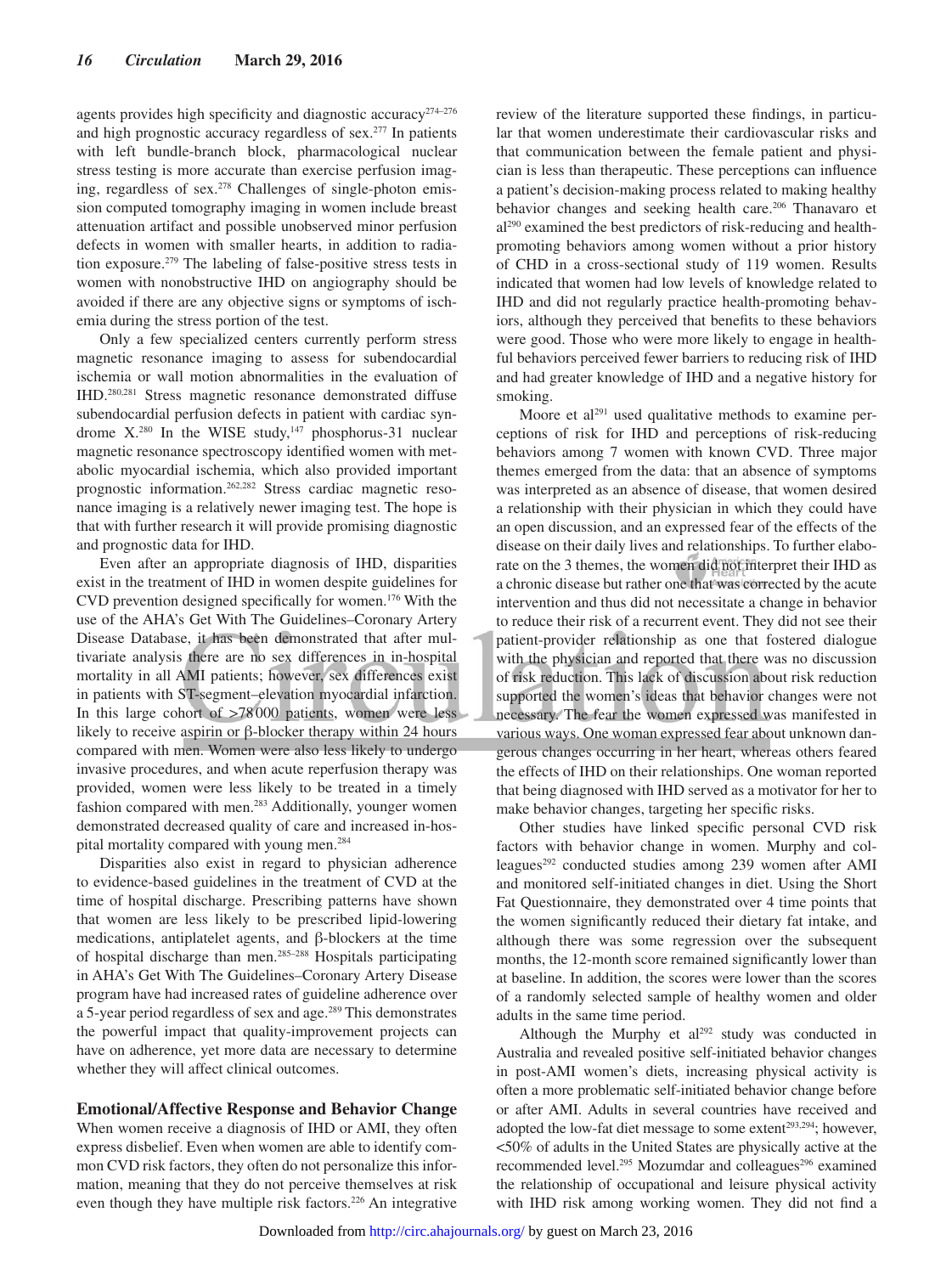agents provides high specificity and diagnostic accuracy[274–276] and high prognostic accuracy regardless of sex.[277] In patients with left bundle-branch block, pharmacological nuclear stress testing is more accurate than exercise perfusion imaging, regardless of sex.[278] Challenges of single-photon emission computed tomography imaging in women include breast attenuation artifact and possible unobserved minor perfusion defects in women with smaller hearts, in addition to radiation exposure.[279] The labeling of false-positive stress tests in women with nonobstructive IHD on angiography should be avoided if there are any objective signs or symptoms of ischemia during the stress portion of the test.

Only a few specialized centers currently perform stress magnetic resonance imaging to assess for subendocardial ischemia or wall motion abnormalities in the evaluation of IHD.[280,281] Stress magnetic resonance demonstrated diffuse subendocardial perfusion defects in patient with cardiac syndrome X.[280] In the WISE study,[147] phosphorus-31 nuclear magnetic resonance spectroscopy identified women with metabolic myocardial ischemia, which also provided important prognostic information.[262,282] Stress cardiac magnetic resonance imaging is a relatively newer imaging test. The hope is that with further research it will provide promising diagnostic and prognostic data for IHD.

Even after an appropriate diagnosis of IHD, disparities exist in the treatment of IHD in women despite guidelines for CVD prevention designed specifically for women.[176] With the use of the AHA's Get With The Guidelines–Coronary Artery Disease Database, it has been demonstrated that after multivariate analysis there are no sex differences in in-hospital mortality in all AMI patients; however, sex differences exist in patients with ST-segment–elevation myocardial infarction. In this large cohort of >78 000 patients, women were less likely to receive aspirin or β-blocker therapy within 24 hours compared with men. Women were also less likely to undergo invasive procedures, and when acute reperfusion therapy was provided, women were less likely to be treated in a timely fashion compared with men.[283] Additionally, younger women demonstrated decreased quality of care and increased in-hospital mortality compared with young men.[284]

Disparities also exist in regard to physician adherence to evidence-based guidelines in the treatment of CVD at the time of hospital discharge. Prescribing patterns have shown that women are less likely to be prescribed lipid-lowering medications, antiplatelet agents, and β-blockers at the time of hospital discharge than men.[285–288] Hospitals participating in AHA's Get With The Guidelines–Coronary Artery Disease program have had increased rates of guideline adherence over a 5-year period regardless of sex and age.[289] This demonstrates the powerful impact that quality-improvement projects can have on adherence, yet more data are necessary to determine whether they will affect clinical outcomes.

## Emotional/Affective Response and Behavior Change

When women receive a diagnosis of IHD or AMI, they often express disbelief. Even when women are able to identify common CVD risk factors, they often do not personalize this information, meaning that they do not perceive themselves at risk even though they have multiple risk factors.[226] An integrative review of the literature supported these findings, in particular that women underestimate their cardiovascular risks and that communication between the female patient and physician is less than therapeutic. These perceptions can influence a patient's decision-making process related to making healthy behavior changes and seeking health care.[206] Thanavaro et al[290] examined the best predictors of risk-reducing and health-promoting behaviors among women without a prior history of CHD in a cross-sectional study of 119 women. Results indicated that women had low levels of knowledge related to IHD and did not regularly practice health-promoting behaviors, although they perceived that benefits to these behaviors were good. Those who were more likely to engage in healthful behaviors perceived fewer barriers to reducing risk of IHD and had greater knowledge of IHD and a negative history for smoking.

Moore et al[291] used qualitative methods to examine perceptions of risk for IHD and perceptions of risk-reducing behaviors among 7 women with known CVD. Three major themes emerged from the data: that an absence of symptoms was interpreted as an absence of disease, that women desired a relationship with their physician in which they could have an open discussion, and an expressed fear of the effects of the disease on their daily lives and relationships. To further elaborate on the 3 themes, the women did not interpret their IHD as a chronic disease but rather one that was corrected by the acute intervention and thus did not necessitate a change in behavior to reduce their risk of a recurrent event. They did not see their patient-provider relationship as one that fostered dialogue with the physician and reported that there was no discussion of risk reduction. This lack of discussion about risk reduction supported the women's ideas that behavior changes were not necessary. The fear the women expressed was manifested in various ways. One woman expressed fear about unknown dangerous changes occurring in her heart, whereas others feared the effects of IHD on their relationships. One woman reported that being diagnosed with IHD served as a motivator for her to make behavior changes, targeting her specific risks.

Other studies have linked specific personal CVD risk factors with behavior change in women. Murphy and colleagues[292] conducted studies among 239 women after AMI and monitored self-initiated changes in diet. Using the Short Fat Questionnaire, they demonstrated over 4 time points that the women significantly reduced their dietary fat intake, and although there was some regression over the subsequent months, the 12-month score remained significantly lower than at baseline. In addition, the scores were lower than the scores of a randomly selected sample of healthy women and older adults in the same time period.

Although the Murphy et al[292] study was conducted in Australia and revealed positive self-initiated behavior changes in post-AMI women's diets, increasing physical activity is often a more problematic self-initiated behavior change before or after AMI. Adults in several countries have received and adopted the low-fat diet message to some extent[293,294]; however, <50% of adults in the United States are physically active at the recommended level.[295] Mozumdar and colleagues[296] examined the relationship of occupational and leisure physical activity with IHD risk among working women. They did not find a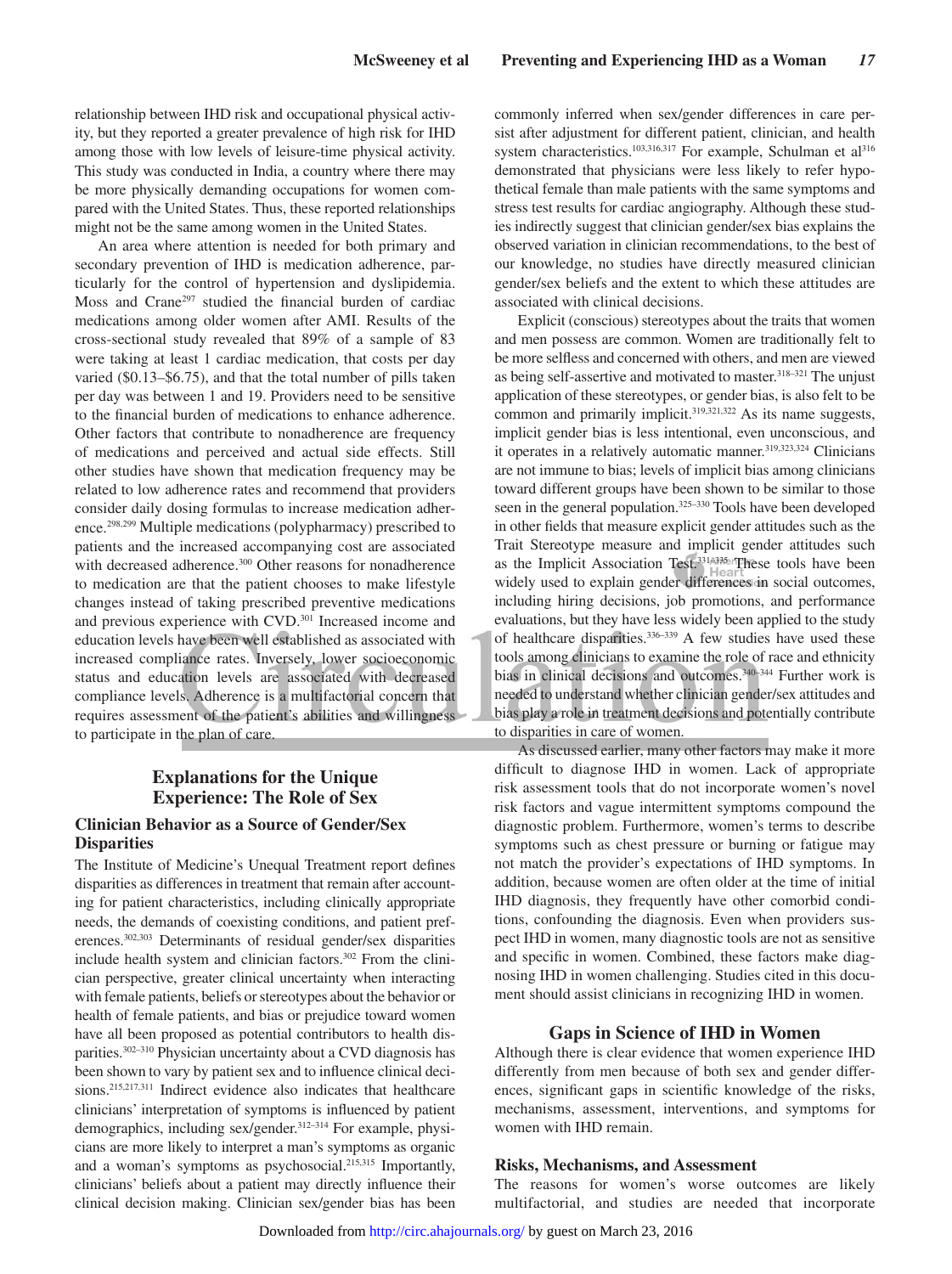relationship between IHD risk and occupational physical activity, but they reported a greater prevalence of high risk for IHD among those with low levels of leisure-time physical activity. This study was conducted in India, a country where there may be more physically demanding occupations for women compared with the United States. Thus, these reported relationships might not be the same among women in the United States.

An area where attention is needed for both primary and secondary prevention of IHD is medication adherence, particularly for the control of hypertension and dyslipidemia. Moss and Crane[297] studied the financial burden of cardiac medications among older women after AMI. Results of the cross-sectional study revealed that 89% of a sample of 83 were taking at least 1 cardiac medication, that costs per day varied ($0.13–$6.75), and that the total number of pills taken per day was between 1 and 19. Providers need to be sensitive to the financial burden of medications to enhance adherence. Other factors that contribute to nonadherence are frequency of medications and perceived and actual side effects. Still other studies have shown that medication frequency may be related to low adherence rates and recommend that providers consider daily dosing formulas to increase medication adherence.[298,299] Multiple medications (polypharmacy) prescribed to patients and the increased accompanying cost are associated with decreased adherence.[300] Other reasons for nonadherence to medication are that the patient chooses to make lifestyle changes instead of taking prescribed preventive medications and previous experience with CVD.[301] Increased income and education levels have been well established as associated with increased compliance rates. Inversely, lower socioeconomic status and education levels are associated with decreased compliance levels. Adherence is a multifactorial concern that requires assessment of the patient's abilities and willingness to participate in the plan of care.

## Explanations for the Unique Experience: The Role of Sex

### Clinician Behavior as a Source of Gender/Sex Disparities

The Institute of Medicine's Unequal Treatment report defines disparities as differences in treatment that remain after accounting for patient characteristics, including clinically appropriate needs, the demands of coexisting conditions, and patient preferences.[302,303] Determinants of residual gender/sex disparities include health system and clinician factors.[302] From the clinician perspective, greater clinical uncertainty when interacting with female patients, beliefs or stereotypes about the behavior or health of female patients, and bias or prejudice toward women have all been proposed as potential contributors to health disparities.[302–310] Physician uncertainty about a CVD diagnosis has been shown to vary by patient sex and to influence clinical decisions.[215,217,311] Indirect evidence also indicates that healthcare clinicians' interpretation of symptoms is influenced by patient demographics, including sex/gender.[312–314] For example, physicians are more likely to interpret a man's symptoms as organic and a woman's symptoms as psychosocial.[215,315] Importantly, clinicians' beliefs about a patient may directly influence their clinical decision making. Clinician sex/gender bias has been commonly inferred when sex/gender differences in care persist after adjustment for different patient, clinician, and health system characteristics.[103,316,317] For example, Schulman et al[316] demonstrated that physicians were less likely to refer hypothetical female than male patients with the same symptoms and stress test results for cardiac angiography. Although these studies indirectly suggest that clinician gender/sex bias explains the observed variation in clinician recommendations, to the best of our knowledge, no studies have directly measured clinician gender/sex beliefs and the extent to which these attitudes are associated with clinical decisions.

Explicit (conscious) stereotypes about the traits that women and men possess are common. Women are traditionally felt to be more selfless and concerned with others, and men are viewed as being self-assertive and motivated to master.[318–321] The unjust application of these stereotypes, or gender bias, is also felt to be common and primarily implicit.[319,321,322] As its name suggests, implicit gender bias is less intentional, even unconscious, and it operates in a relatively automatic manner.[319,323,324] Clinicians are not immune to bias; levels of implicit bias among clinicians toward different groups have been shown to be similar to those seen in the general population.[325–330] Tools have been developed in other fields that measure explicit gender attitudes such as the Trait Stereotype measure and implicit gender attitudes such as the Implicit Association Test.[331–335] These tools have been widely used to explain gender differences in social outcomes, including hiring decisions, job promotions, and performance evaluations, but they have less widely been applied to the study of healthcare disparities.[336–339] A few studies have used these tools among clinicians to examine the role of race and ethnicity bias in clinical decisions and outcomes.[340–344] Further work is needed to understand whether clinician gender/sex attitudes and bias play a role in treatment decisions and potentially contribute to disparities in care of women.

As discussed earlier, many other factors may make it more difficult to diagnose IHD in women. Lack of appropriate risk assessment tools that do not incorporate women's novel risk factors and vague intermittent symptoms compound the diagnostic problem. Furthermore, women's terms to describe symptoms such as chest pressure or burning or fatigue may not match the provider's expectations of IHD symptoms. In addition, because women are often older at the time of initial IHD diagnosis, they frequently have other comorbid conditions, confounding the diagnosis. Even when providers suspect IHD in women, many diagnostic tools are not as sensitive and specific in women. Combined, these factors make diagnosing IHD in women challenging. Studies cited in this document should assist clinicians in recognizing IHD in women.

## Gaps in Science of IHD in Women

Although there is clear evidence that women experience IHD differently from men because of both sex and gender differences, significant gaps in scientific knowledge of the risks, mechanisms, assessment, interventions, and symptoms for women with IHD remain.

### Risks, Mechanisms, and Assessment

The reasons for women's worse outcomes are likely multifactorial, and studies are needed that incorporate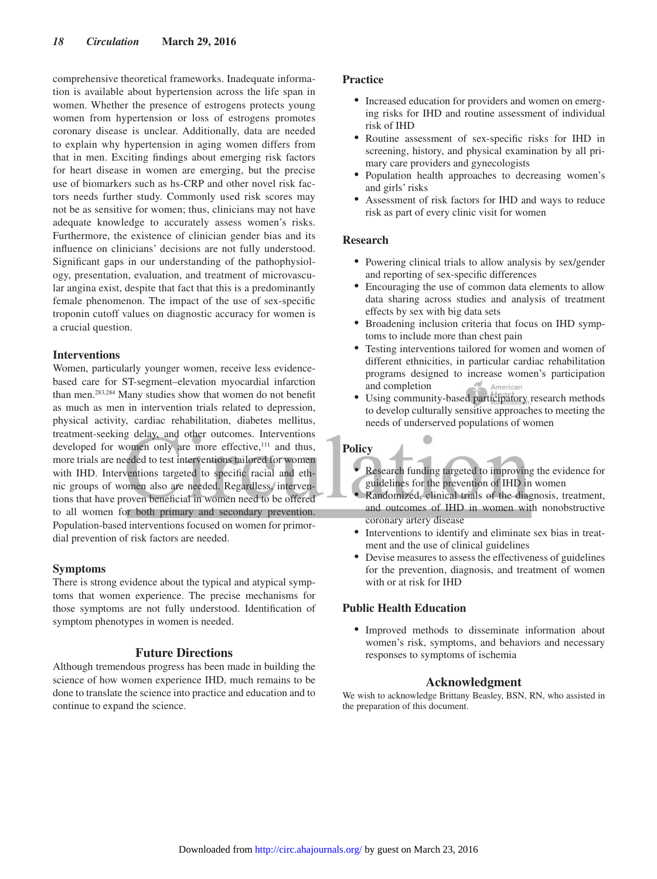comprehensive theoretical frameworks. Inadequate information is available about hypertension across the life span in women. Whether the presence of estrogens protects young women from hypertension or loss of estrogens promotes coronary disease is unclear. Additionally, data are needed to explain why hypertension in aging women differs from that in men. Exciting findings about emerging risk factors for heart disease in women are emerging, but the precise use of biomarkers such as hs-CRP and other novel risk factors needs further study. Commonly used risk scores may not be as sensitive for women; thus, clinicians may not have adequate knowledge to accurately assess women's risks. Furthermore, the existence of clinician gender bias and its influence on clinicians' decisions are not fully understood. Significant gaps in our understanding of the pathophysiology, presentation, evaluation, and treatment of microvascular angina exist, despite that fact that this is a predominantly female phenomenon. The impact of the use of sex-specific troponin cutoff values on diagnostic accuracy for women is a crucial question.

### Interventions

Women, particularly younger women, receive less evidence-based care for ST-segment–elevation myocardial infarction than men.[283,284] Many studies show that women do not benefit as much as men in intervention trials related to depression, physical activity, cardiac rehabilitation, diabetes mellitus, treatment-seeking delay, and other outcomes. Interventions developed for women only are more effective,[111] and thus, more trials are needed to test interventions tailored for women with IHD. Interventions targeted to specific racial and ethnic groups of women also are needed. Regardless, interventions that have proven beneficial in women need to be offered to all women for both primary and secondary prevention. Population-based interventions focused on women for primordial prevention of risk factors are needed.

### Symptoms

There is strong evidence about the typical and atypical symptoms that women experience. The precise mechanisms for those symptoms are not fully understood. Identification of symptom phenotypes in women is needed.

## Future Directions

Although tremendous progress has been made in building the science of how women experience IHD, much remains to be done to translate the science into practice and education and to continue to expand the science.

### Practice

- Increased education for providers and women on emerging risks for IHD and routine assessment of individual risk of IHD
- Routine assessment of sex-specific risks for IHD in screening, history, and physical examination by all primary care providers and gynecologists
- Population health approaches to decreasing women's and girls' risks
- Assessment of risk factors for IHD and ways to reduce risk as part of every clinic visit for women

### Research

- Powering clinical trials to allow analysis by sex/gender and reporting of sex-specific differences
- Encouraging the use of common data elements to allow data sharing across studies and analysis of treatment effects by sex with big data sets
- Broadening inclusion criteria that focus on IHD symptoms to include more than chest pain
- Testing interventions tailored for women and women of different ethnicities, in particular cardiac rehabilitation programs designed to increase women's participation and completion
- Using community-based participatory research methods to develop culturally sensitive approaches to meeting the needs of underserved populations of women

### Policy

- Research funding targeted to improving the evidence for guidelines for the prevention of IHD in women
- Randomized, clinical trials of the diagnosis, treatment, and outcomes of IHD in women with nonobstructive coronary artery disease
- Interventions to identify and eliminate sex bias in treatment and the use of clinical guidelines
- Devise measures to assess the effectiveness of guidelines for the prevention, diagnosis, and treatment of women with or at risk for IHD

### Public Health Education

- Improved methods to disseminate information about women's risk, symptoms, and behaviors and necessary responses to symptoms of ischemia

## Acknowledgment

We wish to acknowledge Brittany Beasley, BSN, RN, who assisted in the preparation of this document.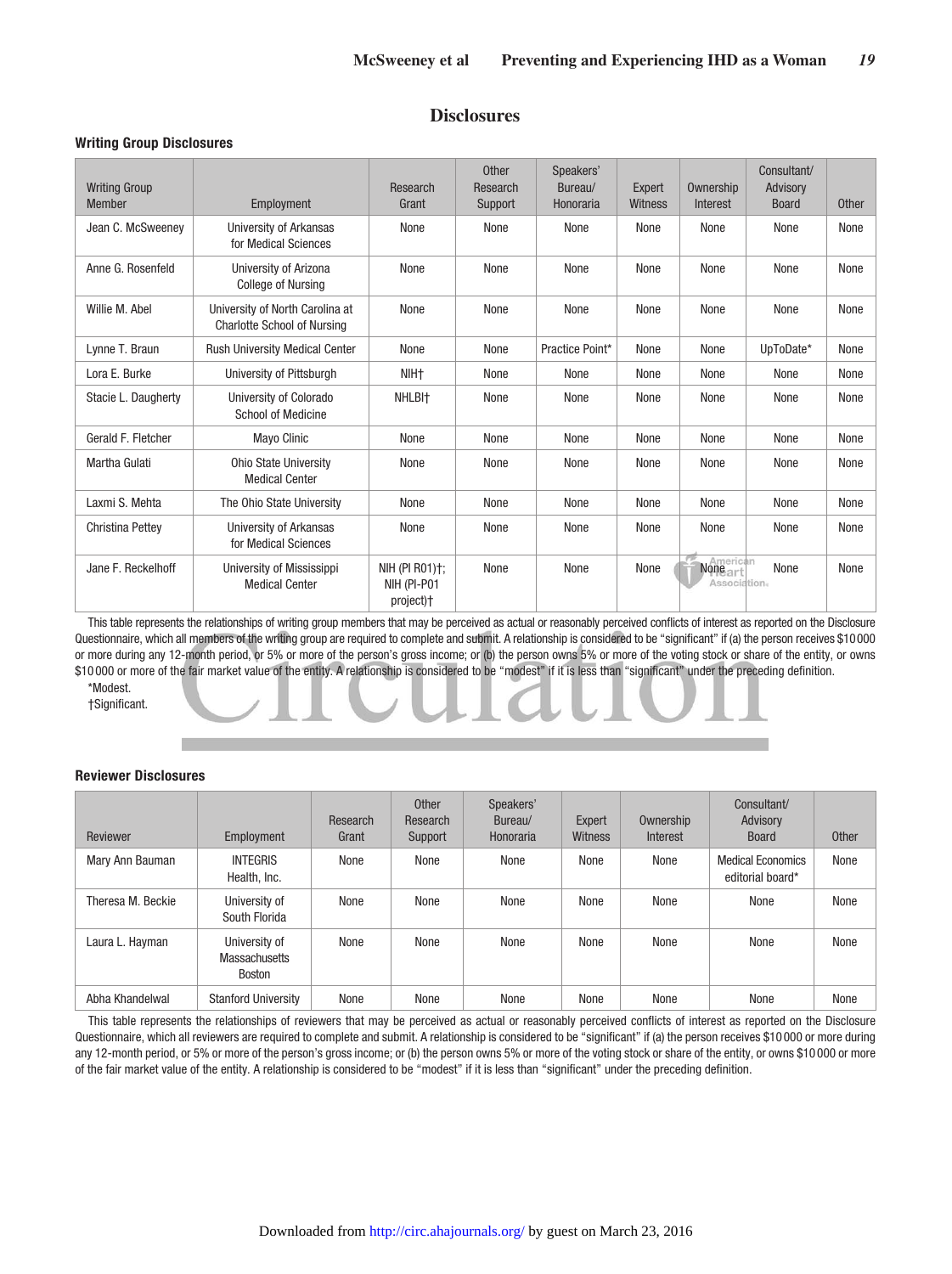# Disclosures

## Writing Group Disclosures

| Writing Group Member | Employment | Research Grant | Other Research Support | Speakers' Bureau/ Honoraria | Expert Witness | Ownership Interest | Consultant/ Advisory Board | Other |
|---|---|---|---|---|---|---|---|---|
| Jean C. McSweeney | University of Arkansas for Medical Sciences | None | None | None | None | None | None | None |
| Anne G. Rosenfeld | University of Arizona College of Nursing | None | None | None | None | None | None | None |
| Willie M. Abel | University of North Carolina at Charlotte School of Nursing | None | None | None | None | None | None | None |
| Lynne T. Braun | Rush University Medical Center | None | None | Practice Point* | None | None | UpToDate* | None |
| Lora E. Burke | University of Pittsburgh | NIH† | None | None | None | None | None | None |
| Stacie L. Daugherty | University of Colorado School of Medicine | NHLBI† | None | None | None | None | None | None |
| Gerald F. Fletcher | Mayo Clinic | None | None | None | None | None | None | None |
| Martha Gulati | Ohio State University Medical Center | None | None | None | None | None | None | None |
| Laxmi S. Mehta | The Ohio State University | None | None | None | None | None | None | None |
| Christina Pettey | University of Arkansas for Medical Sciences | None | None | None | None | None | None | None |
| Jane F. Reckelhoff | University of Mississippi Medical Center | NIH (PI R01)†; NIH (PI-P01 project)† | None | None | None | None | None | None |

This table represents the relationships of writing group members that may be perceived as actual or reasonably perceived conflicts of interest as reported on the Disclosure Questionnaire, which all members of the writing group are required to complete and submit. A relationship is considered to be "significant" if (a) the person receives $10 000 or more during any 12-month period, or 5% or more of the person's gross income; or (b) the person owns 5% or more of the voting stock or share of the entity, or owns $10 000 or more of the fair market value of the entity. A relationship is considered to be "modest" if it is less than "significant" under the preceding definition.

*Modest.

†Significant.

## Reviewer Disclosures

| Reviewer | Employment | Research Grant | Other Research Support | Speakers' Bureau/ Honoraria | Expert Witness | Ownership Interest | Consultant/ Advisory Board | Other |
|---|---|---|---|---|---|---|---|---|
| Mary Ann Bauman | INTEGRIS Health, Inc. | None | None | None | None | None | Medical Economics editorial board* | None |
| Theresa M. Beckie | University of South Florida | None | None | None | None | None | None | None |
| Laura L. Hayman | University of Massachusetts Boston | None | None | None | None | None | None | None |
| Abha Khandelwal | Stanford University | None | None | None | None | None | None | None |

This table represents the relationships of reviewers that may be perceived as actual or reasonably perceived conflicts of interest as reported on the Disclosure Questionnaire, which all reviewers are required to complete and submit. A relationship is considered to be "significant" if (a) the person receives $10 000 or more during any 12-month period, or 5% or more of the person's gross income; or (b) the person owns 5% or more of the voting stock or share of the entity, or owns $10 000 or more of the fair market value of the entity. A relationship is considered to be "modest" if it is less than "significant" under the preceding definition.

*Modest.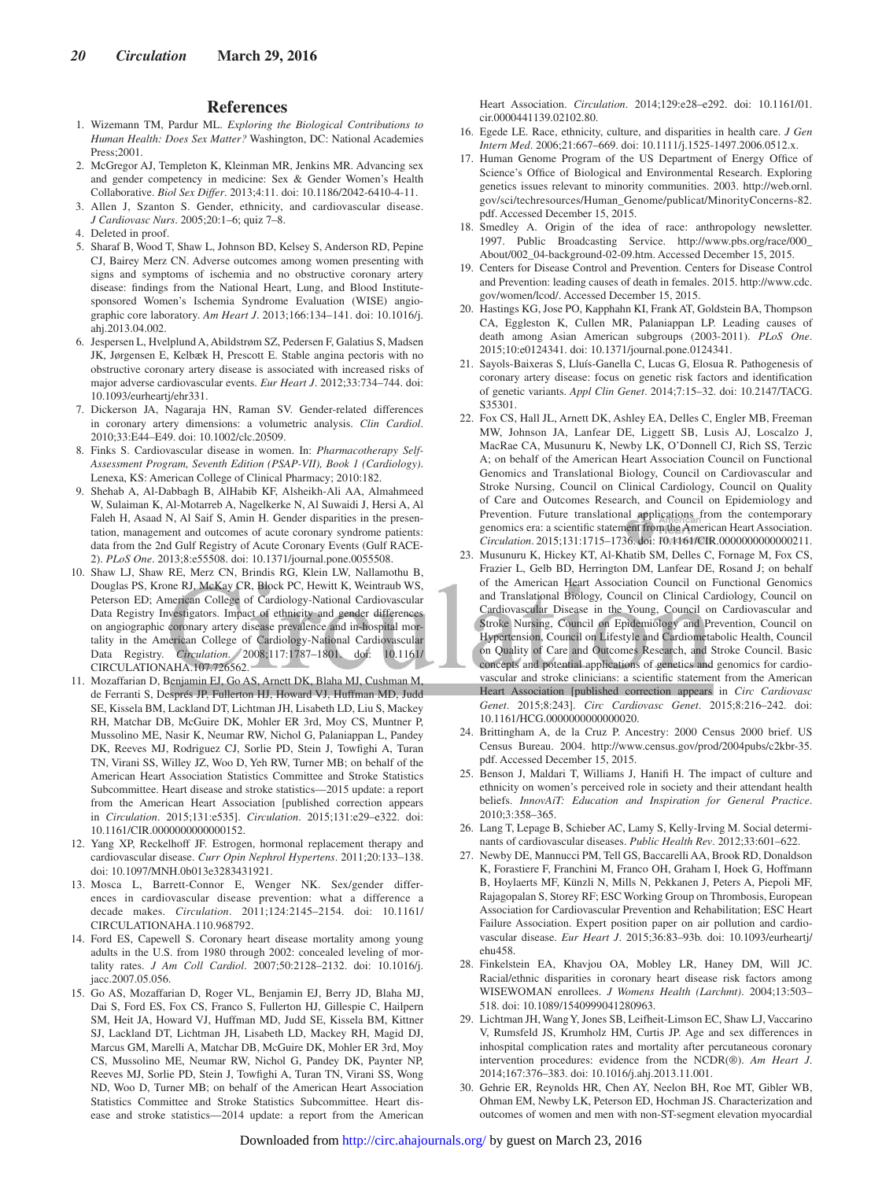## References

1. Wizemann TM, Pardur ML. *Exploring the Biological Contributions to Human Health: Does Sex Matter?* Washington, DC: National Academies Press;2001.
2. McGregor AJ, Templeton K, Kleinman MR, Jenkins MR. Advancing sex and gender competency in medicine: Sex & Gender Women's Health Collaborative. *Biol Sex Differ*. 2013;4:11. doi: 10.1186/2042-6410-4-11.
3. Allen J, Szanton S. Gender, ethnicity, and cardiovascular disease. *J Cardiovasc Nurs*. 2005;20:1–6; quiz 7–8.
4. Deleted in proof.
5. Sharaf B, Wood T, Shaw L, Johnson BD, Kelsey S, Anderson RD, Pepine CJ, Bairey Merz CN. Adverse outcomes among women presenting with signs and symptoms of ischemia and no obstructive coronary artery disease: findings from the National Heart, Lung, and Blood Institute-sponsored Women's Ischemia Syndrome Evaluation (WISE) angiographic core laboratory. *Am Heart J*. 2013;166:134–141. doi: 10.1016/j.ahj.2013.04.002.
6. Jespersen L, Hvelplund A, Abildstrøm SZ, Pedersen F, Galatius S, Madsen JK, Jørgensen E, Kelbæk H, Prescott E. Stable angina pectoris with no obstructive coronary artery disease is associated with increased risks of major adverse cardiovascular events. *Eur Heart J*. 2012;33:734–744. doi: 10.1093/eurheartj/ehr331.
7. Dickerson JA, Nagaraja HN, Raman SV. Gender-related differences in coronary artery dimensions: a volumetric analysis. *Clin Cardiol*. 2010;33:E44–E49. doi: 10.1002/clc.20509.
8. Finks S. Cardiovascular disease in women. In: *Pharmacotherapy Self-Assessment Program, Seventh Edition (PSAP-VII), Book 1 (Cardiology)*. Lenexa, KS: American College of Clinical Pharmacy; 2010:182.
9. Shehab A, Al-Dabbagh B, AlHabib KF, Alsheikh-Ali AA, Almahmeed W, Sulaiman K, Al-Motarreb A, Nagelkerke N, Al Suwaidi J, Hersi A, Al Faleh H, Asaad N, Al Saif S, Amin H. Gender disparities in the presentation, management and outcomes of acute coronary syndrome patients: data from the 2nd Gulf Registry of Acute Coronary Events (Gulf RACE-2). *PLoS One*. 2013;8:e55508. doi: 10.1371/journal.pone.0055508.
10. Shaw LJ, Shaw RE, Merz CN, Brindis RG, Klein LW, Nallamothu B, Douglas PS, Krone RJ, McKay CR, Block PC, Hewitt K, Weintraub WS, Peterson ED; American College of Cardiology-National Cardiovascular Data Registry Investigators. Impact of ethnicity and gender differences on angiographic coronary artery disease prevalence and in-hospital mortality in the American College of Cardiology-National Cardiovascular Data Registry. *Circulation*. 2008;117:1787–1801. doi: 10.1161/CIRCULATIONAHA.107.726562.
11. Mozaffarian D, Benjamin EJ, Go AS, Arnett DK, Blaha MJ, Cushman M, de Ferranti S, Després JP, Fullerton HJ, Howard VJ, Huffman MD, Judd SE, Kissela BM, Lackland DT, Lichtman JH, Lisabeth LD, Liu S, Mackey RH, Matchar DB, McGuire DK, Mohler ER 3rd, Moy CS, Muntner P, Mussolino ME, Nasir K, Neumar RW, Nichol G, Palaniappan L, Pandey DK, Reeves MJ, Rodriguez CJ, Sorlie PD, Stein J, Towfighi A, Turan TN, Virani SS, Willey JZ, Woo D, Yeh RW, Turner MB; on behalf of the American Heart Association Statistics Committee and Stroke Statistics Subcommittee. Heart disease and stroke statistics—2015 update: a report from the American Heart Association [published correction appears in *Circulation*. 2015;131:e535]. *Circulation*. 2015;131:e29–e322. doi: 10.1161/CIR.0000000000000152.
12. Yang XP, Reckelhoff JF. Estrogen, hormonal replacement therapy and cardiovascular disease. *Curr Opin Nephrol Hypertens*. 2011;20:133–138. doi: 10.1097/MNH.0b013e3283431921.
13. Mosca L, Barrett-Connor E, Wenger NK. Sex/gender differences in cardiovascular disease prevention: what a difference a decade makes. *Circulation*. 2011;124:2145–2154. doi: 10.1161/CIRCULATIONAHA.110.968792.
14. Ford ES, Capewell S. Coronary heart disease mortality among young adults in the U.S. from 1980 through 2002: concealed leveling of mortality rates. *J Am Coll Cardiol*. 2007;50:2128–2132. doi: 10.1016/j.jacc.2007.05.056.
15. Go AS, Mozaffarian D, Roger VL, Benjamin EJ, Berry JD, Blaha MJ, Dai S, Ford ES, Fox CS, Franco S, Fullerton HJ, Gillespie C, Hailpern SM, Heit JA, Howard VJ, Huffman MD, Judd SE, Kissela BM, Kittner SJ, Lackland DT, Lichtman JH, Lisabeth LD, Mackey RH, Magid DJ, Marcus GM, Marelli A, Matchar DB, McGuire DK, Mohler ER 3rd, Moy CS, Mussolino ME, Neumar RW, Nichol G, Pandey DK, Paynter NP, Reeves MJ, Sorlie PD, Stein J, Towfighi A, Turan TN, Virani SS, Wong ND, Woo D, Turner MB; on behalf of the American Heart Association Statistics Committee and Stroke Statistics Subcommittee. Heart disease and stroke statistics—2014 update: a report from the American Heart Association. *Circulation*. 2014;129:e28–e292. doi: 10.1161/01.cir.0000441139.02102.80.
16. Egede LE. Race, ethnicity, culture, and disparities in health care. *J Gen Intern Med*. 2006;21:667–669. doi: 10.1111/j.1525-1497.2006.0512.x.
17. Human Genome Program of the US Department of Energy Office of Science's Office of Biological and Environmental Research. Exploring genetics issues relevant to minority communities. 2003. http://web.ornl.gov/sci/techresources/Human_Genome/publicat/MinorityConcerns-82.pdf. Accessed December 15, 2015.
18. Smedley A. Origin of the idea of race: anthropology newsletter. 1997. Public Broadcasting Service. http://www.pbs.org/race/000_About/002_04-background-02-09.htm. Accessed December 15, 2015.
19. Centers for Disease Control and Prevention. Centers for Disease Control and Prevention: leading causes of death in females. 2015. http://www.cdc.gov/women/lcod/. Accessed December 15, 2015.
20. Hastings KG, Jose PO, Kapphahn KI, Frank AT, Goldstein BA, Thompson CA, Eggleston K, Cullen MR, Palaniappan LP. Leading causes of death among Asian American subgroups (2003-2011). *PLoS One*. 2015;10:e0124341. doi: 10.1371/journal.pone.0124341.
21. Sayols-Baixeras S, Lluís-Ganella C, Lucas G, Elosua R. Pathogenesis of coronary artery disease: focus on genetic risk factors and identification of genetic variants. *Appl Clin Genet*. 2014;7:15–32. doi: 10.2147/TACG.S35301.
22. Fox CS, Hall JL, Arnett DK, Ashley EA, Delles C, Engler MB, Freeman MW, Johnson JA, Lanfear DE, Liggett SB, Lusis AJ, Loscalzo J, MacRae CA, Musunuru K, Newby LK, O'Donnell CJ, Rich SS, Terzic A; on behalf of the American Heart Association Council on Functional Genomics and Translational Biology, Council on Cardiovascular and Stroke Nursing, Council on Clinical Cardiology, Council on Quality of Care and Outcomes Research, and Council on Epidemiology and Prevention. Future translational applications from the contemporary genomics era: a scientific statement from the American Heart Association. *Circulation*. 2015;131:1715–1736. doi: 10.1161/CIR.0000000000000211.
23. Musunuru K, Hickey KT, Al-Khatib SM, Delles C, Fornage M, Fox CS, Frazier L, Gelb BD, Herrington DM, Lanfear DE, Rosand J; on behalf of the American Heart Association Council on Functional Genomics and Translational Biology, Council on Clinical Cardiology, Council on Cardiovascular Disease in the Young, Council on Cardiovascular and Stroke Nursing, Council on Epidemiology and Prevention, Council on Hypertension, Council on Lifestyle and Cardiometabolic Health, Council on Quality of Care and Outcomes Research, and Stroke Council. Basic concepts and potential applications of genetics and genomics for cardiovascular and stroke clinicians: a scientific statement from the American Heart Association [published correction appears in *Circ Cardiovasc Genet*. 2015;8:243]. *Circ Cardiovasc Genet*. 2015;8:216–242. doi: 10.1161/HCG.0000000000000020.
24. Brittingham A, de la Cruz P. Ancestry: 2000 Census 2000 brief. US Census Bureau. 2004. http://www.census.gov/prod/2004pubs/c2kbr-35.pdf. Accessed December 15, 2015.
25. Benson J, Maldari T, Williams J, Hanifi H. The impact of culture and ethnicity on women's perceived role in society and their attendant health beliefs. *InnovAiT: Education and Inspiration for General Practice*. 2010;3:358–365.
26. Lang T, Lepage B, Schieber AC, Lamy S, Kelly-Irving M. Social determinants of cardiovascular diseases. *Public Health Rev*. 2012;33:601–622.
27. Newby DE, Mannucci PM, Tell GS, Baccarelli AA, Brook RD, Donaldson K, Forastiere F, Franchini M, Franco OH, Graham I, Hoek G, Hoffmann B, Hoylaerts MF, Künzli N, Mills N, Pekkanen J, Peters A, Piepoli MF, Rajagopalan S, Storey RF; ESC Working Group on Thrombosis, European Association for Cardiovascular Prevention and Rehabilitation; ESC Heart Failure Association. Expert position paper on air pollution and cardiovascular disease. *Eur Heart J*. 2015;36:83–93b. doi: 10.1093/eurheartj/ehu458.
28. Finkelstein EA, Khavjou OA, Mobley LR, Haney DM, Will JC. Racial/ethnic disparities in coronary heart disease risk factors among WISEWOMAN enrollees. *J Womens Health (Larchmt)*. 2004;13:503–518. doi: 10.1089/1540999041280963.
29. Lichtman JH, Wang Y, Jones SB, Leifheit-Limson EC, Shaw LJ, Vaccarino V, Rumsfeld JS, Krumholz HM, Curtis JP. Age and sex differences in inhospital complication rates and mortality after percutaneous coronary intervention procedures: evidence from the NCDR(®). *Am Heart J*. 2014;167:376–383. doi: 10.1016/j.ahj.2013.11.001.
30. Gehrie ER, Reynolds HR, Chen AY, Neelon BH, Roe MT, Gibler WB, Ohman EM, Newby LK, Peterson ED, Hochman JS. Characterization and outcomes of women and men with non-ST-segment elevation myocardial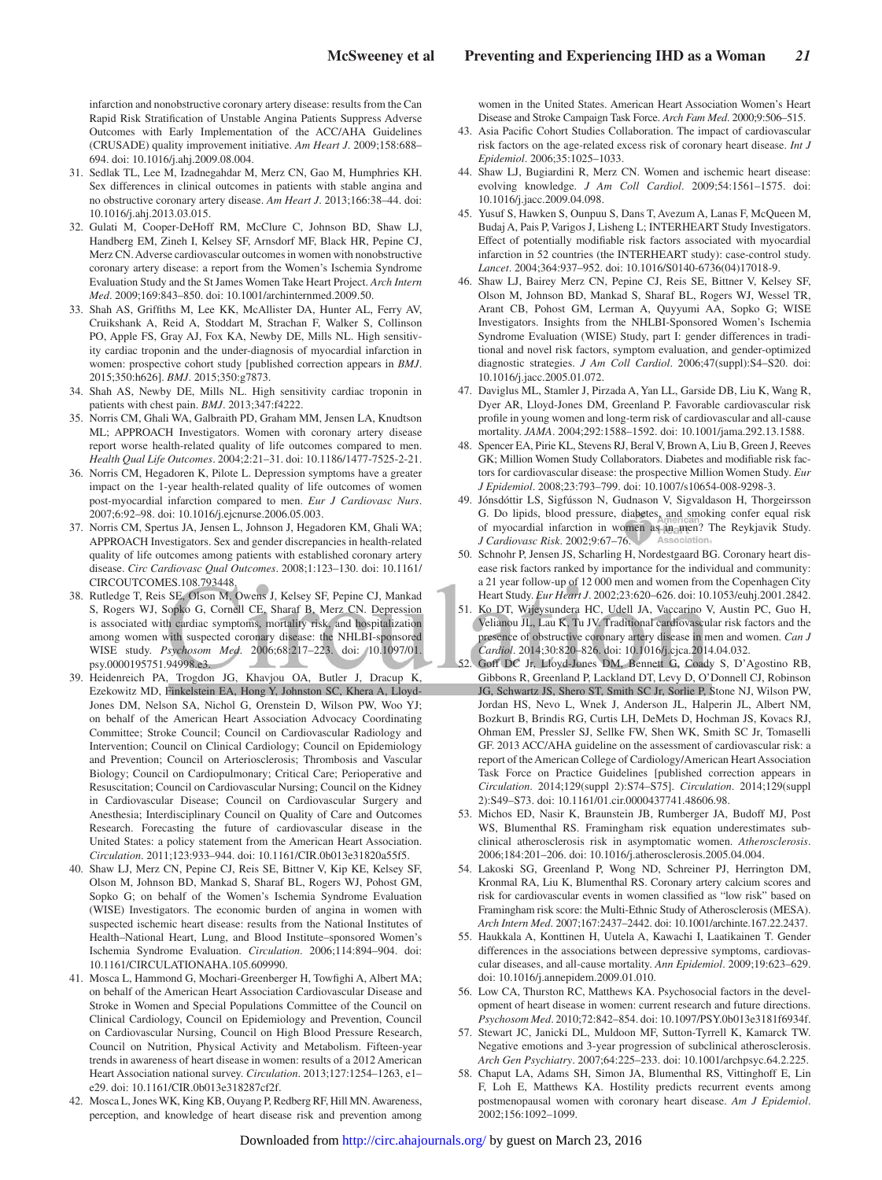infarction and nonobstructive coronary artery disease: results from the Can Rapid Risk Stratification of Unstable Angina Patients Suppress Adverse Outcomes with Early Implementation of the ACC/AHA Guidelines (CRUSADE) quality improvement initiative. *Am Heart J*. 2009;158:688–694. doi: 10.1016/j.ahj.2009.08.004.

31. Sedlak TL, Lee M, Izadnegahdar M, Merz CN, Gao M, Humphries KH. Sex differences in clinical outcomes in patients with stable angina and no obstructive coronary artery disease. *Am Heart J*. 2013;166:38–44. doi: 10.1016/j.ahj.2013.03.015.
32. Gulati M, Cooper-DeHoff RM, McClure C, Johnson BD, Shaw LJ, Handberg EM, Zineh I, Kelsey SF, Arnsdorf MF, Black HR, Pepine CJ, Merz CN. Adverse cardiovascular outcomes in women with nonobstructive coronary artery disease: a report from the Women's Ischemia Syndrome Evaluation Study and the St James Women Take Heart Project. *Arch Intern Med*. 2009;169:843–850. doi: 10.1001/archinternmed.2009.50.
33. Shah AS, Griffiths M, Lee KK, McAllister DA, Hunter AL, Ferry AV, Cruikshank A, Reid A, Stoddart M, Strachan F, Walker S, Collinson PO, Apple FS, Gray AJ, Fox KA, Newby DE, Mills NL. High sensitivity cardiac troponin and the under-diagnosis of myocardial infarction in women: prospective cohort study [published correction appears in *BMJ*. 2015;350:h626]. *BMJ*. 2015;350:g7873.
34. Shah AS, Newby DE, Mills NL. High sensitivity cardiac troponin in patients with chest pain. *BMJ*. 2013;347:f4222.
35. Norris CM, Ghali WA, Galbraith PD, Graham MM, Jensen LA, Knudtson ML; APPROACH Investigators. Women with coronary artery disease report worse health-related quality of life outcomes compared to men. *Health Qual Life Outcomes*. 2004;2:21–31. doi: 10.1186/1477-7525-2-21.
36. Norris CM, Hegadoren K, Pilote L. Depression symptoms have a greater impact on the 1-year health-related quality of life outcomes of women post-myocardial infarction compared to men. *Eur J Cardiovasc Nurs*. 2007;6:92–98. doi: 10.1016/j.ejcnurse.2006.05.003.
37. Norris CM, Spertus JA, Jensen L, Johnson J, Hegadoren KM, Ghali WA; APPROACH Investigators. Sex and gender discrepancies in health-related quality of life outcomes among patients with established coronary artery disease. *Circ Cardiovasc Qual Outcomes*. 2008;1:123–130. doi: 10.1161/CIRCOUTCOMES.108.793448.
38. Rutledge T, Reis SE, Olson M, Owens J, Kelsey SF, Pepine CJ, Mankad S, Rogers WJ, Sopko G, Cornell CE, Sharaf B, Merz CN. Depression is associated with cardiac symptoms, mortality risk, and hospitalization among women with suspected coronary disease: the NHLBI-sponsored WISE study. *Psychosom Med*. 2006;68:217–223. doi: 10.1097/01.psy.0000195751.94998.e3.
39. Heidenreich PA, Trogdon JG, Khavjou OA, Butler J, Dracup K, Ezekowitz MD, Finkelstein EA, Hong Y, Johnston SC, Khera A, Lloyd-Jones DM, Nelson SA, Nichol G, Orenstein D, Wilson PW, Woo YJ; on behalf of the American Heart Association Advocacy Coordinating Committee; Stroke Council; Council on Cardiovascular Radiology and Intervention; Council on Clinical Cardiology; Council on Epidemiology and Prevention; Council on Arteriosclerosis; Thrombosis and Vascular Biology; Council on Cardiopulmonary; Critical Care; Perioperative and Resuscitation; Council on Cardiovascular Nursing; Council on the Kidney in Cardiovascular Disease; Council on Cardiovascular Surgery and Anesthesia; Interdisciplinary Council on Quality of Care and Outcomes Research. Forecasting the future of cardiovascular disease in the United States: a policy statement from the American Heart Association. *Circulation*. 2011;123:933–944. doi: 10.1161/CIR.0b013e31820a55f5.
40. Shaw LJ, Merz CN, Pepine CJ, Reis SE, Bittner V, Kip KE, Kelsey SF, Olson M, Johnson BD, Mankad S, Sharaf BL, Rogers WJ, Pohost GM, Sopko G; on behalf of the Women's Ischemia Syndrome Evaluation (WISE) Investigators. The economic burden of angina in women with suspected ischemic heart disease: results from the National Institutes of Health–National Heart, Lung, and Blood Institute–sponsored Women's Ischemia Syndrome Evaluation. *Circulation*. 2006;114:894–904. doi: 10.1161/CIRCULATIONAHA.105.609990.
41. Mosca L, Hammond G, Mochari-Greenberger H, Towfighi A, Albert MA; on behalf of the American Heart Association Cardiovascular Disease and Stroke in Women and Special Populations Committee of the Council on Clinical Cardiology, Council on Epidemiology and Prevention, Council on Cardiovascular Nursing, Council on High Blood Pressure Research, Council on Nutrition, Physical Activity and Metabolism. Fifteen-year trends in awareness of heart disease in women: results of a 2012 American Heart Association national survey. *Circulation*. 2013;127:1254–1263, e1–e29. doi: 10.1161/CIR.0b013e318287cf2f.
42. Mosca L, Jones WK, King KB, Ouyang P, Redberg RF, Hill MN. Awareness, perception, and knowledge of heart disease risk and prevention among women in the United States. American Heart Association Women's Heart Disease and Stroke Campaign Task Force. *Arch Fam Med*. 2000;9:506–515.
43. Asia Pacific Cohort Studies Collaboration. The impact of cardiovascular risk factors on the age-related excess risk of coronary heart disease. *Int J Epidemiol*. 2006;35:1025–1033.
44. Shaw LJ, Bugiardini R, Merz CN. Women and ischemic heart disease: evolving knowledge. *J Am Coll Cardiol*. 2009;54:1561–1575. doi: 10.1016/j.jacc.2009.04.098.
45. Yusuf S, Hawken S, Ounpuu S, Dans T, Avezum A, Lanas F, McQueen M, Budaj A, Pais P, Varigos J, Lisheng L; INTERHEART Study Investigators. Effect of potentially modifiable risk factors associated with myocardial infarction in 52 countries (the INTERHEART study): case-control study. *Lancet*. 2004;364:937–952. doi: 10.1016/S0140-6736(04)17018-9.
46. Shaw LJ, Bairey Merz CN, Pepine CJ, Reis SE, Bittner V, Kelsey SF, Olson M, Johnson BD, Mankad S, Sharaf BL, Rogers WJ, Wessel TR, Arant CB, Pohost GM, Lerman A, Quyyumi AA, Sopko G; WISE Investigators. Insights from the NHLBI-Sponsored Women's Ischemia Syndrome Evaluation (WISE) Study, part I: gender differences in traditional and novel risk factors, symptom evaluation, and gender-optimized diagnostic strategies. *J Am Coll Cardiol*. 2006;47(suppl):S4–S20. doi: 10.1016/j.jacc.2005.01.072.
47. Daviglus ML, Stamler J, Pirzada A, Yan LL, Garside DB, Liu K, Wang R, Dyer AR, Lloyd-Jones DM, Greenland P. Favorable cardiovascular risk profile in young women and long-term risk of cardiovascular and all-cause mortality. *JAMA*. 2004;292:1588–1592. doi: 10.1001/jama.292.13.1588.
48. Spencer EA, Pirie KL, Stevens RJ, Beral V, Brown A, Liu B, Green J, Reeves GK; Million Women Study Collaborators. Diabetes and modifiable risk factors for cardiovascular disease: the prospective Million Women Study. *Eur J Epidemiol*. 2008;23:793–799. doi: 10.1007/s10654-008-9298-3.
49. Jónsdóttir LS, Sigfússon N, Gudnason V, Sigvaldason H, Thorgeirsson G. Do lipids, blood pressure, diabetes, and smoking confer equal risk of myocardial infarction in women as in men? The Reykjavik Study. *J Cardiovasc Risk*. 2002;9:67–76.
50. Schnohr P, Jensen JS, Scharling H, Nordestgaard BG. Coronary heart disease risk factors ranked by importance for the individual and community: a 21 year follow-up of 12 000 men and women from the Copenhagen City Heart Study. *Eur Heart J*. 2002;23:620–626. doi: 10.1053/euhj.2001.2842.
51. Ko DT, Wijeysundera HC, Udell JA, Vaccarino V, Austin PC, Guo H, Velianou JL, Lau K, Tu JV. Traditional cardiovascular risk factors and the presence of obstructive coronary artery disease in men and women. *Can J Cardiol*. 2014;30:820–826. doi: 10.1016/j.cjca.2014.04.032.
52. Goff DC Jr, Lloyd-Jones DM, Bennett G, Coady S, D'Agostino RB, Gibbons R, Greenland P, Lackland DT, Levy D, O'Donnell CJ, Robinson JG, Schwartz JS, Shero ST, Smith SC Jr, Sorlie P, Stone NJ, Wilson PW, Jordan HS, Nevo L, Wnek J, Anderson JL, Halperin JL, Albert NM, Bozkurt B, Brindis RG, Curtis LH, DeMets D, Hochman JS, Kovacs RJ, Ohman EM, Pressler SJ, Sellke FW, Shen WK, Smith SC Jr, Tomaselli GF. 2013 ACC/AHA guideline on the assessment of cardiovascular risk: a report of the American College of Cardiology/American Heart Association Task Force on Practice Guidelines [published correction appears in *Circulation*. 2014;129(suppl 2):S74–S75]. *Circulation*. 2014;129(suppl 2):S49–S73. doi: 10.1161/01.cir.0000437741.48606.98.
53. Michos ED, Nasir K, Braunstein JB, Rumberger JA, Budoff MJ, Post WS, Blumenthal RS. Framingham risk equation underestimates subclinical atherosclerosis risk in asymptomatic women. *Atherosclerosis*. 2006;184:201–206. doi: 10.1016/j.atherosclerosis.2005.04.004.
54. Lakoski SG, Greenland P, Wong ND, Schreiner PJ, Herrington DM, Kronmal RA, Liu K, Blumenthal RS. Coronary artery calcium scores and risk for cardiovascular events in women classified as "low risk" based on Framingham risk score: the Multi-Ethnic Study of Atherosclerosis (MESA). *Arch Intern Med*. 2007;167:2437–2442. doi: 10.1001/archinte.167.22.2437.
55. Haukkala A, Konttinen H, Uutela A, Kawachi I, Laatikainen T. Gender differences in the associations between depressive symptoms, cardiovascular diseases, and all-cause mortality. *Ann Epidemiol*. 2009;19:623–629. doi: 10.1016/j.annepidem.2009.01.010.
56. Low CA, Thurston RC, Matthews KA. Psychosocial factors in the development of heart disease in women: current research and future directions. *Psychosom Med*. 2010;72:842–854. doi: 10.1097/PSY.0b013e3181f6934f.
57. Stewart JC, Janicki DL, Muldoon MF, Sutton-Tyrrell K, Kamarck TW. Negative emotions and 3-year progression of subclinical atherosclerosis. *Arch Gen Psychiatry*. 2007;64:225–233. doi: 10.1001/archpsyc.64.2.225.
58. Chaput LA, Adams SH, Simon JA, Blumenthal RS, Vittinghoff E, Lin F, Loh E, Matthews KA. Hostility predicts recurrent events among postmenopausal women with coronary heart disease. *Am J Epidemiol*. 2002;156:1092–1099.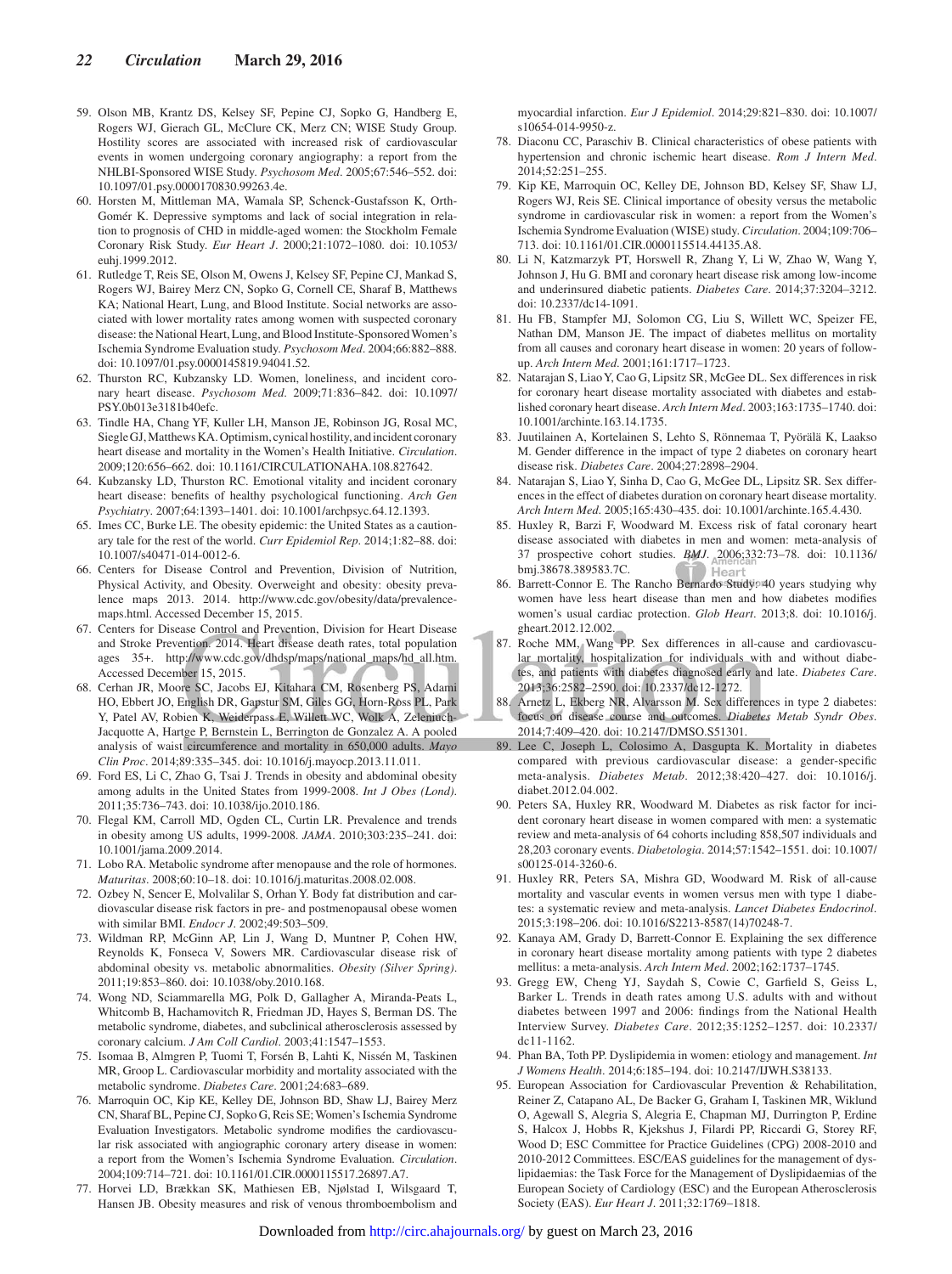59. Olson MB, Krantz DS, Kelsey SF, Pepine CJ, Sopko G, Handberg E, Rogers WJ, Gierach GL, McClure CK, Merz CN; WISE Study Group. Hostility scores are associated with increased risk of cardiovascular events in women undergoing coronary angiography: a report from the NHLBI-Sponsored WISE Study. *Psychosom Med*. 2005;67:546–552. doi: 10.1097/01.psy.0000170830.99263.4e.
60. Horsten M, Mittleman MA, Wamala SP, Schenck-Gustafsson K, Orth-Gomér K. Depressive symptoms and lack of social integration in relation to prognosis of CHD in middle-aged women: the Stockholm Female Coronary Risk Study. *Eur Heart J*. 2000;21:1072–1080. doi: 10.1053/euhj.1999.2012.
61. Rutledge T, Reis SE, Olson M, Owens J, Kelsey SF, Pepine CJ, Mankad S, Rogers WJ, Bairey Merz CN, Sopko G, Cornell CE, Sharaf B, Matthews KA; National Heart, Lung, and Blood Institute. Social networks are associated with lower mortality rates among women with suspected coronary disease: the National Heart, Lung, and Blood Institute-Sponsored Women's Ischemia Syndrome Evaluation study. *Psychosom Med*. 2004;66:882–888. doi: 10.1097/01.psy.0000145819.94041.52.
62. Thurston RC, Kubzansky LD. Women, loneliness, and incident coronary heart disease. *Psychosom Med*. 2009;71:836–842. doi: 10.1097/PSY.0b013e3181b40efc.
63. Tindle HA, Chang YF, Kuller LH, Manson JE, Robinson JG, Rosal MC, Siegle GJ, Matthews KA. Optimism, cynical hostility, and incident coronary heart disease and mortality in the Women's Health Initiative. *Circulation*. 2009;120:656–662. doi: 10.1161/CIRCULATIONAHA.108.827642.
64. Kubzansky LD, Thurston RC. Emotional vitality and incident coronary heart disease: benefits of healthy psychological functioning. *Arch Gen Psychiatry*. 2007;64:1393–1401. doi: 10.1001/archpsyc.64.12.1393.
65. Imes CC, Burke LE. The obesity epidemic: the United States as a cautionary tale for the rest of the world. *Curr Epidemiol Rep*. 2014;1:82–88. doi: 10.1007/s40471-014-0012-6.
66. Centers for Disease Control and Prevention, Division of Nutrition, Physical Activity, and Obesity. Overweight and obesity: obesity prevalence maps 2013. 2014. http://www.cdc.gov/obesity/data/prevalence-maps.html. Accessed December 15, 2015.
67. Centers for Disease Control and Prevention, Division for Heart Disease and Stroke Prevention. 2014. Heart disease death rates, total population ages 35+. http://www.cdc.gov/dhdsp/maps/national_maps/hd_all.htm. Accessed December 15, 2015.
68. Cerhan JR, Moore SC, Jacobs EJ, Kitahara CM, Rosenberg PS, Adami HO, Ebbert JO, English DR, Gapstur SM, Giles GG, Horn-Ross PL, Park Y, Patel AV, Robien K, Weiderpass E, Willett WC, Wolk A, Zeleniuch-Jacquotte A, Hartge P, Bernstein L, Berrington de Gonzalez A. A pooled analysis of waist circumference and mortality in 650,000 adults. *Mayo Clin Proc*. 2014;89:335–345. doi: 10.1016/j.mayocp.2013.11.011.
69. Ford ES, Li C, Zhao G, Tsai J. Trends in obesity and abdominal obesity among adults in the United States from 1999-2008. *Int J Obes (Lond)*. 2011;35:736–743. doi: 10.1038/ijo.2010.186.
70. Flegal KM, Carroll MD, Ogden CL, Curtin LR. Prevalence and trends in obesity among US adults, 1999-2008. *JAMA*. 2010;303:235–241. doi: 10.1001/jama.2009.2014.
71. Lobo RA. Metabolic syndrome after menopause and the role of hormones. *Maturitas*. 2008;60:10–18. doi: 10.1016/j.maturitas.2008.02.008.
72. Ozbey N, Sencer E, Molvalilar S, Orhan Y. Body fat distribution and cardiovascular disease risk factors in pre- and postmenopausal obese women with similar BMI. *Endocr J*. 2002;49:503–509.
73. Wildman RP, McGinn AP, Lin J, Wang D, Muntner P, Cohen HW, Reynolds K, Fonseca V, Sowers MR. Cardiovascular disease risk of abdominal obesity vs. metabolic abnormalities. *Obesity (Silver Spring)*. 2011;19:853–860. doi: 10.1038/oby.2010.168.
74. Wong ND, Sciammarella MG, Polk D, Gallagher A, Miranda-Peats L, Whitcomb B, Hachamovitch R, Friedman JD, Hayes S, Berman DS. The metabolic syndrome, diabetes, and subclinical atherosclerosis assessed by coronary calcium. *J Am Coll Cardiol*. 2003;41:1547–1553.
75. Isomaa B, Almgren P, Tuomi T, Forsén B, Lahti K, Nissén M, Taskinen MR, Groop L. Cardiovascular morbidity and mortality associated with the metabolic syndrome. *Diabetes Care*. 2001;24:683–689.
76. Marroquin OC, Kip KE, Kelley DE, Johnson BD, Shaw LJ, Bairey Merz CN, Sharaf BL, Pepine CJ, Sopko G, Reis SE; Women's Ischemia Syndrome Evaluation Investigators. Metabolic syndrome modifies the cardiovascular risk associated with angiographic coronary artery disease in women: a report from the Women's Ischemia Syndrome Evaluation. *Circulation*. 2004;109:714–721. doi: 10.1161/01.CIR.0000115517.26897.A7.
77. Horvei LD, Brækkan SK, Mathiesen EB, Njølstad I, Wilsgaard T, Hansen JB. Obesity measures and risk of venous thromboembolism and myocardial infarction. *Eur J Epidemiol*. 2014;29:821–830. doi: 10.1007/s10654-014-9950-z.
78. Diaconu CC, Paraschiv B. Clinical characteristics of obese patients with hypertension and chronic ischemic heart disease. *Rom J Intern Med*. 2014;52:251–255.
79. Kip KE, Marroquin OC, Kelley DE, Johnson BD, Kelsey SF, Shaw LJ, Rogers WJ, Reis SE. Clinical importance of obesity versus the metabolic syndrome in cardiovascular risk in women: a report from the Women's Ischemia Syndrome Evaluation (WISE) study. *Circulation*. 2004;109:706–713. doi: 10.1161/01.CIR.0000115514.44135.A8.
80. Li N, Katzmarzyk PT, Horswell R, Zhang Y, Li W, Zhao W, Wang Y, Johnson J, Hu G. BMI and coronary heart disease risk among low-income and underinsured diabetic patients. *Diabetes Care*. 2014;37:3204–3212. doi: 10.2337/dc14-1091.
81. Hu FB, Stampfer MJ, Solomon CG, Liu S, Willett WC, Speizer FE, Nathan DM, Manson JE. The impact of diabetes mellitus on mortality from all causes and coronary heart disease in women: 20 years of follow-up. *Arch Intern Med*. 2001;161:1717–1723.
82. Natarajan S, Liao Y, Cao G, Lipsitz SR, McGee DL. Sex differences in risk for coronary heart disease mortality associated with diabetes and established coronary heart disease. *Arch Intern Med*. 2003;163:1735–1740. doi: 10.1001/archinte.163.14.1735.
83. Juutilainen A, Kortelainen S, Lehto S, Rönnemaa T, Pyörälä K, Laakso M. Gender difference in the impact of type 2 diabetes on coronary heart disease risk. *Diabetes Care*. 2004;27:2898–2904.
84. Natarajan S, Liao Y, Sinha D, Cao G, McGee DL, Lipsitz SR. Sex differences in the effect of diabetes duration on coronary heart disease mortality. *Arch Intern Med*. 2005;165:430–435. doi: 10.1001/archinte.165.4.430.
85. Huxley R, Barzi F, Woodward M. Excess risk of fatal coronary heart disease associated with diabetes in men and women: meta-analysis of 37 prospective cohort studies. *BMJ*. 2006;332:73–78. doi: 10.1136/bmj.38678.389583.7C.
86. Barrett-Connor E. The Rancho Bernardo Study: 40 years studying why women have less heart disease than men and how diabetes modifies women's usual cardiac protection. *Glob Heart*. 2013;8. doi: 10.1016/j.gheart.2012.12.002.
87. Roche MM, Wang PP. Sex differences in all-cause and cardiovascular mortality, hospitalization for individuals with and without diabetes, and patients with diabetes diagnosed early and late. *Diabetes Care*. 2013;36:2582–2590. doi: 10.2337/dc12-1272.
88. Arnetz L, Ekberg NR, Alvarsson M. Sex differences in type 2 diabetes: focus on disease course and outcomes. *Diabetes Metab Syndr Obes*. 2014;7:409–420. doi: 10.2147/DMSO.S51301.
89. Lee C, Joseph L, Colosimo A, Dasgupta K. Mortality in diabetes compared with previous cardiovascular disease: a gender-specific meta-analysis. *Diabetes Metab*. 2012;38:420–427. doi: 10.1016/j.diabet.2012.04.002.
90. Peters SA, Huxley RR, Woodward M. Diabetes as risk factor for incident coronary heart disease in women compared with men: a systematic review and meta-analysis of 64 cohorts including 858,507 individuals and 28,203 coronary events. *Diabetologia*. 2014;57:1542–1551. doi: 10.1007/s00125-014-3260-6.
91. Huxley RR, Peters SA, Mishra GD, Woodward M. Risk of all-cause mortality and vascular events in women versus men with type 1 diabetes: a systematic review and meta-analysis. *Lancet Diabetes Endocrinol*. 2015;3:198–206. doi: 10.1016/S2213-8587(14)70248-7.
92. Kanaya AM, Grady D, Barrett-Connor E. Explaining the sex difference in coronary heart disease mortality among patients with type 2 diabetes mellitus: a meta-analysis. *Arch Intern Med*. 2002;162:1737–1745.
93. Gregg EW, Cheng YJ, Saydah S, Cowie C, Garfield S, Geiss L, Barker L. Trends in death rates among U.S. adults with and without diabetes between 1997 and 2006: findings from the National Health Interview Survey. *Diabetes Care*. 2012;35:1252–1257. doi: 10.2337/dc11-1162.
94. Phan BA, Toth PP. Dyslipidemia in women: etiology and management. *Int J Womens Health*. 2014;6:185–194. doi: 10.2147/IJWH.S38133.
95. European Association for Cardiovascular Prevention & Rehabilitation, Reiner Z, Catapano AL, De Backer G, Graham I, Taskinen MR, Wiklund O, Agewall S, Alegria E, Chapman MJ, Durrington P, Erdine S, Halcox J, Hobbs R, Kjekshus J, Filardi PP, Riccardi G, Storey RF, Wood D; ESC Committee for Practice Guidelines (CPG) 2008-2010 and 2010-2012 Committees. ESC/EAS guidelines for the management of dyslipidaemias: the Task Force for the management of Dyslipidaemias of the European Society of Cardiology (ESC) and the European Atherosclerosis Society (EAS). *Eur Heart J*. 2011;32:1769–1818.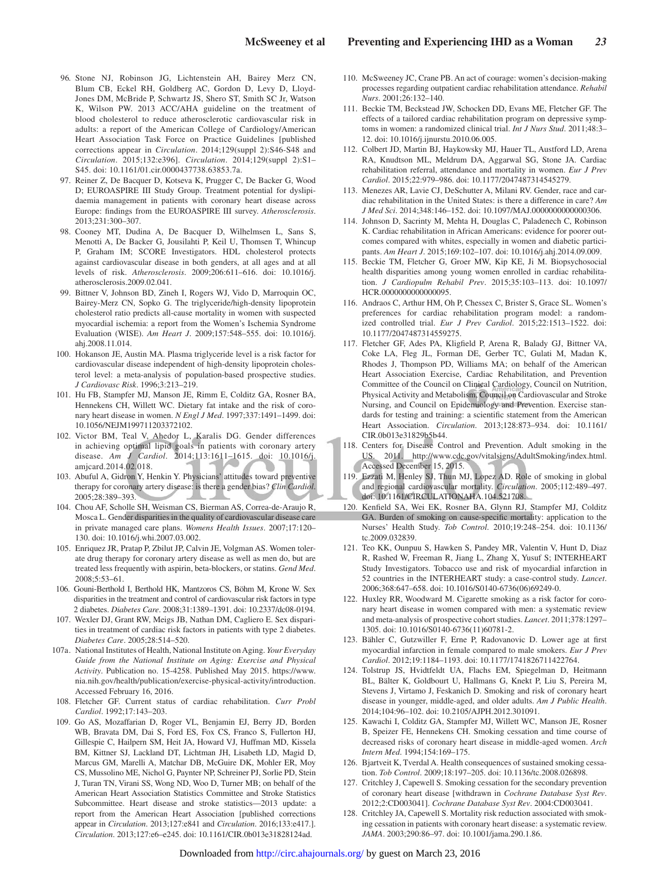96. Stone NJ, Robinson JG, Lichtenstein AH, Bairey Merz CN, Blum CB, Eckel RH, Goldberg AC, Gordon D, Levy D, Lloyd-Jones DM, McBride P, Schwartz JS, Shero ST, Smith SC Jr, Watson K, Wilson PW. 2013 ACC/AHA guideline on the treatment of blood cholesterol to reduce atherosclerotic cardiovascular risk in adults: a report of the American College of Cardiology/American Heart Association Task Force on Practice Guidelines [published corrections appear in *Circulation*. 2014;129(suppl 2):S46-S48 and *Circulation*. 2015;132:e396]. *Circulation*. 2014;129(suppl 2):S1–S45. doi: 10.1161/01.cir.0000437738.63853.7a.
97. Reiner Z, De Bacquer D, Kotseva K, Prugger C, De Backer G, Wood D; EUROASPIRE III Study Group. Treatment potential for dyslipidaemia management in patients with coronary heart disease across Europe: findings from the EUROASPIRE III survey. *Atherosclerosis*. 2013;231:300–307.
98. Cooney MT, Dudina A, De Bacquer D, Wilhelmsen L, Sans S, Menotti A, De Backer G, Jousilahti P, Keil U, Thomsen T, Whincup P, Graham IM; SCORE Investigators. HDL cholesterol protects against cardiovascular disease in both genders, at all ages and at all levels of risk. *Atherosclerosis*. 2009;206:611–616. doi: 10.1016/j.atherosclerosis.2009.02.041.
99. Bittner V, Johnson BD, Zineh I, Rogers WJ, Vido D, Marroquin OC, Bairey-Merz CN, Sopko G. The triglyceride/high-density lipoprotein cholesterol ratio predicts all-cause mortality in women with suspected myocardial ischemia: a report from the Women's Ischemia Syndrome Evaluation (WISE). *Am Heart J*. 2009;157:548–555. doi: 10.1016/j.ahj.2008.11.014.
100. Hokanson JE, Austin MA. Plasma triglyceride level is a risk factor for cardiovascular disease independent of high-density lipoprotein cholesterol level: a meta-analysis of population-based prospective studies. *J Cardiovasc Risk*. 1996;3:213–219.
101. Hu FB, Stampfer MJ, Manson JE, Rimm E, Colditz GA, Rosner BA, Hennekens CH, Willett WC. Dietary fat intake and the risk of coronary heart disease in women. *N Engl J Med*. 1997;337:1491–1499. doi: 10.1056/NEJM199711203372102.
102. Victor BM, Teal V, Ahedor L, Karalis DG. Gender differences in achieving optimal lipid goals in patients with coronary artery disease. *Am J Cardiol*. 2014;113:1611–1615. doi: 10.1016/j.amjcard.2014.02.018.
103. Abuful A, Gidron Y, Henkin Y. Physicians' attitudes toward preventive therapy for coronary artery disease: is there a gender bias? *Clin Cardiol*. 2005;28:389–393.
104. Chou AF, Scholle SH, Weisman CS, Bierman AS, Correa-de-Araujo R, Mosca L. Gender disparities in the quality of cardiovascular disease care in private managed care plans. *Womens Health Issues*. 2007;17:120–130. doi: 10.1016/j.whi.2007.03.002.
105. Enriquez JR, Pratap P, Zbilut JP, Calvin JE, Volgman AS. Women tolerate drug therapy for coronary artery disease as well as men do, but are treated less frequently with aspirin, beta-blockers, or statins. *Gend Med*. 2008;5:53–61.
106. Gouni-Berthold I, Berthold HK, Mantzoros CS, Böhm M, Krone W. Sex disparities in the treatment and control of cardiovascular risk factors in type 2 diabetes. *Diabetes Care*. 2008;31:1389–1391. doi: 10.2337/dc08-0194.
107. Wexler DJ, Grant RW, Meigs JB, Nathan DM, Cagliero E. Sex disparities in treatment of cardiac risk factors in patients with type 2 diabetes. *Diabetes Care*. 2005;28:514–520.

107a. National Institutes of Health, National Institute on Aging. *Your Everyday Guide from the National Institute on Aging: Exercise and Physical Activity*. Publication no. 15-4258. Published May 2015. https://www.nia.nih.gov/health/publication/exercise-physical-activity/introduction. Accessed February 16, 2016.

108. Fletcher GF. Current status of cardiac rehabilitation. *Curr Probl Cardiol*. 1992;17:143–203.
109. Go AS, Mozaffarian D, Roger VL, Benjamin EJ, Berry JD, Borden WB, Bravata DM, Dai S, Ford ES, Fox CS, Franco S, Fullerton HJ, Gillespie C, Hailpern SM, Heit JA, Howard VJ, Huffman MD, Kissela BM, Kittner SJ, Lackland DT, Lichtman JH, Lisabeth LD, Magid D, Marcus GM, Marelli A, Matchar DB, McGuire DK, Mohler ER, Moy CS, Mussolino ME, Nichol G, Paynter NP, Schreiner PJ, Sorlie PD, Stein J, Turan TN, Virani SS, Wong ND, Woo D, Turner MB; on behalf of the American Heart Association Statistics Committee and Stroke Statistics Subcommittee. Heart disease and stroke statistics—2013 update: a report from the American Heart Association [published corrections appear in *Circulation*. 2013;127:e841 and *Circulation*. 2016;133:e417.]. *Circulation*. 2013;127:e6–e245. doi: 10.1161/CIR.0b013e31828124ad.
110. McSweeney JC, Crane PB. An act of courage: women's decision-making processes regarding outpatient cardiac rehabilitation attendance. *Rehabil Nurs*. 2001;26:132–140.
111. Beckie TM, Beckstead JW, Schocken DD, Evans ME, Fletcher GF. The effects of a tailored cardiac rehabilitation program on depressive symptoms in women: a randomized clinical trial. *Int J Nurs Stud*. 2011;48:3–12. doi: 10.1016/j.ijnurstu.2010.06.005.
112. Colbert JD, Martin BJ, Haykowsky MJ, Hauer TL, Austford LD, Arena RA, Knudtson ML, Meldrum DA, Aggarwal SG, Stone JA. Cardiac rehabilitation referral, attendance and mortality in women. *Eur J Prev Cardiol*. 2015;22:979–986. doi: 10.1177/2047487314545279.
113. Menezes AR, Lavie CJ, DeSchutter A, Milani RV. Gender, race and cardiac rehabilitation in the United States: is there a difference in care? *Am J Med Sci*. 2014;348:146–152. doi: 10.1097/MAJ.0000000000000306.
114. Johnson D, Sacrinty M, Mehta H, Douglas C, Paladenech C, Robinson K. Cardiac rehabilitation in African Americans: evidence for poorer outcomes compared with whites, especially in women and diabetic participants. *Am Heart J*. 2015;169:102–107. doi: 10.1016/j.ahj.2014.09.009.
115. Beckie TM, Fletcher G, Groer MW, Kip KE, Ji M. Biopsychosocial health disparities among young women enrolled in cardiac rehabilitation. *J Cardiopulm Rehabil Prev*. 2015;35:103–113. doi: 10.1097/HCR.0000000000000095.
116. Andraos C, Arthur HM, Oh P, Chessex C, Brister S, Grace SL. Women's preferences for cardiac rehabilitation program model: a randomized controlled trial. *Eur J Prev Cardiol*. 2015;22:1513–1522. doi: 10.1177/2047487314559275.
117. Fletcher GF, Ades PA, Kligfield P, Arena R, Balady GJ, Bittner VA, Coke LA, Fleg JL, Forman DE, Gerber TC, Gulati M, Madan K, Rhodes J, Thompson PD, Williams MA; on behalf of the American Heart Association Exercise, Cardiac Rehabilitation, and Prevention Committee of the Council on Clinical Cardiology, Council on Nutrition, Physical Activity and Metabolism, Council on Cardiovascular and Stroke Nursing, and Council on Epidemiology and Prevention. Exercise standards for testing and training: a scientific statement from the American Heart Association. *Circulation*. 2013;128:873–934. doi: 10.1161/CIR.0b013e31829b5b44.
118. Centers for Disease Control and Prevention. Adult smoking in the US. 2011. http://www.cdc.gov/vitalsigns/AdultSmoking/index.html. Accessed December 15, 2015.
119. Ezzati M, Henley SJ, Thun MJ, Lopez AD. Role of smoking in global and regional cardiovascular mortality. *Circulation*. 2005;112:489–497. doi: 10.1161/CIRCULATIONAHA.104.521708.
120. Kenfield SA, Wei EK, Rosner BA, Glynn RJ, Stampfer MJ, Colditz GA. Burden of smoking on cause-specific mortality: application to the Nurses' Health Study. *Tob Control*. 2010;19:248–254. doi: 10.1136/tc.2009.032839.
121. Teo KK, Ounpuu S, Hawken S, Pandey MR, Valentin V, Hunt D, Diaz R, Rashed W, Freeman R, Jiang L, Zhang X, Yusuf S; INTERHEART Study Investigators. Tobacco use and risk of myocardial infarction in 52 countries in the INTERHEART study: a case-control study. *Lancet*. 2006;368:647–658. doi: 10.1016/S0140-6736(06)69249-0.
122. Huxley RR, Woodward M. Cigarette smoking as a risk factor for coronary heart disease in women compared with men: a systematic review and meta-analysis of prospective cohort studies. *Lancet*. 2011;378:1297–1305. doi: 10.1016/S0140-6736(11)60781-2.
123. Bähler C, Gutzwiller F, Erne P, Radovanovic D. Lower age at first myocardial infarction in female compared to male smokers. *Eur J Prev Cardiol*. 2012;19:1184–1193. doi: 10.1177/1741826711422764.
124. Tolstrup JS, Hvidtfeldt UA, Flachs EM, Spiegelman D, Heitmann BL, Bälter K, Goldbourt U, Hallmans G, Knekt P, Liu S, Pereira M, Stevens J, Virtamo J, Feskanich D. Smoking and risk of coronary heart disease in younger, middle-aged, and older adults. *Am J Public Health*. 2014;104:96–102. doi: 10.2105/AJPH.2012.301091.
125. Kawachi I, Colditz GA, Stampfer MJ, Willett WC, Manson JE, Rosner B, Speizer FE, Hennekens CH. Smoking cessation and time course of decreased risks of coronary heart disease in middle-aged women. *Arch Intern Med*. 1994;154:169–175.
126. Bjartveit K, Tverdal A. Health consequences of sustained smoking cessation. *Tob Control*. 2009;18:197–205. doi: 10.1136/tc.2008.026898.
127. Critchley J, Capewell S. Smoking cessation for the secondary prevention of coronary heart disease [withdrawn in *Cochrane Database Syst Rev*. 2012;2:CD003041]. *Cochrane Database Syst Rev*. 2004:CD003041.
128. Critchley JA, Capewell S. Mortality risk reduction associated with smoking cessation in patients with coronary heart disease: a systematic review. *JAMA*. 2003;290:86–97. doi: 10.1001/jama.290.1.86.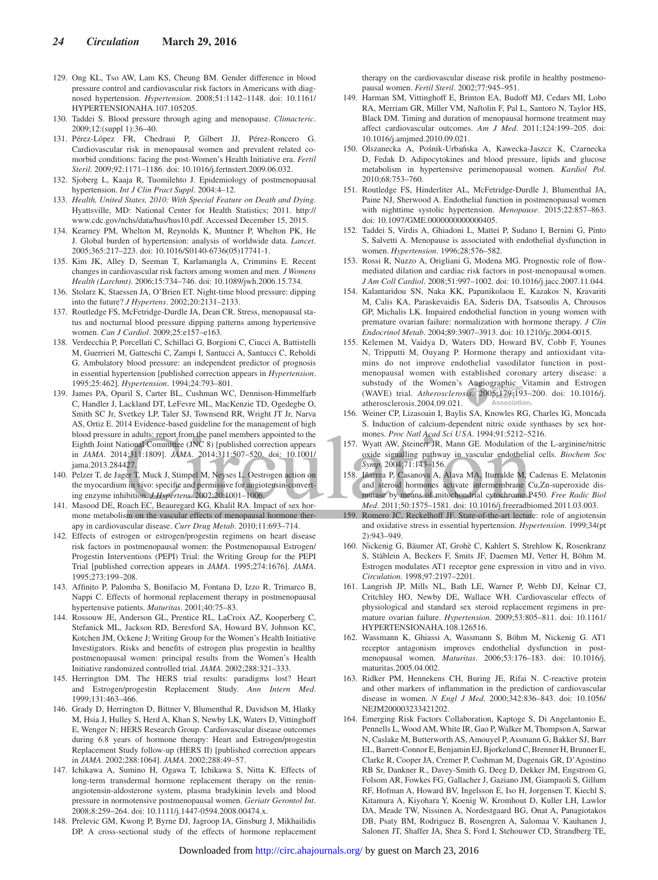129. Ong KL, Tso AW, Lam KS, Cheung BM. Gender difference in blood pressure control and cardiovascular risk factors in Americans with diagnosed hypertension. *Hypertension*. 2008;51:1142–1148. doi: 10.1161/HYPERTENSIONAHA.107.105205.
130. Taddei S. Blood pressure through aging and menopause. *Climacteric*. 2009;12:(suppl 1):36–40.
131. Pérez-López FR, Chedraui P, Gilbert JJ, Pérez-Roncero G. Cardiovascular risk in menopausal women and prevalent related co-morbid conditions: facing the post-Women's Health Initiative era. *Fertil Steril*. 2009;92:1171–1186. doi: 10.1016/j.fertnstert.2009.06.032.
132. Sjoberg L, Kaaja R, Tuomilehto J. Epidemiology of postmenopausal hypertension. *Int J Clin Pract Suppl*. 2004:4–12.
133. *Health, United States, 2010: With Special Feature on Death and Dying*. Hyattsville, MD: National Center for Health Statistics; 2011. http://www.cdc.gov/nchs/data/hus/hus10.pdf. Accessed December 15, 2015.
134. Kearney PM, Whelton M, Reynolds K, Muntner P, Whelton PK, He J. Global burden of hypertension: analysis of worldwide data. *Lancet*. 2005;365:217–223. doi: 10.1016/S0140-6736(05)17741-1.
135. Kim JK, Alley D, Seeman T, Karlamangla A, Crimmins E. Recent changes in cardiovascular risk factors among women and men. *J Womens Health (Larchmt)*. 2006;15:734–746. doi: 10.1089/jwh.2006.15.734.
136. Stolarz K, Staessen JA, O'Brien ET. Night-time blood pressure: dipping into the future? *J Hypertens*. 2002;20:2131–2133.
137. Routledge FS, McFetridge-Durdle JA, Dean CR. Stress, menopausal status and nocturnal blood pressure dipping patterns among hypertensive women. *Can J Cardiol*. 2009;25:e157–e163.
138. Verdecchia P, Porcellati C, Schillaci G, Borgioni C, Ciucci A, Battistelli M, Guerrieri M, Gatteschi C, Zampi I, Santucci A, Santucci C, Reboldi G. Ambulatory blood pressure: an independent predictor of prognosis in essential hypertension [published correction appears in *Hypertension*. 1995;25:462]. *Hypertension*. 1994;24:793–801.
139. James PA, Oparil S, Carter BL, Cushman WC, Dennison-Himmelfarb C, Handler J, Lackland DT, LeFevre ML, MacKenzie TD, Ogedegbe O, Smith SC Jr, Svetkey LP, Taler SJ, Townsend RR, Wright JT Jr, Narva AS, Ortiz E. 2014 Evidence-based guideline for the management of high blood pressure in adults: report from the panel members appointed to the Eighth Joint National Committee (JNC 8) [published correction appears in *JAMA*. 2014;311:1809]. *JAMA*. 2014;311:507–520. doi: 10.1001/jama.2013.284427.
140. Pelzer T, de Jager T, Muck J, Stimpel M, Neyses L. Oestrogen action on the myocardium in vivo: specific and permissive for angiotensin-converting enzyme inhibition. *J Hypertens*. 2002;20:1001–1006.
141. Masood DE, Roach EC, Beauregard KG, Khalil RA. Impact of sex hormone metabolism on the vascular effects of menopausal hormone therapy in cardiovascular disease. *Curr Drug Metab*. 2010;11:693–714.
142. Effects of estrogen or estrogen/progestin regimens on heart disease risk factors in postmenopausal women: the Postmenopausal Estrogen/Progestin Interventions (PEPI) Trial: the Writing Group for the PEPI Trial [published correction appears in *JAMA*. 1995;274:1676]. *JAMA*. 1995;273:199–208.
143. Affinito P, Palomba S, Bonifacio M, Fontana D, Izzo R, Trimarco B, Nappi C. Effects of hormonal replacement therapy in postmenopausal hypertensive patients. *Maturitas*. 2001;40:75–83.
144. Rossouw JE, Anderson GL, Prentice RL, LaCroix AZ, Kooperberg C, Stefanick ML, Jackson RD, Beresford SA, Howard BV, Johnson KC, Kotchen JM, Ockene J; Writing Group for the Women's Health Initiative Investigators. Risks and benefits of estrogen plus progestin in healthy postmenopausal women: principal results from the Women's Health Initiative randomized controlled trial. *JAMA*. 2002;288:321–333.
145. Herrington DM. The HERS trial results: paradigms lost? Heart and Estrogen/progestin Replacement Study. *Ann Intern Med*. 1999;131:463–466.
146. Grady D, Herrington D, Bittner V, Blumenthal R, Davidson M, Hlatky M, Hsia J, Hulley S, Herd A, Khan S, Newby LK, Waters D, Vittinghoff E, Wenger N; HERS Research Group. Cardiovascular disease outcomes during 6.8 years of hormone therapy: Heart and Estrogen/progestin Replacement Study follow-up (HERS II) [published correction appears in *JAMA*. 2002;288:1064]. *JAMA*. 2002;288:49–57.
147. Ichikawa A, Sumino H, Ogawa T, Ichikawa S, Nitta K. Effects of long-term transdermal hormone replacement therapy on the renin-angiotensin-aldosterone system, plasma bradykinin levels and blood pressure in normotensive postmenopausal women. *Geriatr Gerontol Int*. 2008;8:259–264. doi: 10.1111/j.1447-0594.2008.00474.x.
148. Prelevic GM, Kwong P, Byrne DJ, Jagroop IA, Ginsburg J, Mikhailidis DP. A cross-sectional study of the effects of hormone replacement therapy on the cardiovascular disease risk profile in healthy postmenopausal women. *Fertil Steril*. 2002;77:945–951.
149. Harman SM, Vittinghoff E, Brinton EA, Budoff MJ, Cedars MI, Lobo RA, Merriam GR, Miller VM, Naftolin F, Pal L, Santoro N, Taylor HS, Black DM. Timing and duration of menopausal hormone treatment may affect cardiovascular outcomes. *Am J Med*. 2011;124:199–205. doi: 10.1016/j.amjmed.2010.09.021.
150. Olszanecka A, Pośnik-Urbańska A, Kawecka-Jaszcz K, Czarnecka D, Fedak D. Adipocytokines and blood pressure, lipids and glucose metabolism in hypertensive perimenopausal women. *Kardiol Pol*. 2010;68:753–760.
151. Routledge FS, Hinderliter AL, McFetridge-Durdle J, Blumenthal JA, Paine NJ, Sherwood A. Endothelial function in postmenopausal women with nighttime systolic hypertension. *Menopause*. 2015;22:857–863. doi: 10.1097/GME.0000000000000405.
152. Taddei S, Virdis A, Ghiadoni L, Mattei P, Sudano I, Bernini G, Pinto S, Salvetti A. Menopause is associated with endothelial dysfunction in women. *Hypertension*. 1996;28:576–582.
153. Rossi R, Nuzzo A, Origliani G, Modena MG. Prognostic role of flow-mediated dilation and cardiac risk factors in post-menopausal women. *J Am Coll Cardiol*. 2008;51:997–1002. doi: 10.1016/j.jacc.2007.11.044.
154. Kalantaridou SN, Naka KK, Papanikolaou E, Kazakos N, Kravariti M, Calis KA, Paraskevaidis EA, Sideris DA, Tsatsoulis A, Chrousos GP, Michalis LK. Impaired endothelial function in young women with premature ovarian failure: normalization with hormone therapy. *J Clin Endocrinol Metab*. 2004;89:3907–3913. doi: 10.1210/jc.2004-0015.
155. Kelemen M, Vaidya D, Waters DD, Howard BV, Cobb F, Younes N, Tripputti M, Ouyang P. Hormone therapy and antioxidant vitamins do not improve endothelial vasodilator function in postmenopausal women with established coronary artery disease: a substudy of the Women's Angiographic Vitamin and Estrogen (WAVE) trial. *Atherosclerosis*. 2005;179:193–200. doi: 10.1016/j.atherosclerosis.2004.09.021.
156. Weiner CP, Lizasoain I, Baylis SA, Knowles RG, Charles IG, Moncada S. Induction of calcium-dependent nitric oxide synthases by sex hormones. *Proc Natl Acad Sci USA*. 1994;91:5212–5216.
157. Wyatt AW, Steinert JR, Mann GE. Modulation of the L-arginine/nitric oxide signalling pathway in vascular endothelial cells. *Biochem Soc Symp*. 2004;71:143–156.
158. Iñarrea P, Casanova A, Alava MA, Iturralde M, Cadenas E. Melatonin and steroid hormones activate intermembrane Cu,Zn-superoxide dismutase by means of mitochondrial cytochrome P450. *Free Radic Biol Med*. 2011;50:1575–1581. doi: 10.1016/j.freeradbiomed.2011.03.003.
159. Romero JC, Reckelhoff JF. State-of-the-art lecture: role of angiotensin and oxidative stress in essential hypertension. *Hypertension*. 1999;34(pt 2):943–949.
160. Nickenig G, Bäumer AT, Grohè C, Kahlert S, Strehlow K, Rosenkranz S, Stäblein A, Beckers F, Smits JF, Daemen MJ, Vetter H, Böhm M. Estrogen modulates AT1 receptor gene expression in vitro and in vivo. *Circulation*. 1998;97:2197–2201.
161. Langrish JP, Mills NL, Bath LE, Warner P, Webb DJ, Kelnar CJ, Critchley HO, Newby DE, Wallace WH. Cardiovascular effects of physiological and standard sex steroid replacement regimens in premature ovarian failure. *Hypertension*. 2009;53:805–811. doi: 10.1161/HYPERTENSIONAHA.108.126516.
162. Wassmann K, Ghiassi A, Wassmann S, Böhm M, Nickenig G. AT1 receptor antagonism improves endothelial dysfunction in postmenopausal women. *Maturitas*. 2006;53:176–183. doi: 10.1016/j.maturitas.2005.04.002.
163. Ridker PM, Hennekens CH, Buring JE, Rifai N. C-reactive protein and other markers of inflammation in the prediction of cardiovascular disease in women. *N Engl J Med*. 2000;342:836–843. doi: 10.1056/NEJM200003233421202.
164. Emerging Risk Factors Collaboration, Kaptoge S, Di Angelantonio E, Pennells L, Wood AM, White IR, Gao P, Walker M, Thompson A, Sarwar N, Caslake M, Butterworth AS, Amouyel P, Assmann G, Bakker SJ, Barr EL, Barrett-Connor E, Benjamin EJ, Bjorkelund C, Brenner H, Brunner E, Clarke R, Cooper JA, Cremer P, Cushman M, Dagenais GR, D'Agostino RB Sr, Dankner R, Davey-Smith G, Deeg D, Dekker JM, Engstrom G, Folsom AR, Fowkes FG, Gallacher J, Gaziano JM, Giampaoli S, Gillum RF, Hofman A, Howard BV, Ingelsson E, Iso H, Jorgensen T, Kiechl S, Kitamura A, Kiyohara Y, Koenig W, Kromhout D, Kuller LH, Lawlor DA, Meade TW, Nissinen A, Nordestgaard BG, Onat A, Panagiotakos DB, Psaty BM, Rodriguez B, Rosengren A, Salomaa V, Kauhanen J, Salonen JT, Shaffer JA, Shea S, Ford I, Stehouwer CD, Strandberg TE,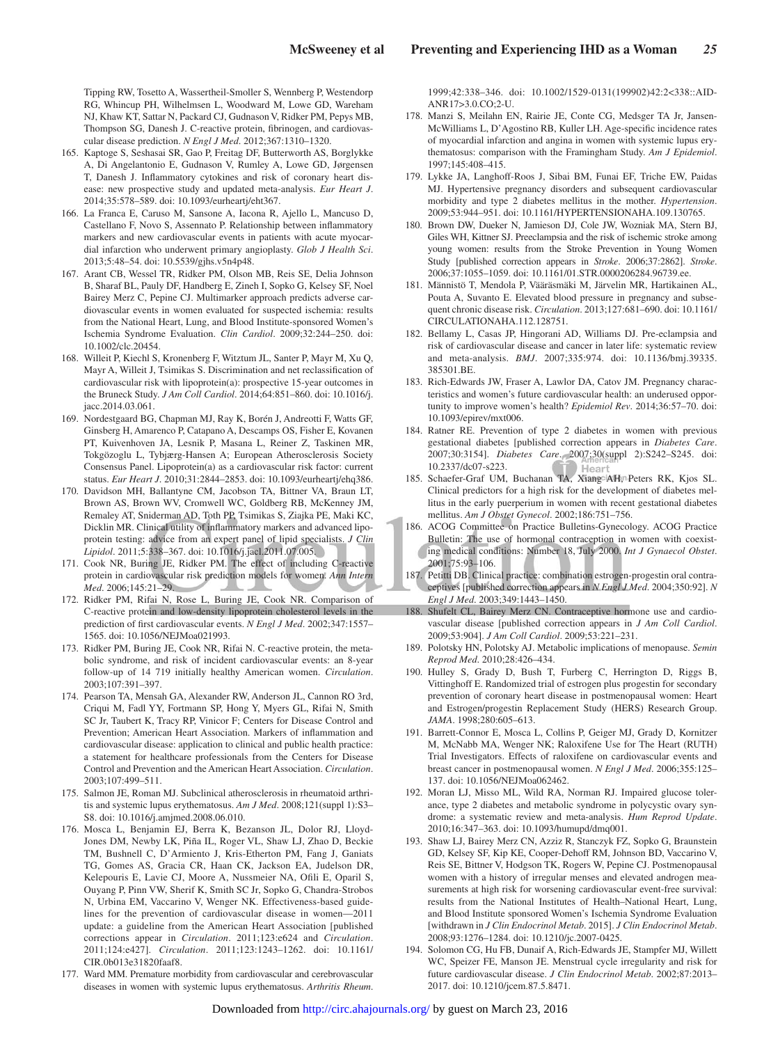Tipping RW, Tosetto A, Wassertheil-Smoller S, Wennberg P, Westendorp RG, Whincup PH, Wilhelmsen L, Woodward M, Lowe GD, Wareham NJ, Khaw KT, Sattar N, Packard CJ, Gudnason V, Ridker PM, Pepys MB, Thompson SG, Danesh J. C-reactive protein, fibrinogen, and cardiovascular disease prediction. *N Engl J Med*. 2012;367:1310–1320.

165. Kaptoge S, Seshasai SR, Gao P, Freitag DF, Butterworth AS, Borglykke A, Di Angelantonio E, Gudnason V, Rumley A, Lowe GD, Jørgensen T, Danesh J. Inflammatory cytokines and risk of coronary heart disease: new prospective study and updated meta-analysis. *Eur Heart J*. 2014;35:578–589. doi: 10.1093/eurheartj/eht367.
166. La Franca E, Caruso M, Sansone A, Iacona R, Ajello L, Mancuso D, Castellano F, Novo S, Assennato P. Relationship between inflammatory markers and new cardiovascular events in patients with acute myocardial infarction who underwent primary angioplasty. *Glob J Health Sci*. 2013;5:48–54. doi: 10.5539/gjhs.v5n4p48.
167. Arant CB, Wessel TR, Ridker PM, Olson MB, Reis SE, Delia Johnson B, Sharaf BL, Pauly DF, Handberg E, Zineh I, Sopko G, Kelsey SF, Noel Bairey Merz C, Pepine CJ. Multimarker approach predicts adverse cardiovascular events in women evaluated for suspected ischemia: results from the National Heart, Lung, and Blood Institute-sponsored Women's Ischemia Syndrome Evaluation. *Clin Cardiol*. 2009;32:244–250. doi: 10.1002/clc.20454.
168. Willeit P, Kiechl S, Kronenberg F, Witztum JL, Santer P, Mayr M, Xu Q, Mayr A, Willeit J, Tsimikas S. Discrimination and net reclassification of cardiovascular risk with lipoprotein(a): prospective 15-year outcomes in the Bruneck Study. *J Am Coll Cardiol*. 2014;64:851–860. doi: 10.1016/j.jacc.2014.03.061.
169. Nordestgaard BG, Chapman MJ, Ray K, Borén J, Andreotti F, Watts GF, Ginsberg H, Amarenco P, Catapano A, Descamps OS, Fisher E, Kovanen PT, Kuivenhoven JA, Lesnik P, Masana L, Reiner Z, Taskinen MR, Tokgözoglu L, Tybjærg-Hansen A; European Atherosclerosis Society Consensus Panel. Lipoprotein(a) as a cardiovascular risk factor: current status. *Eur Heart J*. 2010;31:2844–2853. doi: 10.1093/eurheartj/ehq386.
170. Davidson MH, Ballantyne CM, Jacobson TA, Bittner VA, Braun LT, Brown AS, Brown WV, Cromwell WC, Goldberg RB, McKenney JM, Remaley AT, Sniderman AD, Toth PP, Tsimikas S, Ziajka PE, Maki KC, Dicklin MR. Clinical utility of inflammatory markers and advanced lipoprotein testing: advice from an expert panel of lipid specialists. *J Clin Lipidol*. 2011;5:338–367. doi: 10.1016/j.jacl.2011.07.005.
171. Cook NR, Buring JE, Ridker PM. The effect of including C-reactive protein in cardiovascular risk prediction models for women. *Ann Intern Med*. 2006;145:21–29.
172. Ridker PM, Rifai N, Rose L, Buring JE, Cook NR. Comparison of C-reactive protein and low-density lipoprotein cholesterol levels in the prediction of first cardiovascular events. *N Engl J Med*. 2002;347:1557–1565. doi: 10.1056/NEJMoa021993.
173. Ridker PM, Buring JE, Cook NR, Rifai N. C-reactive protein, the metabolic syndrome, and risk of incident cardiovascular events: an 8-year follow-up of 14 719 initially healthy American women. *Circulation*. 2003;107:391–397.
174. Pearson TA, Mensah GA, Alexander RW, Anderson JL, Cannon RO 3rd, Criqui M, Fadl YY, Fortmann SP, Hong Y, Myers GL, Rifai N, Smith SC Jr, Taubert K, Tracy RP, Vinicor F; Centers for Disease Control and Prevention; American Heart Association. Markers of inflammation and cardiovascular disease: application to clinical and public health practice: a statement for healthcare professionals from the Centers for Disease Control and Prevention and the American Heart Association. *Circulation*. 2003;107:499–511.
175. Salmon JE, Roman MJ. Subclinical atherosclerosis in rheumatoid arthritis and systemic lupus erythematosus. *Am J Med*. 2008;121(suppl 1):S3–S8. doi: 10.1016/j.amjmed.2008.06.010.
176. Mosca L, Benjamin EJ, Berra K, Bezanson JL, Dolor RJ, Lloyd-Jones DM, Newby LK, Piña IL, Roger VL, Shaw LJ, Zhao D, Beckie TM, Bushnell C, D'Armiento J, Kris-Etherton PM, Fang J, Ganiats TG, Gomes AS, Gracia CR, Haan CK, Jackson EA, Judelson DR, Kelepouris E, Lavie CJ, Moore A, Nussmeier NA, Ofili E, Oparil S, Ouyang P, Pinn VW, Sherif K, Smith SC Jr, Sopko G, Chandra-Strobos N, Urbina EM, Vaccarino V, Wenger NK. Effectiveness-based guidelines for the prevention of cardiovascular disease in women—2011 update: a guideline from the American Heart Association [published corrections appear in *Circulation*. 2011;123:e624 and *Circulation*. 2011;124:e427]. *Circulation*. 2011;123:1243–1262. doi: 10.1161/CIR.0b013e31820faaf8.
177. Ward MM. Premature morbidity from cardiovascular and cerebrovascular diseases in women with systemic lupus erythematosus. *Arthritis Rheum*. 1999;42:338–346. doi: 10.1002/1529-0131(199902)42:2<338::AID-ANR17>3.0.CO;2-U.
178. Manzi S, Meilahn EN, Rairie JE, Conte CG, Medsger TA Jr, Jansen-McWilliams L, D'Agostino RB, Kuller LH. Age-specific incidence rates of myocardial infarction and angina in women with systemic lupus erythematosus: comparison with the Framingham Study. *Am J Epidemiol*. 1997;145:408–415.
179. Lykke JA, Langhoff-Roos J, Sibai BM, Funai EF, Triche EW, Paidas MJ. Hypertensive pregnancy disorders and subsequent cardiovascular morbidity and type 2 diabetes mellitus in the mother. *Hypertension*. 2009;53:944–951. doi: 10.1161/HYPERTENSIONAHA.109.130765.
180. Brown DW, Dueker N, Jamieson DJ, Cole JW, Wozniak MA, Stern BJ, Giles WH, Kittner SJ. Preeclampsia and the risk of ischemic stroke among young women: results from the Stroke Prevention in Young Women Study [published correction appears in *Stroke*. 2006;37:2862]. *Stroke*. 2006;37:1055–1059. doi: 10.1161/01.STR.0000206284.96739.ee.
181. Männistö T, Mendola P, Vääräsmäki M, Järvelin MR, Hartikainen AL, Pouta A, Suvanto E. Elevated blood pressure in pregnancy and subsequent chronic disease risk. *Circulation*. 2013;127:681–690. doi: 10.1161/CIRCULATIONAHA.112.128751.
182. Bellamy L, Casas JP, Hingorani AD, Williams DJ. Pre-eclampsia and risk of cardiovascular disease and cancer in later life: systematic review and meta-analysis. *BMJ*. 2007;335:974. doi: 10.1136/bmj.39335.385301.BE.
183. Rich-Edwards JW, Fraser A, Lawlor DA, Catov JM. Pregnancy characteristics and women's future cardiovascular health: an underused opportunity to improve women's health? *Epidemiol Rev*. 2014;36:57–70. doi: 10.1093/epirev/mxt006.
184. Ratner RE. Prevention of type 2 diabetes in women with previous gestational diabetes [published correction appears in *Diabetes Care*. 2007;30:3154]. *Diabetes Care*. 2007;30(suppl 2):S242–S245. doi: 10.2337/dc07-s223.
185. Schaefer-Graf UM, Buchanan TA, Xiang AH, Peters RK, Kjos SL. Clinical predictors for a high risk for the development of diabetes mellitus in the early puerperium in women with recent gestational diabetes mellitus. *Am J Obstet Gynecol*. 2002;186:751–756.
186. ACOG Committee on Practice Bulletins-Gynecology. ACOG Practice Bulletin: The use of hormonal contraception in women with coexisting medical conditions: Number 18, July 2000. *Int J Gynaecol Obstet*. 2001;75:93–106.
187. Petitti DB. Clinical practice: combination estrogen-progestin oral contraceptives [published correction appears in *N Engl J Med*. 2004;350:92]. *N Engl J Med*. 2003;349:1443–1450.
188. Shufelt CL, Bairey Merz CN. Contraceptive hormone use and cardiovascular disease [published correction appears in *J Am Coll Cardiol*. 2009;53:904]. *J Am Coll Cardiol*. 2009;53:221–231.
189. Polotsky HN, Polotsky AJ. Metabolic implications of menopause. *Semin Reprod Med*. 2010;28:426–434.
190. Hulley S, Grady D, Bush T, Furberg C, Herrington D, Riggs B, Vittinghoff E. Randomized trial of estrogen plus progestin for secondary prevention of coronary heart disease in postmenopausal women: Heart and Estrogen/progestin Replacement Study (HERS) Research Group. *JAMA*. 1998;280:605–613.
191. Barrett-Connor E, Mosca L, Collins P, Geiger MJ, Grady D, Kornitzer M, McNabb MA, Wenger NK; Raloxifene Use for The Heart (RUTH) Trial Investigators. Effects of raloxifene on cardiovascular events and breast cancer in postmenopausal women. *N Engl J Med*. 2006;355:125–137. doi: 10.1056/NEJMoa062462.
192. Moran LJ, Misso ML, Wild RA, Norman RJ. Impaired glucose tolerance, type 2 diabetes and metabolic syndrome in polycystic ovary syndrome: a systematic review and meta-analysis. *Hum Reprod Update*. 2010;16:347–363. doi: 10.1093/humupd/dmq001.
193. Shaw LJ, Bairey Merz CN, Azziz R, Stanczyk FZ, Sopko G, Braunstein GD, Kelsey SF, Kip KE, Cooper-Dehoff RM, Johnson BD, Vaccarino V, Reis SE, Bittner V, Hodgson TK, Rogers W, Pepine CJ. Postmenopausal women with a history of irregular menses and elevated androgen measurements at high risk for worsening cardiovascular event-free survival: results from the National Institutes of Health–National Heart, Lung, and Blood Institute sponsored Women's Ischemia Syndrome Evaluation [withdrawn in *J Clin Endocrinol Metab*. 2015]. *J Clin Endocrinol Metab*. 2008;93:1276–1284. doi: 10.1210/jc.2007-0425.
194. Solomon CG, Hu FB, Dunaif A, Rich-Edwards JE, Stampfer MJ, Willett WC, Speizer FE, Manson JE. Menstrual cycle irregularity and risk for future cardiovascular disease. *J Clin Endocrinol Metab*. 2002;87:2013–2017. doi: 10.1210/jcem.87.5.8471.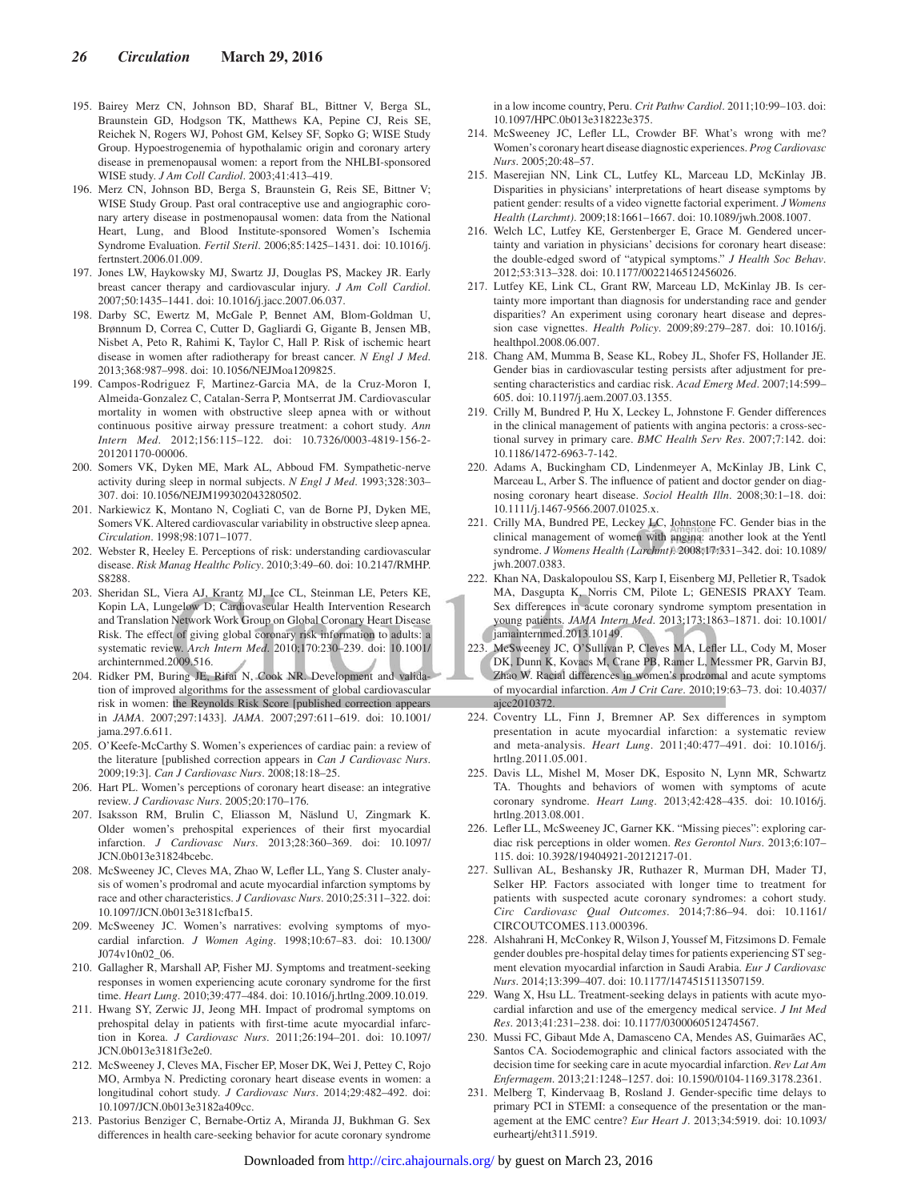195. Bairey Merz CN, Johnson BD, Sharaf BL, Bittner V, Berga SL, Braunstein GD, Hodgson TK, Matthews KA, Pepine CJ, Reis SE, Reichek N, Rogers WJ, Pohost GM, Kelsey SF, Sopko G; WISE Study Group. Hypoestrogenemia of hypothalamic origin and coronary artery disease in premenopausal women: a report from the NHLBI-sponsored WISE study. *J Am Coll Cardiol*. 2003;41:413–419.
196. Merz CN, Johnson BD, Berga S, Braunstein G, Reis SE, Bittner V; WISE Study Group. Past oral contraceptive use and angiographic coronary artery disease in postmenopausal women: data from the National Heart, Lung, and Blood Institute-sponsored Women's Ischemia Syndrome Evaluation. *Fertil Steril*. 2006;85:1425–1431. doi: 10.1016/j.fertnstert.2006.01.009.
197. Jones LW, Haykowsky MJ, Swartz JJ, Douglas PS, Mackey JR. Early breast cancer therapy and cardiovascular injury. *J Am Coll Cardiol*. 2007;50:1435–1441. doi: 10.1016/j.jacc.2007.06.037.
198. Darby SC, Ewertz M, McGale P, Bennet AM, Blom-Goldman U, Brønnum D, Correa C, Cutter D, Gagliardi G, Gigante B, Jensen MB, Nisbet A, Peto R, Rahimi K, Taylor C, Hall P. Risk of ischemic heart disease in women after radiotherapy for breast cancer. *N Engl J Med*. 2013;368:987–998. doi: 10.1056/NEJMoa1209825.
199. Campos-Rodriguez F, Martinez-Garcia MA, de la Cruz-Moron I, Almeida-Gonzalez C, Catalan-Serra P, Montserrat JM. Cardiovascular mortality in women with obstructive sleep apnea with or without continuous positive airway pressure treatment: a cohort study. *Ann Intern Med*. 2012;156:115–122. doi: 10.7326/0003-4819-156-2-201201170-00006.
200. Somers VK, Dyken ME, Mark AL, Abboud FM. Sympathetic-nerve activity during sleep in normal subjects. *N Engl J Med*. 1993;328:303–307. doi: 10.1056/NEJM199302043280502.
201. Narkiewicz K, Montano N, Cogliati C, van de Borne PJ, Dyken ME, Somers VK. Altered cardiovascular variability in obstructive sleep apnea. *Circulation*. 1998;98:1071–1077.
202. Webster R, Heeley E. Perceptions of risk: understanding cardiovascular disease. *Risk Manag Healthc Policy*. 2010;3:49–60. doi: 10.2147/RMHP.S8288.
203. Sheridan SL, Viera AJ, Krantz MJ, Ice CL, Steinman LE, Peters KE, Kopin LA, Lungelow D; Cardiovascular Health Intervention Research and Translation Network Work Group on Global Coronary Heart Disease Risk. The effect of giving global coronary risk information to adults: a systematic review. *Arch Intern Med*. 2010;170:230–239. doi: 10.1001/archinternmed.2009.516.
204. Ridker PM, Buring JE, Rifai N, Cook NR. Development and validation of improved algorithms for the assessment of global cardiovascular risk in women: the Reynolds Risk Score [published correction appears in *JAMA*. 2007;297:1433]. *JAMA*. 2007;297:611–619. doi: 10.1001/jama.297.6.611.
205. O'Keefe-McCarthy S. Women's experiences of cardiac pain: a review of the literature [published correction appears in *Can J Cardiovasc Nurs*. 2009;19:3]. *Can J Cardiovasc Nurs*. 2008;18:18–25.
206. Hart PL. Women's perceptions of coronary heart disease: an integrative review. *J Cardiovasc Nurs*. 2005;20:170–176.
207. Isaksson RM, Brulin C, Eliasson M, Näslund U, Zingmark K. Older women's prehospital experiences of their first myocardial infarction. *J Cardiovasc Nurs*. 2013;28:360–369. doi: 10.1097/JCN.0b013e31824bcebc.
208. McSweeney JC, Cleves MA, Zhao W, Lefler LL, Yang S. Cluster analysis of women's prodromal and acute myocardial infarction symptoms by race and other characteristics. *J Cardiovasc Nurs*. 2010;25:311–322. doi: 10.1097/JCN.0b013e3181cfba15.
209. McSweeney JC. Women's narratives: evolving symptoms of myocardial infarction. *J Women Aging*. 1998;10:67–83. doi: 10.1300/J074v10n02_06.
210. Gallagher R, Marshall AP, Fisher MJ. Symptoms and treatment-seeking responses in women experiencing acute coronary syndrome for the first time. *Heart Lung*. 2010;39:477–484. doi: 10.1016/j.hrtlng.2009.10.019.
211. Hwang SY, Zerwic JJ, Jeong MH. Impact of prodromal symptoms on prehospital delay in patients with first-time acute myocardial infarction in Korea. *J Cardiovasc Nurs*. 2011;26:194–201. doi: 10.1097/JCN.0b013e3181f3e2e0.
212. McSweeney J, Cleves MA, Fischer EP, Moser DK, Wei J, Pettey C, Rojo MO, Armbya N. Predicting coronary heart disease events in women: a longitudinal cohort study. *J Cardiovasc Nurs*. 2014;29:482–492. doi: 10.1097/JCN.0b013e3182a409cc.
213. Pastorius Benziger C, Bernabe-Ortiz A, Miranda JJ, Bukhman G. Sex differences in health care-seeking behavior for acute coronary syndrome in a low income country, Peru. *Crit Pathw Cardiol*. 2011;10:99–103. doi: 10.1097/HPC.0b013e318223e375.
214. McSweeney JC, Lefler LL, Crowder BF. What's wrong with me? Women's coronary heart disease diagnostic experiences. *Prog Cardiovasc Nurs*. 2005;20:48–57.
215. Maserejian NN, Link CL, Lutfey KL, Marceau LD, McKinlay JB. Disparities in physicians' interpretations of heart disease symptoms by patient gender: results of a video vignette factorial experiment. *J Womens Health (Larchmt)*. 2009;18:1661–1667. doi: 10.1089/jwh.2008.1007.
216. Welch LC, Lutfey KE, Gerstenberger E, Grace M. Gendered uncertainty and variation in physicians' decisions for coronary heart disease: the double-edged sword of "atypical symptoms." *J Health Soc Behav*. 2012;53:313–328. doi: 10.1177/0022146512456026.
217. Lutfey KE, Link CL, Grant RW, Marceau LD, McKinlay JB. Is certainty more important than diagnosis for understanding race and gender disparities? An experiment using coronary heart disease and depression case vignettes. *Health Policy*. 2009;89:279–287. doi: 10.1016/j.healthpol.2008.06.007.
218. Chang AM, Mumma B, Sease KL, Robey JL, Shofer FS, Hollander JE. Gender bias in cardiovascular testing persists after adjustment for presenting characteristics and cardiac risk. *Acad Emerg Med*. 2007;14:599–605. doi: 10.1197/j.aem.2007.03.1355.
219. Crilly M, Bundred P, Hu X, Leckey L, Johnstone F. Gender differences in the clinical management of patients with angina pectoris: a cross-sectional survey in primary care. *BMC Health Serv Res*. 2007;7:142. doi: 10.1186/1472-6963-7-142.
220. Adams A, Buckingham CD, Lindenmeyer A, McKinlay JB, Link C, Marceau L, Arber S. The influence of patient and doctor gender on diagnosing coronary heart disease. *Sociol Health Illn*. 2008;30:1–18. doi: 10.1111/j.1467-9566.2007.01025.x.
221. Crilly MA, Bundred PE, Leckey LC, Johnstone FC. Gender bias in the clinical management of women with angina: another look at the Yentl syndrome. *J Womens Health (Larchmt)*. 2008;17:331–342. doi: 10.1089/jwh.2007.0383.
222. Khan NA, Daskalopoulou SS, Karp I, Eisenberg MJ, Pelletier R, Tsadok MA, Dasgupta K, Norris CM, Pilote L; GENESIS PRAXY Team. Sex differences in acute coronary syndrome symptom presentation in young patients. *JAMA Intern Med*. 2013;173:1863–1871. doi: 10.1001/jamainternmed.2013.10149.
223. McSweeney JC, O'Sullivan P, Cleves MA, Lefler LL, Cody M, Moser DK, Dunn K, Kovacs M, Crane PB, Ramer L, Messmer PR, Garvin BJ, Zhao W. Racial differences in women's prodromal and acute symptoms of myocardial infarction. *Am J Crit Care*. 2010;19:63–73. doi: 10.4037/ajcc2010372.
224. Coventry LL, Finn J, Bremner AP. Sex differences in symptom presentation in acute myocardial infarction: a systematic review and meta-analysis. *Heart Lung*. 2011;40:477–491. doi: 10.1016/j.hrtlng.2011.05.001.
225. Davis LL, Mishel M, Moser DK, Esposito N, Lynn MR, Schwartz TA. Thoughts and behaviors of women with symptoms of acute coronary syndrome. *Heart Lung*. 2013;42:428–435. doi: 10.1016/j.hrtlng.2013.08.001.
226. Lefler LL, McSweeney JC, Garner KK. "Missing pieces": exploring cardiac risk perceptions in older women. *Res Gerontol Nurs*. 2013;6:107–115. doi: 10.3928/19404921-20121217-01.
227. Sullivan AL, Beshansky JR, Ruthazer R, Murman DH, Mader TJ, Selker HP. Factors associated with longer time to treatment for patients with suspected acute coronary syndromes: a cohort study. *Circ Cardiovasc Qual Outcomes*. 2014;7:86–94. doi: 10.1161/CIRCOUTCOMES.113.000396.
228. Alshahrani H, McConkey R, Wilson J, Youssef M, Fitzsimons D. Female gender doubles pre-hospital delay times for patients experiencing ST segment elevation myocardial infarction in Saudi Arabia. *Eur J Cardiovasc Nurs*. 2014;13:399–407. doi: 10.1177/1474515113507159.
229. Wang X, Hsu LL. Treatment-seeking delays in patients with acute myocardial infarction and use of the emergency medical service. *J Int Med Res*. 2013;41:231–238. doi: 10.1177/0300060512474567.
230. Mussi FC, Gibaut Mde A, Damasceno CA, Mendes AS, Guimarães AC, Santos CA. Sociodemographic and clinical factors associated with the decision time for seeking care in acute myocardial infarction. *Rev Lat Am Enfermagem*. 2013;21:1248–1257. doi: 10.1590/0104-1169.3178.2361.
231. Melberg T, Kindervaag B, Rosland J. Gender-specific time delays to primary PCI in STEMI: a consequence of the presentation or the management at the EMC centre? *Eur Heart J*. 2013;34:5919. doi: 10.1093/eurheartj/eht311.5919.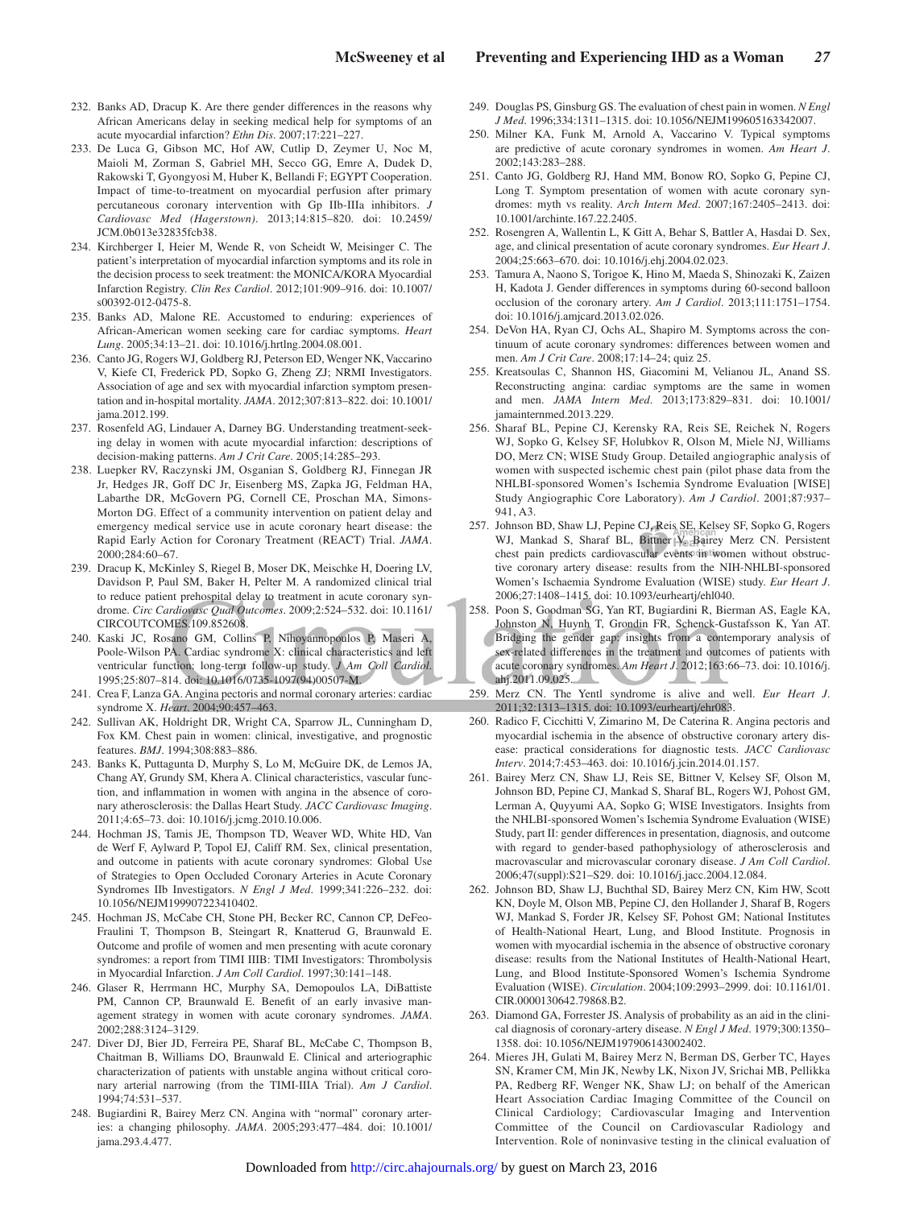232. Banks AD, Dracup K. Are there gender differences in the reasons why African Americans delay in seeking medical help for symptoms of an acute myocardial infarction? *Ethn Dis*. 2007;17:221–227.
233. De Luca G, Gibson MC, Hof AW, Cutlip D, Zeymer U, Noc M, Maioli M, Zorman S, Gabriel MH, Secco GG, Emre A, Dudek D, Rakowski T, Gyongyosi M, Huber K, Bellandi F; EGYPT Cooperation. Impact of time-to-treatment on myocardial perfusion after primary percutaneous coronary intervention with Gp IIb-IIIa inhibitors. *J Cardiovasc Med (Hagerstown)*. 2013;14:815–820. doi: 10.2459/JCM.0b013e32835fcb38.
234. Kirchberger I, Heier M, Wende R, von Scheidt W, Meisinger C. The patient's interpretation of myocardial infarction symptoms and its role in the decision process to seek treatment: the MONICA/KORA Myocardial Infarction Registry. *Clin Res Cardiol*. 2012;101:909–916. doi: 10.1007/s00392-012-0475-8.
235. Banks AD, Malone RE. Accustomed to enduring: experiences of African-American women seeking care for cardiac symptoms. *Heart Lung*. 2005;34:13–21. doi: 10.1016/j.hrtlng.2004.08.001.
236. Canto JG, Rogers WJ, Goldberg RJ, Peterson ED, Wenger NK, Vaccarino V, Kiefe CI, Frederick PD, Sopko G, Zheng ZJ; NRMI Investigators. Association of age and sex with myocardial infarction symptom presentation and in-hospital mortality. *JAMA*. 2012;307:813–822. doi: 10.1001/jama.2012.199.
237. Rosenfeld AG, Lindauer A, Darney BG. Understanding treatment-seeking delay in women with acute myocardial infarction: descriptions of decision-making patterns. *Am J Crit Care*. 2005;14:285–293.
238. Luepker RV, Raczynski JM, Osganian S, Goldberg RJ, Finnegan JR Jr, Hedges JR, Goff DC Jr, Eisenberg MS, Zapka JG, Feldman HA, Labarthe DR, McGovern PG, Cornell CE, Proschan MA, Simons-Morton DG. Effect of a community intervention on patient delay and emergency medical service use in acute coronary heart disease: the Rapid Early Action for Coronary Treatment (REACT) Trial. *JAMA*. 2000;284:60–67.
239. Dracup K, McKinley S, Riegel B, Moser DK, Meischke H, Doering LV, Davidson P, Paul SM, Baker H, Pelter M. A randomized clinical trial to reduce patient prehospital delay to treatment in acute coronary syndrome. *Circ Cardiovasc Qual Outcomes*. 2009;2:524–532. doi: 10.1161/CIRCOUTCOMES.109.852608.
240. Kaski JC, Rosano GM, Collins P, Nihoyannopoulos P, Maseri A, Poole-Wilson PA. Cardiac syndrome X: clinical characteristics and left ventricular function: long-term follow-up study. *J Am Coll Cardiol*. 1995;25:807–814. doi: 10.1016/0735-1097(94)00507-M.
241. Crea F, Lanza GA. Angina pectoris and normal coronary arteries: cardiac syndrome X. *Heart*. 2004;90:457–463.
242. Sullivan AK, Holdright DR, Wright CA, Sparrow JL, Cunningham D, Fox KM. Chest pain in women: clinical, investigative, and prognostic features. *BMJ*. 1994;308:883–886.
243. Banks K, Puttagunta D, Murphy S, Lo M, McGuire DK, de Lemos JA, Chang AY, Grundy SM, Khera A. Clinical characteristics, vascular function, and inflammation in women with angina in the absence of coronary atherosclerosis: the Dallas Heart Study. *JACC Cardiovasc Imaging*. 2011;4:65–73. doi: 10.1016/j.jcmg.2010.10.006.
244. Hochman JS, Tamis JE, Thompson TD, Weaver WD, White HD, Van de Werf F, Aylward P, Topol EJ, Califf RM. Sex, clinical presentation, and outcome in patients with acute coronary syndromes: Global Use of Strategies to Open Occluded Coronary Arteries in Acute Coronary Syndromes IIb Investigators. *N Engl J Med*. 1999;341:226–232. doi: 10.1056/NEJM199907223410402.
245. Hochman JS, McCabe CH, Stone PH, Becker RC, Cannon CP, DeFeo-Fraulini T, Thompson B, Steingart R, Knatterud G, Braunwald E. Outcome and profile of women and men presenting with acute coronary syndromes: a report from TIMI IIIB: TIMI Investigators: Thrombolysis in Myocardial Infarction. *J Am Coll Cardiol*. 1997;30:141–148.
246. Glaser R, Herrmann HC, Murphy SA, Demopoulos LA, DiBattiste PM, Cannon CP, Braunwald E. Benefit of an early invasive management strategy in women with acute coronary syndromes. *JAMA*. 2002;288:3124–3129.
247. Diver DJ, Bier JD, Ferreira PE, Sharaf BL, McCabe C, Thompson B, Chaitman B, Williams DO, Braunwald E. Clinical and arteriographic characterization of patients with unstable angina without critical coronary arterial narrowing (from the TIMI-IIIA Trial). *Am J Cardiol*. 1994;74:531–537.
248. Bugiardini R, Bairey Merz CN. Angina with "normal" coronary arteries: a changing philosophy. *JAMA*. 2005;293:477–484. doi: 10.1001/jama.293.4.477.
249. Douglas PS, Ginsburg GS. The evaluation of chest pain in women. *N Engl J Med*. 1996;334:1311–1315. doi: 10.1056/NEJM199605163342007.
250. Milner KA, Funk M, Arnold A, Vaccarino V. Typical symptoms are predictive of acute coronary syndromes in women. *Am Heart J*. 2002;143:283–288.
251. Canto JG, Goldberg RJ, Hand MM, Bonow RO, Sopko G, Pepine CJ, Long T. Symptom presentation of women with acute coronary syndromes: myth vs reality. *Arch Intern Med*. 2007;167:2405–2413. doi: 10.1001/archinte.167.22.2405.
252. Rosengren A, Wallentin L, K Gitt A, Behar S, Battler A, Hasdai D. Sex, age, and clinical presentation of acute coronary syndromes. *Eur Heart J*. 2004;25:663–670. doi: 10.1016/j.ehj.2004.02.023.
253. Tamura A, Naono S, Torigoe K, Hino M, Maeda S, Shinozaki K, Zaizen H, Kadota J. Gender differences in symptoms during 60-second balloon occlusion of the coronary artery. *Am J Cardiol*. 2013;111:1751–1754. doi: 10.1016/j.amjcard.2013.02.026.
254. DeVon HA, Ryan CJ, Ochs AL, Shapiro M. Symptoms across the continuum of acute coronary syndromes: differences between women and men. *Am J Crit Care*. 2008;17:14–24; quiz 25.
255. Kreatsoulas C, Shannon HS, Giacomini M, Velianou JL, Anand SS. Reconstructing angina: cardiac symptoms are the same in women and men. *JAMA Intern Med*. 2013;173:829–831. doi: 10.1001/jamainternmed.2013.229.
256. Sharaf BL, Pepine CJ, Kerensky RA, Reis SE, Reichek N, Rogers WJ, Sopko G, Kelsey SF, Holubkov R, Olson M, Miele NJ, Williams DO, Merz CN; WISE Study Group. Detailed angiographic analysis of women with suspected ischemic chest pain (pilot phase data from the NHLBI-sponsored Women's Ischemia Syndrome Evaluation [WISE] Study Angiographic Core Laboratory). *Am J Cardiol*. 2001;87:937–941, A3.
257. Johnson BD, Shaw LJ, Pepine CJ, Reis SE, Kelsey SF, Sopko G, Rogers WJ, Mankad S, Sharaf BL, Bittner V, Bairey Merz CN. Persistent chest pain predicts cardiovascular events in women without obstructive coronary artery disease: results from the NIH-NHLBI-sponsored Women's Ischaemia Syndrome Evaluation (WISE) study. *Eur Heart J*. 2006;27:1408–1415. doi: 10.1093/eurheartj/ehl040.
258. Poon S, Goodman SG, Yan RT, Bugiardini R, Bierman AS, Eagle KA, Johnston N, Huynh T, Grondin FR, Schenck-Gustafsson K, Yan AT. Bridging the gender gap: insights from a contemporary analysis of sex-related differences in the treatment and outcomes of patients with acute coronary syndromes. *Am Heart J*. 2012;163:66–73. doi: 10.1016/j.ahj.2011.09.025.
259. Merz CN. The Yentl syndrome is alive and well. *Eur Heart J*. 2011;32:1313–1315. doi: 10.1093/eurheartj/ehr083.
260. Radico F, Cicchitti V, Zimarino M, De Caterina R. Angina pectoris and myocardial ischemia in the absence of obstructive coronary artery disease: practical considerations for diagnostic tests. *JACC Cardiovasc Interv*. 2014;7:453–463. doi: 10.1016/j.jcin.2014.01.157.
261. Bairey Merz CN, Shaw LJ, Reis SE, Bittner V, Kelsey SF, Olson M, Johnson BD, Pepine CJ, Mankad S, Sharaf BL, Rogers WJ, Pohost GM, Lerman A, Quyyumi AA, Sopko G; WISE Investigators. Insights from the NHLBI-sponsored Women's Ischemia Syndrome Evaluation (WISE) Study, part II: gender differences in presentation, diagnosis, and outcome with regard to gender-based pathophysiology of atherosclerosis and macrovascular and microvascular coronary disease. *J Am Coll Cardiol*. 2006;47(suppl):S21–S29. doi: 10.1016/j.jacc.2004.12.084.
262. Johnson BD, Shaw LJ, Buchthal SD, Bairey Merz CN, Kim HW, Scott KN, Doyle M, Olson MB, Pepine CJ, den Hollander J, Sharaf B, Rogers WJ, Mankad S, Forder JR, Kelsey SF, Pohost GM; National Institutes of Health-National Heart, Lung, and Blood Institute. Prognosis in women with myocardial ischemia in the absence of obstructive coronary disease: results from the National Institutes of Health-National Heart, Lung, and Blood Institute-Sponsored Women's Ischemia Syndrome Evaluation (WISE). *Circulation*. 2004;109:2993–2999. doi: 10.1161/01.CIR.0000130642.79868.B2.
263. Diamond GA, Forrester JS. Analysis of probability as an aid in the clinical diagnosis of coronary-artery disease. *N Engl J Med*. 1979;300:1350–1358. doi: 10.1056/NEJM197906143002402.
264. Mieres JH, Gulati M, Bairey Merz N, Berman DS, Gerber TC, Hayes SN, Kramer CM, Min JK, Newby LK, Nixon JV, Srichai MB, Pellikka PA, Redberg RF, Wenger NK, Shaw LJ; on behalf of the American Heart Association Cardiac Imaging Committee of the Council on Clinical Cardiology; Cardiovascular Imaging and Intervention Committee of the Council on Cardiovascular Radiology and Intervention. Role of noninvasive testing in the clinical evaluation of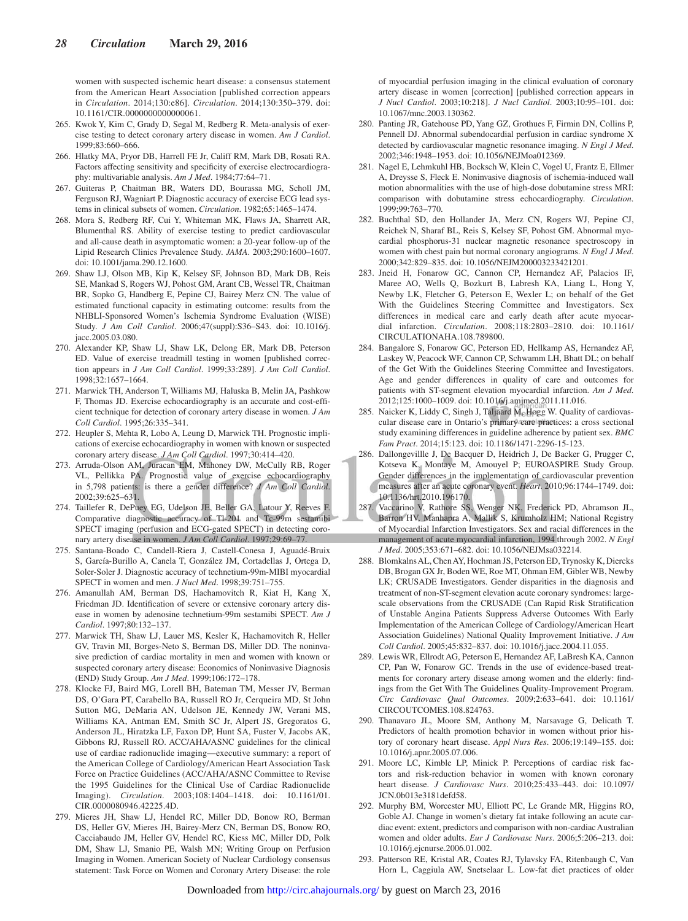women with suspected ischemic heart disease: a consensus statement from the American Heart Association [published correction appears in *Circulation*. 2014;130:e86]. *Circulation*. 2014;130:350–379. doi: 10.1161/CIR.0000000000000061.

265. Kwok Y, Kim C, Grady D, Segal M, Redberg R. Meta-analysis of exercise testing to detect coronary artery disease in women. *Am J Cardiol*. 1999;83:660–666.
266. Hlatky MA, Pryor DB, Harrell FE Jr, Califf RM, Mark DB, Rosati RA. Factors affecting sensitivity and specificity of exercise electrocardiography: multivariable analysis. *Am J Med*. 1984;77:64–71.
267. Guiteras P, Chaitman BR, Waters DD, Bourassa MG, Scholl JM, Ferguson RJ, Wagniart P. Diagnostic accuracy of exercise ECG lead systems in clinical subsets of women. *Circulation*. 1982;65:1465–1474.
268. Mora S, Redberg RF, Cui Y, Whiteman MK, Flaws JA, Sharrett AR, Blumenthal RS. Ability of exercise testing to predict cardiovascular and all-cause death in asymptomatic women: a 20-year follow-up of the Lipid Research Clinics Prevalence Study. *JAMA*. 2003;290:1600–1607. doi: 10.1001/jama.290.12.1600.
269. Shaw LJ, Olson MB, Kip K, Kelsey SF, Johnson BD, Mark DB, Reis SE, Mankad S, Rogers WJ, Pohost GM, Arant CB, Wessel TR, Chaitman BR, Sopko G, Handberg E, Pepine CJ, Bairey Merz CN. The value of estimated functional capacity in estimating outcome: results from the NHBLI-Sponsored Women's Ischemia Syndrome Evaluation (WISE) Study. *J Am Coll Cardiol*. 2006;47(suppl):S36–S43. doi: 10.1016/j.jacc.2005.03.080.
270. Alexander KP, Shaw LJ, Shaw LK, Delong ER, Mark DB, Peterson ED. Value of exercise treadmill testing in women [published correction appears in *J Am Coll Cardiol*. 1999;33:289]. *J Am Coll Cardiol*. 1998;32:1657–1664.
271. Marwick TH, Anderson T, Williams MJ, Haluska B, Melin JA, Pashkow F, Thomas JD. Exercise echocardiography is an accurate and cost-efficient technique for detection of coronary artery disease in women. *J Am Coll Cardiol*. 1995;26:335–341.
272. Heupler S, Mehta R, Lobo A, Leung D, Marwick TH. Prognostic implications of exercise echocardiography in women with known or suspected coronary artery disease. *J Am Coll Cardiol*. 1997;30:414–420.
273. Arruda-Olson AM, Juracan EM, Mahoney DW, McCully RB, Roger VL, Pellikka PA. Prognostic value of exercise echocardiography in 5,798 patients: is there a gender difference? *J Am Coll Cardiol*. 2002;39:625–631.
274. Taillefer R, DePuey EG, Udelson JE, Beller GA, Latour Y, Reeves F. Comparative diagnostic accuracy of Tl-201 and Tc-99m sestamibi SPECT imaging (perfusion and ECG-gated SPECT) in detecting coronary artery disease in women. *J Am Coll Cardiol*. 1997;29:69–77.
275. Santana-Boado C, Candell-Riera J, Castell-Conesa J, Aguadé-Bruix S, García-Burillo A, Canela T, González JM, Cortadellas J, Ortega D, Soler-Soler J. Diagnostic accuracy of technetium-99m-MIBI myocardial SPECT in women and men. *J Nucl Med*. 1998;39:751–755.
276. Amanullah AM, Berman DS, Hachamovitch R, Kiat H, Kang X, Friedman JD. Identification of severe or extensive coronary artery disease in women by adenosine technetium-99m sestamibi SPECT. *Am J Cardiol*. 1997;80:132–137.
277. Marwick TH, Shaw LJ, Lauer MS, Kesler K, Hachamovitch R, Heller GV, Travin MI, Borges-Neto S, Berman DS, Miller DD. The noninvasive prediction of cardiac mortality in men and women with known or suspected coronary artery disease: Economics of Noninvasive Diagnosis (END) Study Group. *Am J Med*. 1999;106:172–178.
278. Klocke FJ, Baird MG, Lorell BH, Bateman TM, Messer JV, Berman DS, O'Gara PT, Carabello BA, Russell RO Jr, Cerqueira MD, St John Sutton MG, DeMaria AN, Udelson JE, Kennedy JW, Verani MS, Williams KA, Antman EM, Smith SC Jr, Alpert JS, Gregoratos G, Anderson JL, Hiratzka LF, Faxon DP, Hunt SA, Fuster V, Jacobs AK, Gibbons RJ, Russell RO. ACC/AHA/ASNC guidelines for the clinical use of cardiac radionuclide imaging—executive summary: a report of the American College of Cardiology/American Heart Association Task Force on Practice Guidelines (ACC/AHA/ASNC Committee to Revise the 1995 Guidelines for the Clinical Use of Cardiac Radionuclide Imaging). *Circulation*. 2003;108:1404–1418. doi: 10.1161/01.CIR.0000080946.42225.4D.
279. Mieres JH, Shaw LJ, Hendel RC, Miller DD, Bonow RO, Berman DS, Heller GV, Mieres JH, Bairey-Merz CN, Berman DS, Bonow RO, Cacciabaudo JM, Heller GV, Hendel RC, Kiess MC, Miller DD, Polk DM, Shaw LJ, Smanio PE, Walsh MN; Writing Group on Perfusion Imaging in Women. American Society of Nuclear Cardiology consensus statement: Task Force on Women and Coronary Artery Disease: the role of myocardial perfusion imaging in the clinical evaluation of coronary artery disease in women [correction] [published correction appears in *J Nucl Cardiol*. 2003;10:218]. *J Nucl Cardiol*. 2003;10:95–101. doi: 10.1067/mnc.2003.130362.
280. Panting JR, Gatehouse PD, Yang GZ, Grothues F, Firmin DN, Collins P, Pennell DJ. Abnormal subendocardial perfusion in cardiac syndrome X detected by cardiovascular magnetic resonance imaging. *N Engl J Med*. 2002;346:1948–1953. doi: 10.1056/NEJMoa012369.
281. Nagel E, Lehmkuhl HB, Bocksch W, Klein C, Vogel U, Frantz E, Ellmer A, Dreysse S, Fleck E. Noninvasive diagnosis of ischemia-induced wall motion abnormalities with the use of high-dose dobutamine stress MRI: comparison with dobutamine stress echocardiography. *Circulation*. 1999;99:763–770.
282. Buchthal SD, den Hollander JA, Merz CN, Rogers WJ, Pepine CJ, Reichek N, Sharaf BL, Reis S, Kelsey SF, Pohost GM. Abnormal myocardial phosphorus-31 nuclear magnetic resonance spectroscopy in women with chest pain but normal coronary angiograms. *N Engl J Med*. 2000;342:829–835. doi: 10.1056/NEJM200003233421201.
283. Jneid H, Fonarow GC, Cannon CP, Hernandez AF, Palacios IF, Maree AO, Wells Q, Bozkurt B, Labresh KA, Liang L, Hong Y, Newby LK, Fletcher G, Peterson E, Wexler L; on behalf of the Get With the Guidelines Steering Committee and Investigators. Sex differences in medical care and early death after acute myocardial infarction. *Circulation*. 2008;118:2803–2810. doi: 10.1161/CIRCULATIONAHA.108.789800.
284. Bangalore S, Fonarow GC, Peterson ED, Hellkamp AS, Hernandez AF, Laskey W, Peacock WF, Cannon CP, Schwamm LH, Bhatt DL; on behalf of the Get With the Guidelines Steering Committee and Investigators. Age and gender differences in quality of care and outcomes for patients with ST-segment elevation myocardial infarction. *Am J Med*. 2012;125:1000–1009. doi: 10.1016/j.amjmed.2011.11.016.
285. Naicker K, Liddy C, Singh J, Taljaard M, Hogg W. Quality of cardiovascular disease care in Ontario's primary care practices: a cross sectional study examining differences in guideline adherence by patient sex. *BMC Fam Pract*. 2014;15:123. doi: 10.1186/1471-2296-15-123.
286. Dallongevillle J, De Bacquer D, Heidrich J, De Backer G, Prugger C, Kotseva K, Montaye M, Amouyel P; EUROASPIRE Study Group. Gender differences in the implementation of cardiovascular prevention measures after an acute coronary event. *Heart*. 2010;96:1744–1749. doi: 10.1136/hrt.2010.196170.
287. Vaccarino V, Rathore SS, Wenger NK, Frederick PD, Abramson JL, Barron HV, Manhapra A, Mallik S, Krumholz HM; National Registry of Myocardial Infarction Investigators. Sex and racial differences in the management of acute myocardial infarction, 1994 through 2002. *N Engl J Med*. 2005;353:671–682. doi: 10.1056/NEJMsa032214.
288. Blomkalns AL, Chen AY, Hochman JS, Peterson ED, Trynosky K, Diercks DB, Brogan GX Jr, Boden WE, Roe MT, Ohman EM, Gibler WB, Newby LK; CRUSADE Investigators. Gender disparities in the diagnosis and treatment of non-ST-segment elevation acute coronary syndromes: large-scale observations from the CRUSADE (Can Rapid Risk Stratification of Unstable Angina Patients Suppress Adverse Outcomes With Early Implementation of the American College of Cardiology/American Heart Association Guidelines) National Quality Improvement Initiative. *J Am Coll Cardiol*. 2005;45:832–837. doi: 10.1016/j.jacc.2004.11.055.
289. Lewis WR, Ellrodt AG, Peterson E, Hernandez AF, LaBresh KA, Cannon CP, Pan W, Fonarow GC. Trends in the use of evidence-based treatments for coronary artery disease among women and the elderly: findings from the Get With The Guidelines Quality-Improvement Program. *Circ Cardiovasc Qual Outcomes*. 2009;2:633–641. doi: 10.1161/CIRCOUTCOMES.108.824763.
290. Thanavaro JL, Moore SM, Anthony M, Narsavage G, Delicath T. Predictors of health promotion behavior in women without prior history of coronary heart disease. *Appl Nurs Res*. 2006;19:149–155. doi: 10.1016/j.apnr.2005.07.006.
291. Moore LC, Kimble LP, Minick P. Perceptions of cardiac risk factors and risk-reduction behavior in women with known coronary heart disease. *J Cardiovasc Nurs*. 2010;25:433–443. doi: 10.1097/JCN.0b013e3181defd58.
292. Murphy BM, Worcester MU, Elliott PC, Le Grande MR, Higgins RO, Goble AJ. Change in women's dietary fat intake following an acute cardiac event: extent, predictors and comparison with non-cardiac Australian women and older adults. *Eur J Cardiovasc Nurs*. 2006;5:206–213. doi: 10.1016/j.ejcnurse.2006.01.002.
293. Patterson RE, Kristal AR, Coates RJ, Tylavsky FA, Ritenbaugh C, Van Horn L, Caggiula AW, Snetselaar L. Low-fat diet practices of older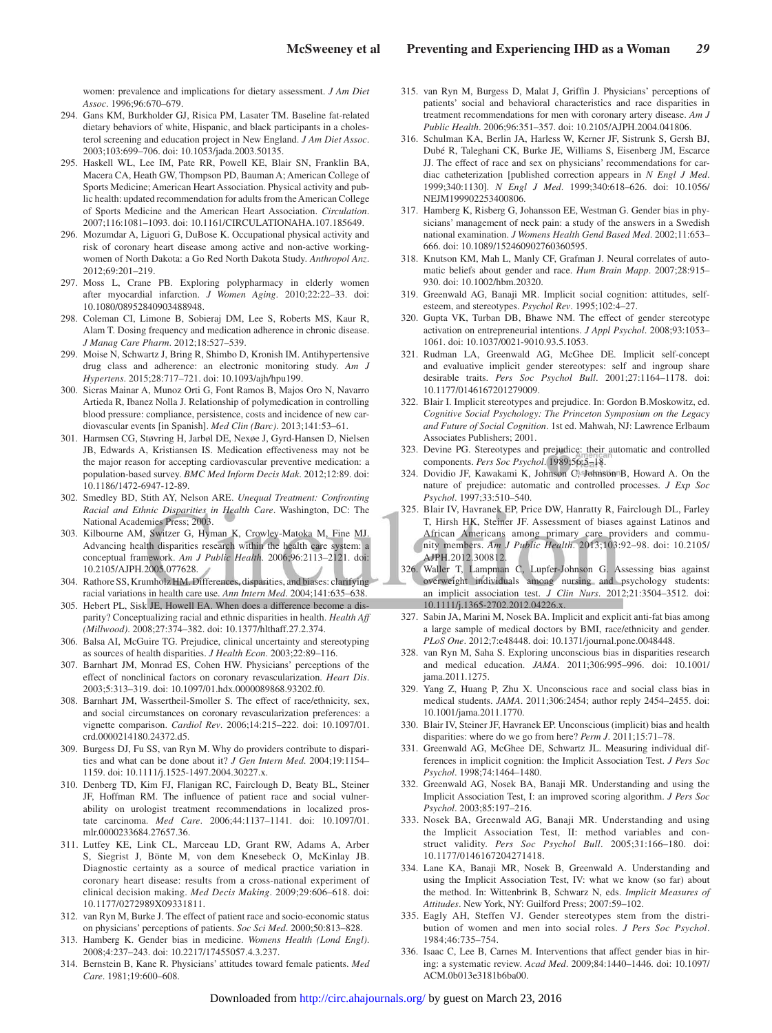women: prevalence and implications for dietary assessment. *J Am Diet Assoc*. 1996;96:670–679.

294. Gans KM, Burkholder GJ, Risica PM, Lasater TM. Baseline fat-related dietary behaviors of white, Hispanic, and black participants in a cholesterol screening and education project in New England. *J Am Diet Assoc*. 2003;103:699–706. doi: 10.1053/jada.2003.50135.
295. Haskell WL, Lee IM, Pate RR, Powell KE, Blair SN, Franklin BA, Macera CA, Heath GW, Thompson PD, Bauman A; American College of Sports Medicine; American Heart Association. Physical activity and public health: updated recommendation for adults from the American College of Sports Medicine and the American Heart Association. *Circulation*. 2007;116:1081–1093. doi: 10.1161/CIRCULATIONAHA.107.185649.
296. Mozumdar A, Liguori G, DuBose K. Occupational physical activity and risk of coronary heart disease among active and non-active working-women of North Dakota: a Go Red North Dakota Study. *Anthropol Anz*. 2012;69:201–219.
297. Moss L, Crane PB. Exploring polypharmacy in elderly women after myocardial infarction. *J Women Aging*. 2010;22:22–33. doi: 10.1080/08952840903488948.
298. Coleman CI, Limone B, Sobieraj DM, Lee S, Roberts MS, Kaur R, Alam T. Dosing frequency and medication adherence in chronic disease. *J Manag Care Pharm*. 2012;18:527–539.
299. Moise N, Schwartz J, Bring R, Shimbo D, Kronish IM. Antihypertensive drug class and adherence: an electronic monitoring study. *Am J Hypertens*. 2015;28:717–721. doi: 10.1093/ajh/hpu199.
300. Sicras Mainar A, Munoz Orti G, Font Ramos B, Majos Oro N, Navarro Artieda R, Ibanez Nolla J. Relationship of polymedication in controlling blood pressure: compliance, persistence, costs and incidence of new cardiovascular events [in Spanish]. *Med Clin (Barc)*. 2013;141:53–61.
301. Harmsen CG, Støvring H, Jarbøl DE, Nexøe J, Gyrd-Hansen D, Nielsen JB, Edwards A, Kristiansen IS. Medication effectiveness may not be the major reason for accepting cardiovascular preventive medication: a population-based survey. *BMC Med Inform Decis Mak*. 2012;12:89. doi: 10.1186/1472-6947-12-89.
302. Smedley BD, Stith AY, Nelson ARE. *Unequal Treatment: Confronting Racial and Ethnic Disparities in Health Care*. Washington, DC: The National Academies Press; 2003.
303. Kilbourne AM, Switzer G, Hyman K, Crowley-Matoka M, Fine MJ. Advancing health disparities research within the health care system: a conceptual framework. *Am J Public Health*. 2006;96:2113–2121. doi: 10.2105/AJPH.2005.077628.
304. Rathore SS, Krumholz HM. Differences, disparities, and biases: clarifying racial variations in health care use. *Ann Intern Med*. 2004;141:635–638.
305. Hebert PL, Sisk JE, Howell EA. When does a difference become a disparity? Conceptualizing racial and ethnic disparities in health. *Health Aff (Millwood)*. 2008;27:374–382. doi: 10.1377/hlthaff.27.2.374.
306. Balsa AI, McGuire TG. Prejudice, clinical uncertainty and stereotyping as sources of health disparities. *J Health Econ*. 2003;22:89–116.
307. Barnhart JM, Monrad ES, Cohen HW. Physicians' perceptions of the effect of nonclinical factors on coronary revascularization. *Heart Dis*. 2003;5:313–319. doi: 10.1097/01.hdx.0000089868.93202.f0.
308. Barnhart JM, Wassertheil-Smoller S. The effect of race/ethnicity, sex, and social circumstances on coronary revascularization preferences: a vignette comparison. *Cardiol Rev*. 2006;14:215–222. doi: 10.1097/01.crd.0000214180.24372.d5.
309. Burgess DJ, Fu SS, van Ryn M. Why do providers contribute to disparities and what can be done about it? *J Gen Intern Med*. 2004;19:1154–1159. doi: 10.1111/j.1525-1497.2004.30227.x.
310. Denberg TD, Kim FJ, Flanigan RC, Fairclough D, Beaty BL, Steiner JF, Hoffman RM. The influence of patient race and social vulnerability on urologist treatment recommendations in localized prostate carcinoma. *Med Care*. 2006;44:1137–1141. doi: 10.1097/01.mlr.0000233684.27657.36.
311. Lutfey KE, Link CL, Marceau LD, Grant RW, Adams A, Arber S, Siegrist J, Bönte M, von dem Knesebeck O, McKinlay JB. Diagnostic certainty as a source of medical practice variation in coronary heart disease: results from a cross-national experiment of clinical decision making. *Med Decis Making*. 2009;29:606–618. doi: 10.1177/0272989X09331811.
312. van Ryn M, Burke J. The effect of patient race and socio-economic status on physicians' perceptions of patients. *Soc Sci Med*. 2000;50:813–828.
313. Hamberg K. Gender bias in medicine. *Womens Health (Lond Engl)*. 2008;4:237–243. doi: 10.2217/17455057.4.3.237.
314. Bernstein B, Kane R. Physicians' attitudes toward female patients. *Med Care*. 1981;19:600–608.
315. van Ryn M, Burgess D, Malat J, Griffin J. Physicians' perceptions of patients' social and behavioral characteristics and race disparities in treatment recommendations for men with coronary artery disease. *Am J Public Health*. 2006;96:351–357. doi: 10.2105/AJPH.2004.041806.
316. Schulman KA, Berlin JA, Harless W, Kerner JF, Sistrunk S, Gersh BJ, Dubé R, Taleghani CK, Burke JE, Williams S, Eisenberg JM, Escarce JJ. The effect of race and sex on physicians' recommendations for cardiac catheterization [published correction appears in *N Engl J Med*. 1999;340:1130]. *N Engl J Med*. 1999;340:618–626. doi: 10.1056/NEJM199902253400806.
317. Hamberg K, Risberg G, Johansson EE, Westman G. Gender bias in physicians' management of neck pain: a study of the answers in a Swedish national examination. *J Womens Health Gend Based Med*. 2002;11:653–666. doi: 10.1089/152460902760360595.
318. Knutson KM, Mah L, Manly CF, Grafman J. Neural correlates of automatic beliefs about gender and race. *Hum Brain Mapp*. 2007;28:915–930. doi: 10.1002/hbm.20320.
319. Greenwald AG, Banaji MR. Implicit social cognition: attitudes, self-esteem, and stereotypes. *Psychol Rev*. 1995;102:4–27.
320. Gupta VK, Turban DB, Bhawe NM. The effect of gender stereotype activation on entrepreneurial intentions. *J Appl Psychol*. 2008;93:1053–1061. doi: 10.1037/0021-9010.93.5.1053.
321. Rudman LA, Greenwald AG, McGhee DE. Implicit self-concept and evaluative implicit gender stereotypes: self and ingroup share desirable traits. *Pers Soc Psychol Bull*. 2001;27:1164–1178. doi: 10.1177/0146167201279009.
322. Blair I. Implicit stereotypes and prejudice. In: Gordon B.Moskowitz, ed. *Cognitive Social Psychology: The Princeton Symposium on the Legacy and Future of Social Cognition*. 1st ed. Mahwah, NJ: Lawrence Erlbaum Associates Publishers; 2001.
323. Devine PG. Stereotypes and prejudice: their automatic and controlled components. *Pers Soc Psychol*. 1989;56:5–18.
324. Dovidio JF, Kawakami K, Johnson C, Johnson B, Howard A. On the nature of prejudice: automatic and controlled processes. *J Exp Soc Psychol*. 1997;33:510–540.
325. Blair IV, Havranek EP, Price DW, Hanratty R, Fairclough DL, Farley T, Hirsh HK, Steiner JF. Assessment of biases against Latinos and African Americans among primary care providers and community members. *Am J Public Health*. 2013;103:92–98. doi: 10.2105/AJPH.2012.300812.
326. Waller T, Lampman C, Lupfer-Johnson G. Assessing bias against overweight individuals among nursing and psychology students: an implicit association test. *J Clin Nurs*. 2012;21:3504–3512. doi: 10.1111/j.1365-2702.2012.04226.x.
327. Sabin JA, Marini M, Nosek BA. Implicit and explicit anti-fat bias among a large sample of medical doctors by BMI, race/ethnicity and gender. *PLoS One*. 2012;7:e48448. doi: 10.1371/journal.pone.0048448.
328. van Ryn M, Saha S. Exploring unconscious bias in disparities research and medical education. *JAMA*. 2011;306:995–996. doi: 10.1001/jama.2011.1275.
329. Yang Z, Huang P, Zhu X. Unconscious race and social class bias in medical students. *JAMA*. 2011;306:2454; author reply 2454–2455. doi: 10.1001/jama.2011.1770.
330. Blair IV, Steiner JF, Havranek EP. Unconscious (implicit) bias and health disparities: where do we go from here? *Perm J*. 2011;15:71–78.
331. Greenwald AG, McGhee DE, Schwartz JL. Measuring individual differences in implicit cognition: the Implicit Association Test. *J Pers Soc Psychol*. 1998;74:1464–1480.
332. Greenwald AG, Nosek BA, Banaji MR. Understanding and using the Implicit Association Test, I: an improved scoring algorithm. *J Pers Soc Psychol*. 2003;85:197–216.
333. Nosek BA, Greenwald AG, Banaji MR. Understanding and using the Implicit Association Test, II: method variables and construct validity. *Pers Soc Psychol Bull*. 2005;31:166–180. doi: 10.1177/0146167204271418.
334. Lane KA, Banaji MR, Nosek B, Greenwald A. Understanding and using the Implicit Association Test, IV: what we know (so far) about the method. In: Wittenbrink B, Schwarz N, eds. *Implicit Measures of Attitudes*. New York, NY: Guilford Press; 2007:59–102.
335. Eagly AH, Steffen VJ. Gender stereotypes stem from the distribution of women and men into social roles. *J Pers Soc Psychol*. 1984;46:735–754.
336. Isaac C, Lee B, Carnes M. Interventions that affect gender bias in hiring: a systematic review. *Acad Med*. 2009;84:1440–1446. doi: 10.1097/ACM.0b013e3181b6ba00.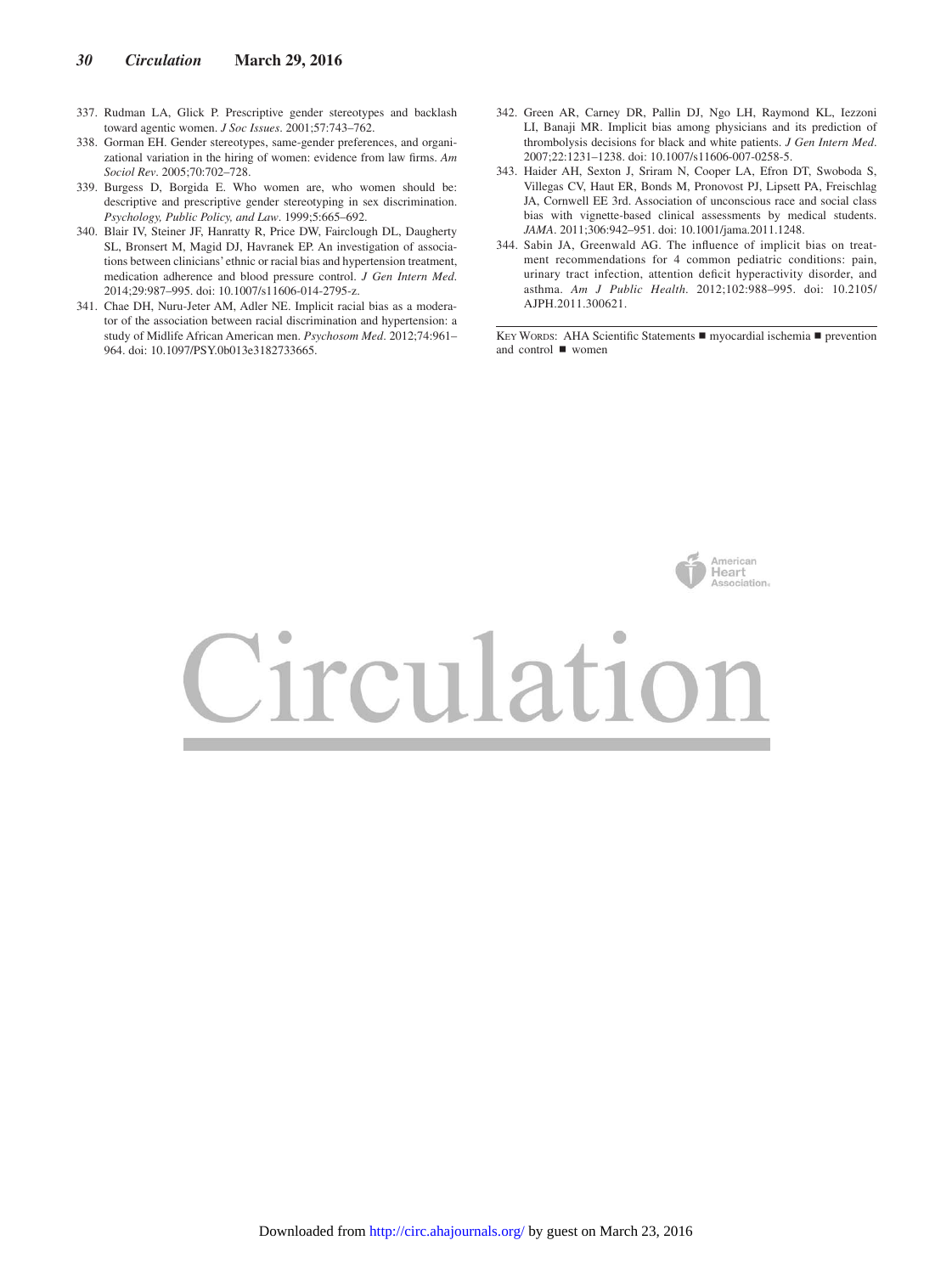337. Rudman LA, Glick P. Prescriptive gender stereotypes and backlash toward agentic women. *J Soc Issues*. 2001;57:743–762.
338. Gorman EH. Gender stereotypes, same-gender preferences, and organizational variation in the hiring of women: evidence from law firms. *Am Sociol Rev*. 2005;70:702–728.
339. Burgess D, Borgida E. Who women are, who women should be: descriptive and prescriptive gender stereotyping in sex discrimination. *Psychology, Public Policy, and Law*. 1999;5:665–692.
340. Blair IV, Steiner JF, Hanratty R, Price DW, Fairclough DL, Daugherty SL, Bronsert M, Magid DJ, Havranek EP. An investigation of associations between clinicians' ethnic or racial bias and hypertension treatment, medication adherence and blood pressure control. *J Gen Intern Med*. 2014;29:987–995. doi: 10.1007/s11606-014-2795-z.
341. Chae DH, Nuru-Jeter AM, Adler NE. Implicit racial bias as a moderator of the association between racial discrimination and hypertension: a study of Midlife African American men. *Psychosom Med*. 2012;74:961–964. doi: 10.1097/PSY.0b013e3182733665.
342. Green AR, Carney DR, Pallin DJ, Ngo LH, Raymond KL, Iezzoni LI, Banaji MR. Implicit bias among physicians and its prediction of thrombolysis decisions for black and white patients. *J Gen Intern Med*. 2007;22:1231–1238. doi: 10.1007/s11606-007-0258-5.
343. Haider AH, Sexton J, Sriram N, Cooper LA, Efron DT, Swoboda S, Villegas CV, Haut ER, Bonds M, Pronovost PJ, Lipsett PA, Freischlag JA, Cornwell EE 3rd. Association of unconscious race and social class bias with vignette-based clinical assessments by medical students. *JAMA*. 2011;306:942–951. doi: 10.1001/jama.2011.1248.
344. Sabin JA, Greenwald AG. The influence of implicit bias on treatment recommendations for 4 common pediatric conditions: pain, urinary tract infection, attention deficit hyperactivity disorder, and asthma. *Am J Public Health*. 2012;102:988–995. doi: 10.2105/AJPH.2011.300621.

KEY WORDS: AHA Scientific Statements ■ myocardial ischemia ■ prevention and control ■ women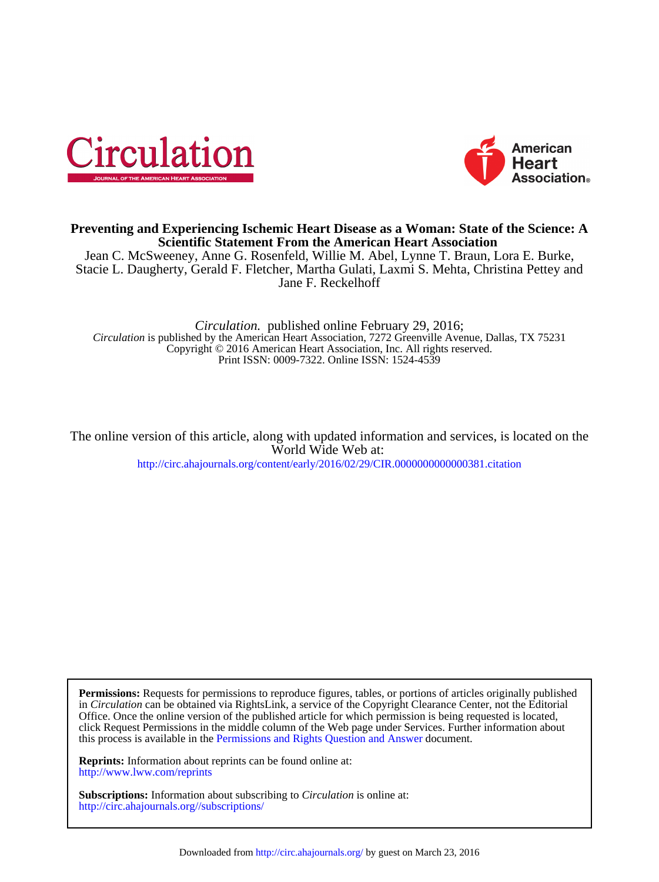# Preventing and Experiencing Ischemic Heart Disease as a Woman: State of the Science: A Scientific Statement From the American Heart Association

Jean C. McSweeney, Anne G. Rosenfeld, Willie M. Abel, Lynne T. Braun, Lora E. Burke, Stacie L. Daugherty, Gerald F. Fletcher, Martha Gulati, Laxmi S. Mehta, Christina Pettey and Jane F. Reckelhoff

*Circulation.* published online February 29, 2016;
*Circulation* is published by the American Heart Association, 7272 Greenville Avenue, Dallas, TX 75231
Copyright © 2016 American Heart Association, Inc. All rights reserved.
Print ISSN: 0009-7322. Online ISSN: 1524-4539

The online version of this article, along with updated information and services, is located on the World Wide Web at:
http://circ.ahajournals.org/content/early/2016/02/29/CIR.0000000000000381.citation

**Permissions:** Requests for permissions to reproduce figures, tables, or portions of articles originally published in *Circulation* can be obtained via RightsLink, a service of the Copyright Clearance Center, not the Editorial Office. Once the online version of the published article for which permission is being requested is located, click Request Permissions in the middle column of the Web page under Services. Further information about this process is available in the Permissions and Rights Question and Answer document.

**Reprints:** Information about reprints can be found online at:
http://www.lww.com/reprints

**Subscriptions:** Information about subscribing to *Circulation* is online at:
http://circ.ahajournals.org//subscriptions/

Downloaded from http://circ.ahajournals.org/ by guest on March 23, 2016